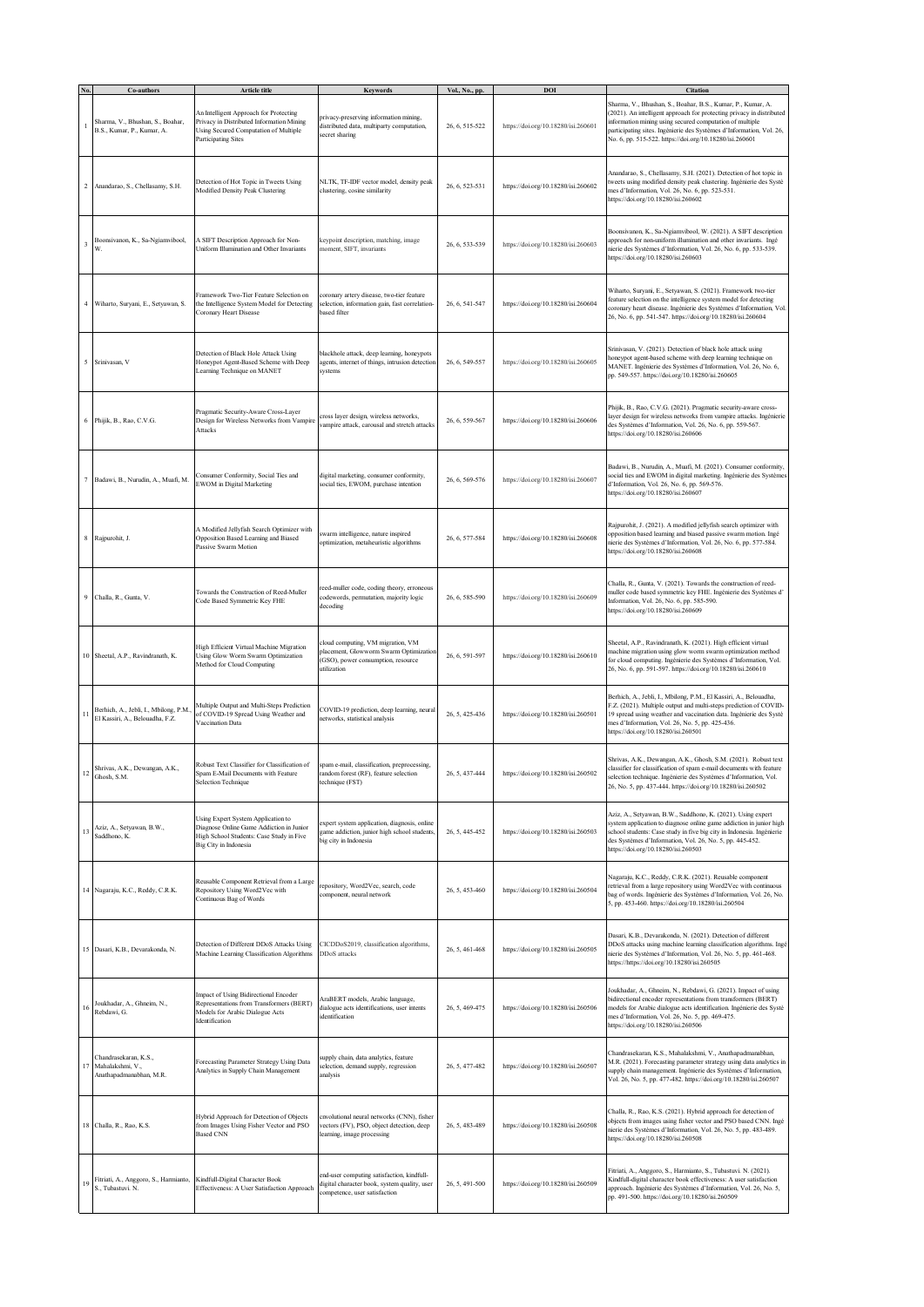| No. | Co-authors | Article title | Keywords | Vol., No., pp. | DOI | Citation |
|---|---|---|---|---|---|---|
| 1 | Sharma, V., Bhushan, S., Boahar, B.S., Kumar, P., Kumar, A. | An Intelligent Approach for Protecting Privacy in Distributed Information Mining Using Secured Computation of Multiple Participating Sites | privacy-preserving information mining, distributed data, multiparty computation, secret sharing | 26, 6, 515-522 | https://doi.org/10.18280/isi.260601 | Sharma, V., Bhushan, S., Boahar, B.S., Kumar, P., Kumar, A. (2021). An intelligent approach for protecting privacy in distributed information mining using secured computation of multiple participating sites. Ingénierie des Systèmes d'Information, Vol. 26, No. 6, pp. 515-522. https://doi.org/10.18280/isi.260601 |
| 2 | Anandarao, S., Chellasamy, S.H. | Detection of Hot Topic in Tweets Using Modified Density Peak Clustering | NLTK, TF-IDF vector model, density peak clustering, cosine similarity | 26, 6, 523-531 | https://doi.org/10.18280/isi.260602 | Anandarao, S., Chellasamy, S.H. (2021). Detection of hot topic in tweets using modified density peak clustering. Ingénierie des Systèmes d'Information, Vol. 26, No. 6, pp. 523-531. https://doi.org/10.18280/isi.260602 |
| 3 | Boonsivanon, K., Sa-Ngiamvibool, W. | A SIFT Description Approach for Non-Uniform Illumination and Other Invariants | keypoint description, matching, image moment, SIFT, invariants | 26, 6, 533-539 | https://doi.org/10.18280/isi.260603 | Boonsivanon, K., Sa-Ngiamvibool, W. (2021). A SIFT description approach for non-uniform illumination and other invariants. Ingénierie des Systèmes d'Information, Vol. 26, No. 6, pp. 533-539. https://doi.org/10.18280/isi.260603 |
| 4 | Wiharto, Suryani, E., Setyawan, S. | Framework Two-Tier Feature Selection on the Intelligence System Model for Detecting Coronary Heart Disease | coronary artery disease, two-tier feature selection, information gain, fast correlation-based filter | 26, 6, 541-547 | https://doi.org/10.18280/isi.260604 | Wiharto, Suryani, E., Setyawan, S. (2021). Framework two-tier feature selection on the intelligence system model for detecting coronary heart disease. Ingénierie des Systèmes d'Information, Vol. 26, No. 6, pp. 541-547. https://doi.org/10.18280/isi.260604 |
| 5 | Srinivasan, V | Detection of Black Hole Attack Using Honeypot Agent-Based Scheme with Deep Learning Technique on MANET | blackhole attack, deep learning, honeypots agents, internet of things, intrusion detection systems | 26, 6, 549-557 | https://doi.org/10.18280/isi.260605 | Srinivasan, V. (2021). Detection of black hole attack using honeypot agent-based scheme with deep learning technique on MANET. Ingénierie des Systèmes d'Information, Vol. 26, No. 6, pp. 549-557. https://doi.org/10.18280/isi.260605 |
| 6 | Phijik, B., Rao, C.V.G. | Pragmatic Security-Aware Cross-Layer Design for Wireless Networks from Vampire Attacks | cross layer design, wireless networks, vampire attack, carousal and stretch attacks | 26, 6, 559-567 | https://doi.org/10.18280/isi.260606 | Phijik, B., Rao, C.V.G. (2021). Pragmatic security-aware cross-layer design for wireless networks from vampire attacks. Ingénierie des Systèmes d'Information, Vol. 26, No. 6, pp. 559-567. https://doi.org/10.18280/isi.260606 |
| 7 | Badawi, B., Nurudin, A., Muafi, M. | Consumer Conformity, Social Ties and EWOM in Digital Marketing | digital marketing, consumer conformity, social ties, EWOM, purchase intention | 26, 6, 569-576 | https://doi.org/10.18280/isi.260607 | Badawi, B., Nurudin, A., Muafi, M. (2021). Consumer conformity, social ties and EWOM in digital marketing. Ingénierie des Systèmes d'Information, Vol. 26, No. 6, pp. 569-576. https://doi.org/10.18280/isi.260607 |
| 8 | Rajpurohit, J. | A Modified Jellyfish Search Optimizer with Opposition Based Learning and Biased Passive Swarm Motion | swarm intelligence, nature inspired optimization, metaheuristic algorithms | 26, 6, 577-584 | https://doi.org/10.18280/isi.260608 | Rajpurohit, J. (2021). A modified jellyfish search optimizer with opposition based learning and biased passive swarm motion. Ingénierie des Systèmes d'Information, Vol. 26, No. 6, pp. 577-584. https://doi.org/10.18280/isi.260608 |
| 9 | Challa, R., Gunta, V. | Towards the Construction of Reed-Muller Code Based Symmetric Key FHE | reed-muller code, coding theory, erroneous codewords, permutation, majority logic decoding | 26, 6, 585-590 | https://doi.org/10.18280/isi.260609 | Challa, R., Gunta, V. (2021). Towards the construction of reed-muller code based symmetric key FHE. Ingénierie des Systèmes d' Information, Vol. 26, No. 6, pp. 585-590. https://doi.org/10.18280/isi.260609 |
| 10 | Sheetal, A.P., Ravindranath, K. | High Efficient Virtual Machine Migration Using Glow Worm Swarm Optimization Method for Cloud Computing | cloud computing, VM migration, VM placement, Glowworm Swarm Optimization (GSO), power consumption, resource utilization | 26, 6, 591-597 | https://doi.org/10.18280/isi.260610 | Sheetal, A.P., Ravindranath, K. (2021). High efficient virtual machine migration using glow worm swarm optimization method for cloud computing. Ingénierie des Systèmes d'Information, Vol. 26, No. 6, pp. 591-597. https://doi.org/10.18280/isi.260610 |
| 11 | Berhich, A., Jebli, I., Mbilong, P.M., El Kassiri, A., Belouadha, F.Z. | Multiple Output and Multi-Steps Prediction of COVID-19 Spread Using Weather and Vaccination Data | COVID-19 prediction, deep learning, neural networks, statistical analysis | 26, 5, 425-436 | https://doi.org/10.18280/isi.260501 | Berhich, A., Jebli, I., Mbilong, P.M., El Kassiri, A., Belouadha, F.Z. (2021). Multiple output and multi-steps prediction of COVID-19 spread using weather and vaccination data. Ingénierie des Systèmes d'Information, Vol. 26, No. 5, pp. 425-436. https://doi.org/10.18280/isi.260501 |
| 12 | Shrivas, A.K., Dewangan, A.K., Ghosh, S.M. | Robust Text Classifier for Classification of Spam E-Mail Documents with Feature Selection Technique | spam e-mail, classification, preprocessing, random forest (RF), feature selection technique (FST) | 26, 5, 437-444 | https://doi.org/10.18280/isi.260502 | Shrivas, A.K., Dewangan, A.K., Ghosh, S.M. (2021). Robust text classifier for classification of spam e-mail documents with feature selection technique. Ingénierie des Systèmes d'Information, Vol. 26, No. 5, pp. 437-444. https://doi.org/10.18280/isi.260502 |
| 13 | Aziz, A., Setyawan, B.W., Saddhono, K. | Using Expert System Application to Diagnose Online Game Addiction in Junior High School Students: Case Study in Five Big City in Indonesia | expert system application, diagnosis, online game addiction, junior high school students, big city in Indonesia | 26, 5, 445-452 | https://doi.org/10.18280/isi.260503 | Aziz, A., Setyawan, B.W., Saddhono, K. (2021). Using expert system application to diagnose online game addiction in junior high school students: Case study in five big city in Indonesia. Ingénierie des Systèmes d'Information, Vol. 26, No. 5, pp. 445-452. https://doi.org/10.18280/isi.260503 |
| 14 | Nagaraju, K.C., Reddy, C.R.K. | Reusable Component Retrieval from a Large Repository Using Word2Vec with Continuous Bag of Words | repository, Word2Vec, search, code component, neural network | 26, 5, 453-460 | https://doi.org/10.18280/isi.260504 | Nagaraju, K.C., Reddy, C.R.K. (2021). Reusable component retrieval from a large repository using Word2Vec with continuous bag of words. Ingénierie des Systèmes d'Information, Vol. 26, No. 5, pp. 453-460. https://doi.org/10.18280/isi.260504 |
| 15 | Dasari, K.B., Devarakonda, N. | Detection of Different DDoS Attacks Using Machine Learning Classification Algorithms | CICDDoS2019, classification algorithms, DDoS attacks | 26, 5, 461-468 | https://doi.org/10.18280/isi.260505 | Dasari, K.B., Devarakonda, N. (2021). Detection of different DDoS attacks using machine learning classification algorithms. Ingénierie des Systèmes d'Information, Vol. 26, No. 5, pp. 461-468. https://https://doi.org/10.18280/isi.260505 |
| 16 | Joukhadar, A., Ghneim, N., Rebdawi, G. | Impact of Using Bidirectional Encoder Representations from Transformers (BERT) Models for Arabic Dialogue Acts Identification | AraBERT models, Arabic language, dialogue acts identifications, user intents identification | 26, 5, 469-475 | https://doi.org/10.18280/isi.260506 | Joukhadar, A., Ghneim, N., Rebdawi, G. (2021). Impact of using bidirectional encoder representations from transformers (BERT) models for Arabic dialogue acts identification. Ingénierie des Systèmes d'Information, Vol. 26, No. 5, pp. 469-475. https://doi.org/10.18280/isi.260506 |
| 17 | Chandrasekaran, K.S., Mahalakshmi, V., Anathapadmanabhan, M.R. | Forecasting Parameter Strategy Using Data Analytics in Supply Chain Management | supply chain, data analytics, feature selection, demand supply, regression analysis | 26, 5, 477-482 | https://doi.org/10.18280/isi.260507 | Chandrasekaran, K.S., Mahalakshmi, V., Anathapadmanabhan, M.R. (2021). Forecasting parameter strategy using data analytics in supply chain management. Ingénierie des Systèmes d'Information, Vol. 26, No. 5, pp. 477-482. https://doi.org/10.18280/isi.260507 |
| 18 | Challa, R., Rao, K.S. | Hybrid Approach for Detection of Objects from Images Using Fisher Vector and PSO Based CNN | cnvolutional neural networks (CNN), fisher vectors (FV), PSO, object detection, deep learning, image processing | 26, 5, 483-489 | https://doi.org/10.18280/isi.260508 | Challa, R., Rao, K.S. (2021). Hybrid approach for detection of objects from images using fisher vector and PSO based CNN. Ingénierie des Systèmes d'Information, Vol. 26, No. 5, pp. 483-489. https://doi.org/10.18280/isi.260508 |
| 19 | Fitriati, A., Anggoro, S., Harmianto, S., Tubastuvi. N. | Kindfull-Digital Character Book Effectiveness: A User Satisfaction Approach | end-user computing satisfaction, kindfull-digital character book, system quality, user competence, user satisfaction | 26, 5, 491-500 | https://doi.org/10.18280/isi.260509 | Fitriati, A., Anggoro, S., Harmianto, S., Tubastuvi. N. (2021). Kindfull-digital character book effectiveness: A user satisfaction approach. Ingénierie des Systèmes d'Information, Vol. 26, No. 5, pp. 491-500. https://doi.org/10.18280/isi.260509 |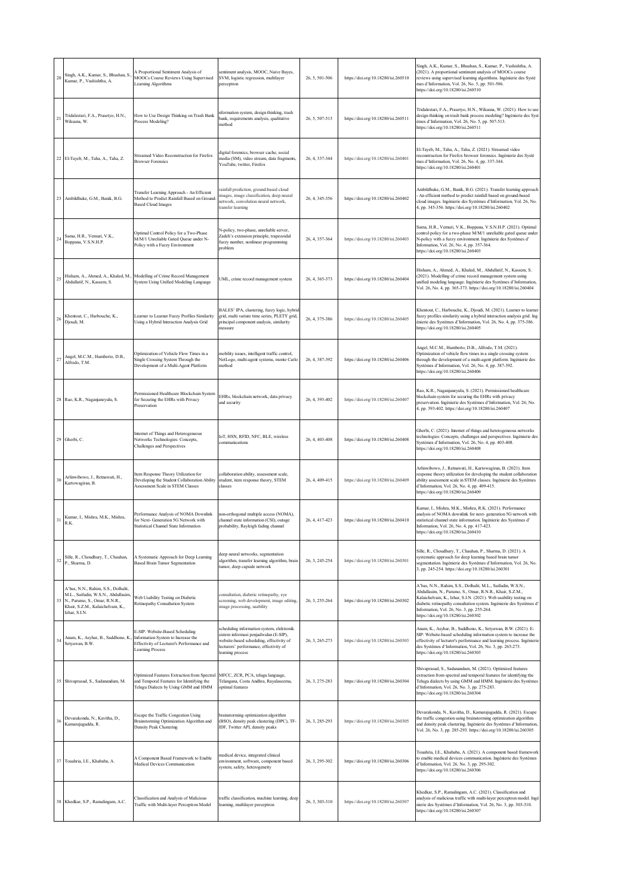| 20 | Singh, A.K., Kumar, S., Bhushan, S., Kumar, P., Vashishtha, A. | A Proportional Sentiment Analysis of MOOCs Course Reviews Using Supervised Learning Algorithms | sentiment analysis, MOOC, Naive Bayes, SVM, logistic regression, multilayer perceptron | 26, 5, 501-506 | https://doi.org/10.18280/isi.260510 | Singh, A.K., Kumar, S., Bhushan, S., Kumar, P., Vashishtha, A. (2021). A proportional sentiment analysis of MOOCs course reviews using supervised learning algorithms. Ingénierie des Systè mes d'Information, Vol. 26, No. 5, pp. 501-506. https://doi.org/10.18280/isi.260510 |
|---|---|---|---|---|---|---|
| 21 | Tridalestari, F.A., Prasetyo, H.N., Wikusna, W. | How to Use Design Thinking on Trash Bank Process Modeling? | nformation system, design thinking, trash bank, requirements analysis, qualitative method | 26, 5, 507-513 | https://doi.org/10.18280/isi.260511 | Tridalestari, F.A., Prasetyo, H.N., Wikusna, W. (2021). How to use design thinking on trash bank process modeling? Ingénierie des Syst èmes d'Information, Vol. 26, No. 5, pp. 507-513. https://doi.org/10.18280/isi.260511 |
| 22 | El-Tayeb, M., Taha, A., Taha, Z. | Streamed Video Reconstruction for Firefox Browser Forensics | digital forensics, browser cache, social media (SM), video stream, data fragments, YouTube, twitter, Firefox | 26, 4, 337-344 | https://doi.org/10.18280/isi.260401 | El-Tayeb, M., Taha, A., Taha, Z. (2021). Streamed video reconstruction for Firefox browser forensics. Ingénierie des Systè mes d'Information, Vol. 26, No. 4, pp. 337-344. https://doi.org/10.18280/isi.260401 |
| 23 | Ambildhuke, G.M., Banik, B.G. | Transfer Learning Approach - An Efficient Method to Predict Rainfall Based on Ground-Based Cloud Images | rainfall prediction, ground-based cloud images, image classification, deep neural network, convolution neural network, transfer learning | 26, 4, 345-356 | https://doi.org/10.18280/isi.260402 | Ambildhuke, G.M., Banik, B.G. (2021). Transfer learning approach - An efficient method to predict rainfall based on ground-based cloud images. Ingénierie des Systèmes d'Information, Vol. 26, No. 4, pp. 345-356. https://doi.org/10.18280/isi.260402 |
| 24 | Sama, H.R., Vemuri, V.K., Boppana, V.S.N.H.P. | Optimal Control Policy for a Two-Phase M/M/1 Unreliable Gated Queue under N-Policy with a Fuzzy Environment | N-policy, two-phase, unreliable server, Zadeh's extension principle, trapezoidal fuzzy number, nonlinear programming problem | 26, 4, 357-364 | https://doi.org/10.18280/isi.260403 | Sama, H.R., Vemuri, V.K., Boppana, V.S.N.H.P. (2021). Optimal control policy for a two-phase M/M/1 unreliable gated queue under N-policy with a fuzzy environment. Ingénierie des Systèmes d' Information, Vol. 26, No. 4, pp. 357-364. https://doi.org/10.18280/isi.260403 |
| 25 | Hisham, A., Ahmed, A., Khaled, M., Abdullatif, N., Kassem, S. | Modelling of Crime Record Management System Using Unified Modeling Language | UML, crime record management system | 26, 4, 365-373 | https://doi.org/10.18280/isi.260404 | Hisham, A., Ahmed, A., Khaled, M., Abdullatif, N., Kassem, S. (2021). Modelling of crime record management system using unified modeling language. Ingénierie des Systèmes d'Information, Vol. 26, No. 4, pp. 365-373. https://doi.org/10.18280/isi.260404 |
| 26 | Khentout, C., Harbouche, K., Djoudi, M. | Learner to Learner Fuzzy Profiles Similarity Using a Hybrid Interaction Analysis Grid | BALES' IPA, clustering, fuzzy logic, hybrid grid, multi variate time series, PLETY grid, principal component analysis, similarity measure | 26, 4, 375-386 | https://doi.org/10.18280/isi.260405 | Khentout, C., Harbouche, K., Djoudi, M. (2021). Learner to learner fuzzy profiles similarity using a hybrid interaction analysis grid. Ing énierie des Systèmes d'Information, Vol. 26, No. 4, pp. 375-386. https://doi.org/10.18280/isi.260405 |
| 27 | Angel, M.C.M., Humberto, D.B., Alfredo, T.M. | Optimization of Vehicle Flow Times in a Single Crossing System Through the Development of a Multi-Agent Platform | mobility issues, intelligent traffic control, NetLogo, multi-agent systems, monte Carlo method | 26, 4, 387-392 | https://doi.org/10.18280/isi.260406 | Angel, M.C.M., Humberto, D.B., Alfredo, T.M. (2021). Optimization of vehicle flow times in a single crossing system through the development of a multi-agent platform. Ingénierie des Systèmes d'Information, Vol. 26, No. 4, pp. 387-392. https://doi.org/10.18280/isi.260406 |
| 28 | Rao, K.R., Naganjaneyulu, S. | Permissioned Healthcare Blockchain System for Securing the EHRs with Privacy Preservation | EHRs, blockchain network, data privacy and security | 26, 4, 393-402 | https://doi.org/10.18280/isi.260407 | Rao, K.R., Naganjaneyulu, S. (2021). Permissioned healthcare blockchain system for securing the EHRs with privacy preservation. Ingénierie des Systèmes d'Information, Vol. 26, No. 4, pp. 393-402. https://doi.org/10.18280/isi.260407 |
| 29 | Gherbi, C. | Internet of Things and Heterogeneous Networks Technologies: Concepts, Challenges and Perspectives | IoT, HSN, RFID, NFC, BLE, wireless communications | 26, 4, 403-408 | https://doi.org/10.18280/isi.260408 | Gherbi, C. (2021). Internet of things and heterogeneous networks technologies: Concepts, challenges and perspectives. Ingénierie des Systèmes d'Information, Vol. 26, No. 4, pp. 403-408. https://doi.org/10.18280/isi.260408 |
| 30 | Arlinwibowo, J., Retnawati, H., Kartowagiran, B. | Item Response Theory Utilization for Developing the Student Collaboration Ability Assessment Scale in STEM Classes | collaboration ability, assessment scale, student, item response theory, STEM classes | 26, 4, 409-415 | https://doi.org/10.18280/isi.260409 | Arlinwibowo, J., Retnawati, H., Kartowagiran, B. (2021). Item response theory utilization for developing the student collaboration ability assessment scale in STEM classes. Ingénierie des Systèmes d'Information, Vol. 26, No. 4, pp. 409-415. https://doi.org/10.18280/isi.260409 |
| 31 | Kumar, I., Mishra, M.K., Mishra, R.K. | Performance Analysis of NOMA Downlink for Next- Generation 5G Network with Statistical Channel State Information | non-orthogonal multiple access (NOMA), channel state information (CSI), outage probability, Rayleigh fading channel | 26, 4, 417-423 | https://doi.org/10.18280/isi.260410 | Kumar, I., Mishra, M.K., Mishra, R.K. (2021). Performance analysis of NOMA downlink for next- generation 5G network with statistical channel state information. Ingénierie des Systèmes d' Information, Vol. 26, No. 4, pp. 417-423. https://doi.org/10.18280/isi.260410 |
| 32 | Sille, R., Choudhury, T., Chauhan, P., Sharma, D. | A Systematic Approach for Deep Learning Based Brain Tumor Segmentation | deep neural networks, segmentation algorithm, transfer learning algorithm, brain tumor, deep capsule network | 26, 3, 245-254 | https://doi.org/10.18280/isi.260301 | Sille, R., Choudhury, T., Chauhan, P., Sharma, D. (2021). A systematic approach for deep learning based brain tumor segmentation. Ingénierie des Systèmes d'Information, Vol. 26, No. 3, pp. 245-254. https://doi.org/10.18280/isi.260301 |
| 33 | A'bas, N.N., Rahim, S.S., Dolhalit, M.L., Saifudin, W.S.N., Abdullasim, N., Paramo, S., Omar, R.N.R., Khair, S.Z.M., Kalaichelvam, K., Izhar, S.I.N. | Web Usability Testing on Diabetic Retinopathy Consultation System | consultation, diabetic retinopathy, eye screening, web development, image editing, image processing, usability | 26, 3, 255-264 | https://doi.org/10.18280/isi.260302 | A'bas, N.N., Rahim, S.S., Dolhalit, M.L., Saifudin, W.S.N., Abdullasim, N., Paramo, S., Omar, R.N.R., Khair, S.Z.M., Kalaichelvam, K., Izhar, S.I.N. (2021). Web usability testing on diabetic retinopathy consultation system. Ingénierie des Systèmes d' Information, Vol. 26, No. 3, pp. 255-264. https://doi.org/10.18280/isi.260302 |
| 34 | Anam, K., Asyhar, B., Saddhono, K., Setyawan, B.W. | E-SIP: Website-Based Scheduling Information System to Increase the Effectivity of Lecturer's Performance and Learning Process | scheduling information system, elektronik sistem informasi penjadwalan (E-SIP), website-based scheduling, effectivity of lecturers' performance, effectivity of learning process | 26, 3, 265-273 | https://doi.org/10.18280/isi.260303 | Anam, K., Asyhar, B., Saddhono, K., Setyawan, B.W. (2021). E-SIP: Website-based scheduling information system to increase the effectivity of lecturer's performance and learning process. Ingénierie des Systèmes d'Information, Vol. 26, No. 3, pp. 265-273. https://doi.org/10.18280/isi.260303 |
| 35 | Shivaprasad, S., Sadanandam, M. | Optimized Features Extraction from Spectral and Temporal Features for Identifying the Telugu Dialects by Using GMM and HMM | MFCC, ZCR, PCA, telugu language, Telangana, Costa Andhra, Rayalaseema, optimal features | 26, 3, 275-283 | https://doi.org/10.18280/isi.260304 | Shivaprasad, S., Sadanandam, M. (2021). Optimized features extraction from spectral and temporal features for identifying the Telugu dialects by using GMM and HMM. Ingénierie des Systèmes d'Information, Vol. 26, No. 3, pp. 275-283. https://doi.org/10.18280/isi.260304 |
| 36 | Devarakonda, N., Kavitha, D., Kamarajugadda, R. | Escape the Traffic Congestion Using Brainstorming Optimization Algorithm and Density Peak Clustering | brainstorming optimization algorithm (BSO), density peak clustering (DPC), TF-IDF, Twitter API, density peaks | 26, 3, 285-293 | https://doi.org/10.18280/isi.260305 | Devarakonda, N., Kavitha, D., Kamarajugadda, R. (2021). Escape the traffic congestion using brainstorming optimization algorithm and density peak clustering. Ingénierie des Systèmes d'Information, Vol. 26, No. 3, pp. 285-293. https://doi.org/10.18280/isi.260305 |
| 37 | Touahria, I.E., Khababa, A. | A Component Based Framework to Enable Medical Devices Communication | medical device, integrated clinical environment, software, component based system, safety, heterogeneity | 26, 3, 295-302 | https://doi.org/10.18280/isi.260306 | Touahria, I.E., Khababa, A. (2021). A component based framework to enable medical devices communication. Ingénierie des Systèmes d'Information, Vol. 26, No. 3, pp. 295-302. https://doi.org/10.18280/isi.260306 |
| 38 | Khedkar, S.P., Ramalingam, A.C. | Classification and Analysis of Malicious Traffic with Multi-layer Perceptron Model | traffic classification, machine learning, deep learning, multilayer perceptron | 26, 3, 303-310 | https://doi.org/10.18280/isi.260307 | Khedkar, S.P., Ramalingam, A.C. (2021). Classification and analysis of malicious traffic with multi-layer perceptron model. Ingé nierie des Systèmes d'Information, Vol. 26, No. 3, pp. 303-310. https://doi.org/10.18280/isi.260307 |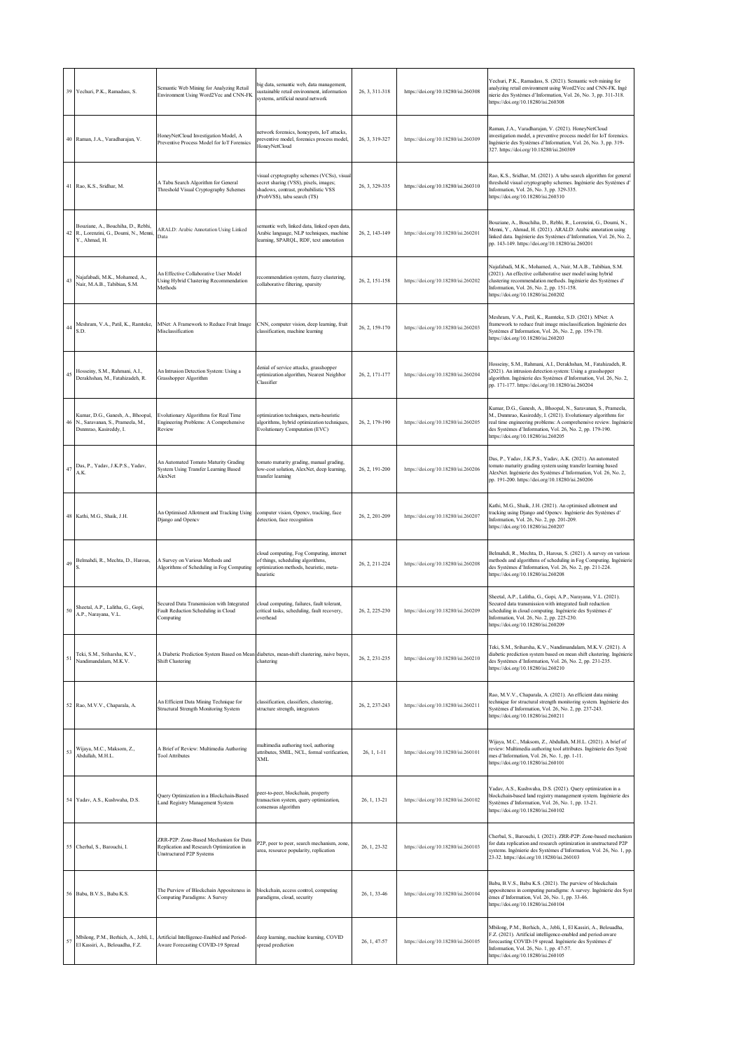| 39 | Yechuri, P.K., Ramadass, S. | Semantic Web Mining for Analyzing Retail Environment Using Word2Vec and CNN-FK | big data, semantic web, data management, sustainable retail environment, information systems, artificial neural network | 26, 3, 311-318 | https://doi.org/10.18280/isi.260308 | Yechuri, P.K., Ramadass, S. (2021). Semantic web mining for analyzing retail environment using Word2Vec and CNN-FK. Ingénierie des Systèmes d'Information, Vol. 26, No. 3, pp. 311-318. https://doi.org/10.18280/isi.260308 |
|---|---|---|---|---|---|---|
| 40 | Raman, J.A., Varadharajan, V. | HoneyNetCloud Investigation Model, A Preventive Process Model for IoT Forensics | network forensics, honeypots, IoT attacks, preventive model, forensics process model, HoneyNetCloud | 26, 3, 319-327 | https://doi.org/10.18280/isi.260309 | Raman, J.A., Varadharajan, V. (2021). HoneyNetCloud investigation model, a preventive process model for IoT forensics. Ingénierie des Systèmes d'Information, Vol. 26, No. 3, pp. 319-327. https://doi.org/10.18280/isi.260309 |
| 41 | Rao, K.S., Sridhar, M. | A Tabu Search Algorithm for General Threshold Visual Cryptography Schemes | visual cryptography schemes (VCSs), visual secret sharing (VSS), pixels, images; shadows, contrast, probabilistic VSS (ProbVSS), tabu search (TS) | 26, 3, 329-335 | https://doi.org/10.18280/isi.260310 | Rao, K.S., Sridhar, M. (2021). A tabu search algorithm for general threshold visual cryptography schemes. Ingénierie des Systèmes d' Information, Vol. 26, No. 3, pp. 329-335. https://doi.org/10.18280/isi.260310 |
| 42 | Bouziane, A., Bouchiha, D., Rebhi, R., Lorenzini, G., Doumi, N., Menni, Y., Ahmad, H. | ARALD: Arabic Annotation Using Linked Data | semantic web, linked data, linked open data, Arabic language, NLP techniques, machine learning, SPARQL, RDF, text annotation | 26, 2, 143-149 | https://doi.org/10.18280/isi.260201 | Bouziane, A., Bouchiha, D., Rebhi, R., Lorenzini, G., Doumi, N., Menni, Y., Ahmad, H. (2021). ARALD: Arabic annotation using linked data. Ingénierie des Systèmes d'Information, Vol. 26, No. 2, pp. 143-149. https://doi.org/10.18280/isi.260201 |
| 43 | Najafabadi, M.K., Mohamed, A., Nair, M.A.B., Tabibian, S.M. | An Effective Collaborative User Model Using Hybrid Clustering Recommendation Methods | recommendation system, fuzzy clustering, collaborative filtering, sparsity | 26, 2, 151-158 | https://doi.org/10.18280/isi.260202 | Najafabadi, M.K., Mohamed, A., Nair, M.A.B., Tabibian, S.M. (2021). An effective collaborative user model using hybrid clustering recommendation methods. Ingénierie des Systèmes d' Information, Vol. 26, No. 2, pp. 151-158. https://doi.org/10.18280/isi.260202 |
| 44 | Meshram, V.A., Patil, K., Ramteke, S.D. | MNet: A Framework to Reduce Fruit Image Misclassification | CNN, computer vision, deep learning, fruit classification, machine learning | 26, 2, 159-170 | https://doi.org/10.18280/isi.260203 | Meshram, V.A., Patil, K., Ramteke, S.D. (2021). MNet: A framework to reduce fruit image misclassification. Ingénierie des Systèmes d'Information, Vol. 26, No. 2, pp. 159-170. https://doi.org/10.18280/isi.260203 |
| 45 | Hosseiny, S.M., Rahmani, A.I., Derakhshan, M., Fatahizadeh, R. | An Intrusion Detection System: Using a Grasshopper Algorithm | denial of service attacks, grasshopper optimization algorithm, Nearest Neighbor Classifier | 26, 2, 171-177 | https://doi.org/10.18280/isi.260204 | Hosseiny, S.M., Rahmani, A.I., Derakhshan, M., Fatahizadeh, R. (2021). An intrusion detection system: Using a grasshopper algorithm. Ingénierie des Systèmes d'Information, Vol. 26, No. 2, pp. 171-177. https://doi.org/10.18280/isi.260204 |
| 46 | Kumar, D.G., Ganesh, A., Bhoopal, N., Saravanan, S., Prameela, M., Dammrao, Kasireddy, I. | Evolutionary Algorithms for Real Time Engineering Problems: A Comprehensive Review | optimization techniques, meta-heuristic algorithms, hybrid optimization techniques, Evolutionary Computation (EVC) | 26, 2, 179-190 | https://doi.org/10.18280/isi.260205 | Kumar, D.G., Ganesh, A., Bhoopal, N., Saravanan, S., Prameela, M., Dammrao, Kasireddy, I. (2021). Evolutionary algorithms for real time engineering problems: A comprehensive review. Ingénierie des Systèmes d'Information, Vol. 26, No. 2, pp. 179-190. https://doi.org/10.18280/isi.260205 |
| 47 | Das, P., Yadav, J.K.P.S., Yadav, A.K. | An Automated Tomato Maturity Grading System Using Transfer Learning Based AlexNet | tomato maturity grading, manual grading, low-cost solution, AlexNet, deep learning, transfer learning | 26, 2, 191-200 | https://doi.org/10.18280/isi.260206 | Das, P., Yadav, J.K.P.S., Yadav, A.K. (2021). An automated tomato maturity grading system using transfer learning based AlexNet. Ingénierie des Systèmes d'Information, Vol. 26, No. 2, pp. 191-200. https://doi.org/10.18280/isi.260206 |
| 48 | Kathi, M.G., Shaik, J.H. | An Optimised Allotment and Tracking Using Django and Opencv | computer vision, Opencv, tracking, face detection, face recognition | 26, 2, 201-209 | https://doi.org/10.18280/isi.260207 | Kathi, M.G., Shaik, J.H. (2021). An optimised allotment and tracking using Django and Opencv. Ingénierie des Systèmes d' Information, Vol. 26, No. 2, pp. 201-209. https://doi.org/10.18280/isi.260207 |
| 49 | Belmahdi, R., Mechta, D., Harous, S. | A Survey on Various Methods and Algorithms of Scheduling in Fog Computing | cloud computing, Fog Computing, internet of things, scheduling algorithms, optimization methods, heuristic, meta-heuristic | 26, 2, 211-224 | https://doi.org/10.18280/isi.260208 | Belmahdi, R., Mechta, D., Harous, S. (2021). A survey on various methods and algorithms of scheduling in Fog Computing. Ingénierie des Systèmes d'Information, Vol. 26, No. 2, pp. 211-224. https://doi.org/10.18280/isi.260208 |
| 50 | Sheetal, A.P., Lalitha, G., Gopi, A.P., Narayana, V.L. | Secured Data Transmission with Integrated Fault Reduction Scheduling in Cloud Computing | cloud computing, failures, fault tolerant, critical tasks, scheduling, fault recovery, overhead | 26, 2, 225-230 | https://doi.org/10.18280/isi.260209 | Sheetal, A.P., Lalitha, G., Gopi, A.P., Narayana, V.L. (2021). Secured data transmission with integrated fault reduction scheduling in cloud computing. Ingénierie des Systèmes d' Information, Vol. 26, No. 2, pp. 225-230. https://doi.org/10.18280/isi.260209 |
| 51 | Teki, S.M., Sriharsha, K.V., Nandimandalam, M.K.V. | A Diabetic Prediction System Based on Mean Shift Clustering | diabetes, mean-shift clustering, naive bayes, clustering | 26, 2, 231-235 | https://doi.org/10.18280/isi.260210 | Teki, S.M., Sriharsha, K.V., Nandimandalam, M.K.V. (2021). A diabetic prediction system based on mean shift clustering. Ingénierie des Systèmes d'Information, Vol. 26, No. 2, pp. 231-235. https://doi.org/10.18280/isi.260210 |
| 52 | Rao, M.V.V., Chaparala, A. | An Efficient Data Mining Technique for Structural Strength Monitoring System | classification, classifiers, clustering, structure strength, integrators | 26, 2, 237-243 | https://doi.org/10.18280/isi.260211 | Rao, M.V.V., Chaparala, A. (2021). An efficient data mining technique for structural strength monitoring system. Ingénierie des Systèmes d'Information, Vol. 26, No. 2, pp. 237-243. https://doi.org/10.18280/isi.260211 |
| 53 | Wijaya, M.C., Maksom, Z., Abdullah, M.H.L. | A Brief of Review: Multimedia Authoring Tool Attributes | multimedia authoring tool, authoring attributes, SMIL, NCL, formal verification, XML | 26, 1, 1-11 | https://doi.org/10.18280/isi.260101 | Wijaya, M.C., Maksom, Z., Abdullah, M.H.L. (2021). A brief of review: Multimedia authoring tool attributes. Ingénierie des Systèmes d'Information, Vol. 26, No. 1, pp. 1-11. https://doi.org/10.18280/isi.260101 |
| 54 | Yadav, A.S., Kushwaha, D.S. | Query Optimization in a Blockchain-Based Land Registry Management System | peer-to-peer, blockchain, property transaction system, query optimization, consensus algorithm | 26, 1, 13-21 | https://doi.org/10.18280/isi.260102 | Yadav, A.S., Kushwaha, D.S. (2021). Query optimization in a blockchain-based land registry management system. Ingénierie des Systèmes d'Information, Vol. 26, No. 1, pp. 13-21. https://doi.org/10.18280/isi.260102 |
| 55 | Cherbal, S., Barouchi, I. | ZRR-P2P: Zone-Based Mechanism for Data Replication and Research Optimization in Unstructured P2P Systems | P2P, peer to peer, search mechanism, zone, area, resource popularity, replication | 26, 1, 23-32 | https://doi.org/10.18280/isi.260103 | Cherbal, S., Barouchi, I. (2021). ZRR-P2P: Zone-based mechanism for data replication and research optimization in unstructured P2P systems. Ingénierie des Systèmes d'Information, Vol. 26, No. 1, pp. 23-32. https://doi.org/10.18280/isi.260103 |
| 56 | Babu, B.V.S., Babu K.S. | The Purview of Blockchain Appositeness in Computing Paradigms: A Survey | blockchain, access control, computing paradigms, cloud, security | 26, 1, 33-46 | https://doi.org/10.18280/isi.260104 | Babu, B.V.S., Babu K.S. (2021). The purview of blockchain appositeness in computing paradigms: A survey. Ingénierie des Systèmes d'Information, Vol. 26, No. 1, pp. 33-46. https://doi.org/10.18280/isi.260104 |
| 57 | Mbilong, P.M., Berhich, A., Jebli, I., El Kassiri, A., Belouadha, F.Z. | Artificial Intelligence-Enabled and Period-Aware Forecasting COVID-19 Spread | deep learning, machine learning, COVID spread prediction | 26, 1, 47-57 | https://doi.org/10.18280/isi.260105 | Mbilong, P.M., Berhich, A., Jebli, I., El Kassiri, A., Belouadha, F.Z. (2021). Artificial intelligence-enabled and period-aware forecasting COVID-19 spread. Ingénierie des Systèmes d' Information, Vol. 26, No. 1, pp. 47-57. https://doi.org/10.18280/isi.260105 |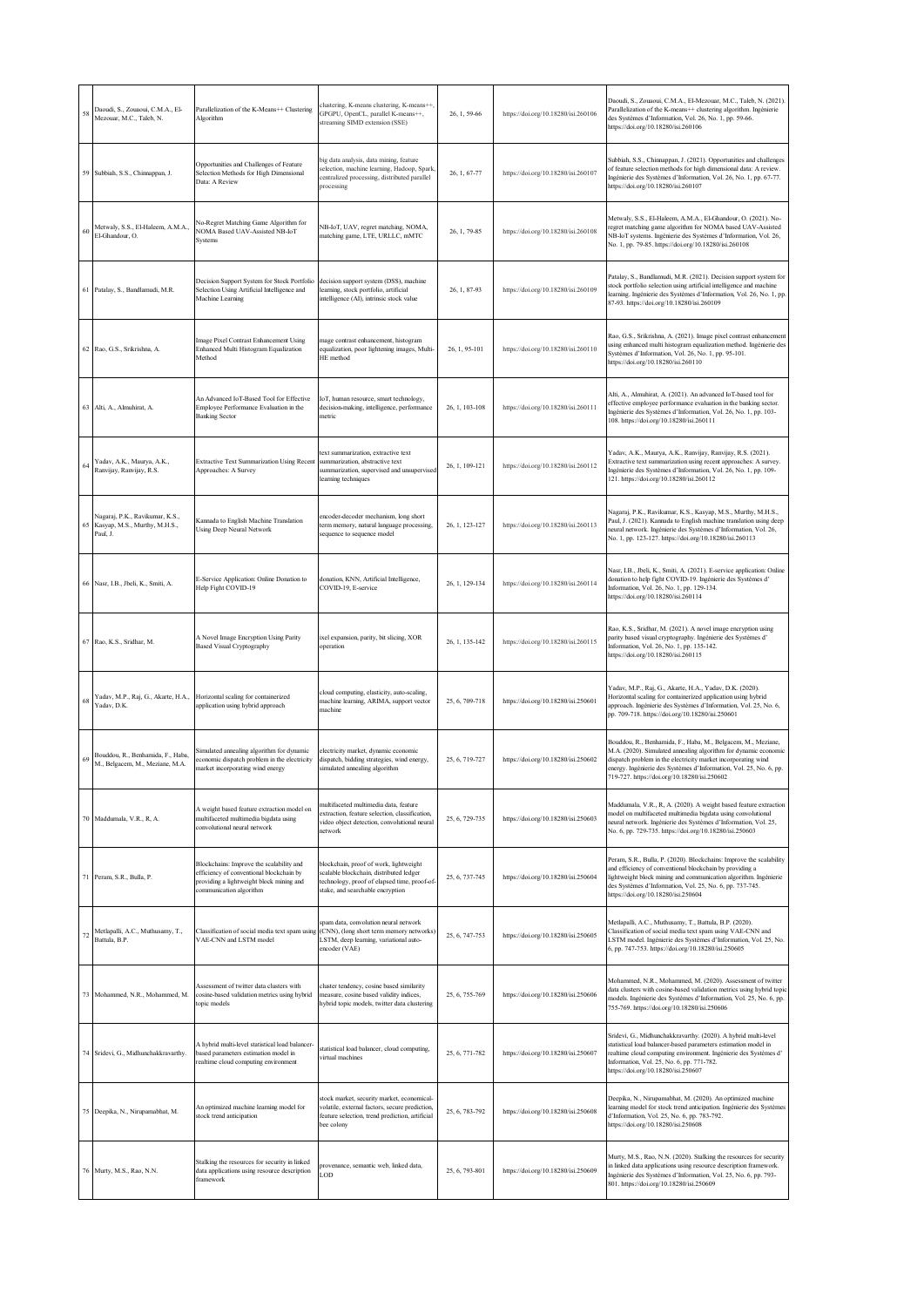| 58 | Daoudi, S., Zouaoui, C.M.A., El-Mezouar, M.C., Taleb, N. | Parallelization of the K-Means++ Clustering Algorithm | clustering, K-means clustering, K-means++, GPGPU, OpenCL, parallel K-means++, streaming SIMD extension (SSE) | 26, 1, 59-66 | https://doi.org/10.18280/isi.260106 | Daoudi, S., Zouaoui, C.M.A., El-Mezouar, M.C., Taleb, N. (2021). Parallelization of the K-means++ clustering algorithm. Ingénierie des Systèmes d'Information, Vol. 26, No. 1, pp. 59-66. https://doi.org/10.18280/isi.260106 |
|---|---|---|---|---|---|---|
| 59 | Subbiah, S.S., Chinnappan, J. | Opportunities and Challenges of Feature Selection Methods for High Dimensional Data: A Review | big data analysis, data mining, feature selection, machine learning, Hadoop, Spark, centralized processing, distributed parallel processing | 26, 1, 67-77 | https://doi.org/10.18280/isi.260107 | Subbiah, S.S., Chinnappan, J. (2021). Opportunities and challenges of feature selection methods for high dimensional data: A review. Ingénierie des Systèmes d'Information, Vol. 26, No. 1, pp. 67-77. https://doi.org/10.18280/isi.260107 |
| 60 | Metwaly, S.S., El-Haleem, A.M.A., El-Ghandour, O. | No-Regret Matching Game Algorithm for NOMA Based UAV-Assisted NB-IoT Systems | NB-IoT, UAV, regret matching, NOMA, matching game, LTE, URLLC, mMTC | 26, 1, 79-85 | https://doi.org/10.18280/isi.260108 | Metwaly, S.S., El-Haleem, A.M.A., El-Ghandour, O. (2021). No-regret matching game algorithm for NOMA based UAV-Assisted NB-IoT systems. Ingénierie des Systèmes d'Information, Vol. 26, No. 1, pp. 79-85. https://doi.org/10.18280/isi.260108 |
| 61 | Patalay, S., Bandlamudi, M.R. | Decision Support System for Stock Portfolio Selection Using Artificial Intelligence and Machine Learning | decision support system (DSS), machine learning, stock portfolio, artificial intelligence (AI), intrinsic stock value | 26, 1, 87-93 | https://doi.org/10.18280/isi.260109 | Patalay, S., Bandlamudi, M.R. (2021). Decision support system for stock portfolio selection using artificial intelligence and machine learning. Ingénierie des Systèmes d'Information, Vol. 26, No. 1, pp. 87-93. https://doi.org/10.18280/isi.260109 |
| 62 | Rao, G.S., Srikrishna, A. | Image Pixel Contrast Enhancement Using Enhanced Multi Histogram Equalization Method | mage contrast enhancement, histogram equalization, poor lightening images, Multi-HE method | 26, 1, 95-101 | https://doi.org/10.18280/isi.260110 | Rao, G.S., Srikrishna, A. (2021). Image pixel contrast enhancement using enhanced multi histogram equalization method. Ingénierie des Systèmes d'Information, Vol. 26, No. 1, pp. 95-101. https://doi.org/10.18280/isi.260110 |
| 63 | Alti, A., Almuhirat, A. | An Advanced IoT-Based Tool for Effective Employee Performance Evaluation in the Banking Sector | IoT, human resource, smart technology, decision-making, intelligence, performance metric | 26, 1, 103-108 | https://doi.org/10.18280/isi.260111 | Alti, A., Almuhirat, A. (2021). An advanced IoT-based tool for effective employee performance evaluation in the banking sector. Ingénierie des Systèmes d'Information, Vol. 26, No. 1, pp. 103-108. https://doi.org/10.18280/isi.260111 |
| 64 | Yadav, A.K., Maurya, A.K., Ranvijay, Ranvijay, R.S. | Extractive Text Summarization Using Recent Approaches: A Survey | text summarization, extractive text summarization, abstractive text summarization, supervised and unsupervised learning techniques | 26, 1, 109-121 | https://doi.org/10.18280/isi.260112 | Yadav, A.K., Maurya, A.K., Ranvijay, Ranvijay, R.S. (2021). Extractive text summarization using recent approaches: A survey. Ingénierie des Systèmes d'Information, Vol. 26, No. 1, pp. 109-121. https://doi.org/10.18280/isi.260112 |
| 65 | Nagaraj, P.K., Ravikumar, K.S., Kasyap, M.S., Murthy, M.H.S., Paul, J. | Kannada to English Machine Translation Using Deep Neural Network | encoder-decoder mechanism, long short term memory, natural language processing, sequence to sequence model | 26, 1, 123-127 | https://doi.org/10.18280/isi.260113 | Nagaraj, P.K., Ravikumar, K.S., Kasyap, M.S., Murthy, M.H.S., Paul, J. (2021). Kannada to English machine translation using deep neural network. Ingénierie des Systèmes d'Information, Vol. 26, No. 1, pp. 123-127. https://doi.org/10.18280/isi.260113 |
| 66 | Nasr, I.B., Jbeli, K., Smiti, A. | E-Service Application: Online Donation to Help Fight COVID-19 | donation, KNN, Artificial Intelligence, COVID-19, E-service | 26, 1, 129-134 | https://doi.org/10.18280/isi.260114 | Nasr, I.B., Jbeli, K., Smiti, A. (2021). E-service application: Online donation to help fight COVID-19. Ingénierie des Systèmes d' Information, Vol. 26, No. 1, pp. 129-134. https://doi.org/10.18280/isi.260114 |
| 67 | Rao, K.S., Sridhar, M. | A Novel Image Encryption Using Parity Based Visual Cryptography | ixel expansion, parity, bit slicing, XOR operation | 26, 1, 135-142 | https://doi.org/10.18280/isi.260115 | Rao, K.S., Sridhar, M. (2021). A novel image encryption using parity based visual cryptography. Ingénierie des Systèmes d' Information, Vol. 26, No. 1, pp. 135-142. https://doi.org/10.18280/isi.260115 |
| 68 | Yadav, M.P., Raj, G., Akarte, H.A., Yadav, D.K. | Horizontal scaling for containerized application using hybrid approach | cloud computing, elasticity, auto-scaling, machine learning, ARIMA, support vector machine | 25, 6, 709-718 | https://doi.org/10.18280/isi.250601 | Yadav, M.P., Raj, G., Akarte, H.A., Yadav, D.K. (2020). Horizontal scaling for containerized application using hybrid approach. Ingénierie des Systèmes d'Information, Vol. 25, No. 6, pp. 709-718. https://doi.org/10.18280/isi.250601 |
| 69 | Bouddou, R., Benhamida, F., Haba, M., Belgacem, M., Meziane, M.A. | Simulated annealing algorithm for dynamic economic dispatch problem in the electricity market incorporating wind energy | electricity market, dynamic economic dispatch, bidding strategies, wind energy, simulated annealing algorithm | 25, 6, 719-727 | https://doi.org/10.18280/isi.250602 | Bouddou, R., Benhamida, F., Haba, M., Belgacem, M., Meziane, M.A. (2020). Simulated annealing algorithm for dynamic economic dispatch problem in the electricity market incorporating wind energy. Ingénierie des Systèmes d'Information, Vol. 25, No. 6, pp. 719-727. https://doi.org/10.18280/isi.250602 |
| 70 | Maddumala, V.R., R, A. | A weight based feature extraction model on multifaceted multimedia bigdata using convolutional neural network | multifaceted multimedia data, feature extraction, feature selection, classification, video object detection, convolutional neural network | 25, 6, 729-735 | https://doi.org/10.18280/isi.250603 | Maddumala, V.R., R, A. (2020). A weight based feature extraction model on multifaceted multimedia bigdata using convolutional neural network. Ingénierie des Systèmes d'Information, Vol. 25, No. 6, pp. 729-735. https://doi.org/10.18280/isi.250603 |
| 71 | Peram, S.R., Bulla, P. | Blockchains: Improve the scalability and efficiency of conventional blockchain by providing a lightweight block mining and communication algorithm | blockchain, proof of work, lightweight scalable blockchain, distributed ledger technology, proof of elapsed time, proof-of-stake, and searchable encryption | 25, 6, 737-745 | https://doi.org/10.18280/isi.250604 | Peram, S.R., Bulla, P. (2020). Blockchains: Improve the scalability and efficiency of conventional blockchain by providing a lightweight block mining and communication algorithm. Ingénierie des Systèmes d'Information, Vol. 25, No. 6, pp. 737-745. https://doi.org/10.18280/isi.250604 |
| 72 | Metlapalli, A.C., Muthusamy, T., Battula, B.P. | Classification of social media text spam using VAE-CNN and LSTM model | spam data, convolution neural network (CNN), (long short term memory networks) LSTM, deep learning, variational auto-encoder (VAE) | 25, 6, 747-753 | https://doi.org/10.18280/isi.250605 | Metlapalli, A.C., Muthusamy, T., Battula, B.P. (2020). Classification of social media text spam using VAE-CNN and LSTM model. Ingénierie des Systèmes d'Information, Vol. 25, No. 6, pp. 747-753. https://doi.org/10.18280/isi.250605 |
| 73 | Mohammed, N.R., Mohammed, M. | Assessment of twitter data clusters with cosine-based validation metrics using hybrid topic models | cluster tendency, cosine based similarity measure, cosine based validity indices, hybrid topic models, twitter data clustering | 25, 6, 755-769 | https://doi.org/10.18280/isi.250606 | Mohammed, N.R., Mohammed, M. (2020). Assessment of twitter data clusters with cosine-based validation metrics using hybrid topic models. Ingénierie des Systèmes d'Information, Vol. 25, No. 6, pp. 755-769. https://doi.org/10.18280/isi.250606 |
| 74 | Sridevi, G., Midhunchakkravarthy. | A hybrid multi-level statistical load balancer-based parameters estimation model in realtime cloud computing environment | statistical load balancer, cloud computing, virtual machines | 25, 6, 771-782 | https://doi.org/10.18280/isi.250607 | Sridevi, G., Midhunchakkravarthy. (2020). A hybrid multi-level statistical load balancer-based parameters estimation model in realtime cloud computing environment. Ingénierie des Systèmes d' Information, Vol. 25, No. 6, pp. 771-782. https://doi.org/10.18280/isi.250607 |
| 75 | Deepika, N., Nirupamabhat, M. | An optimized machine learning model for stock trend anticipation | stock market, security market, economical-volatile, external factors, secure prediction, feature selection, trend prediction, artificial bee colony | 25, 6, 783-792 | https://doi.org/10.18280/isi.250608 | Deepika, N., Nirupamabhat, M. (2020). An optimized machine learning model for stock trend anticipation. Ingénierie des Systèmes d'Information, Vol. 25, No. 6, pp. 783-792. https://doi.org/10.18280/isi.250608 |
| 76 | Murty, M.S., Rao, N.N. | Stalking the resources for security in linked data applications using resource description framework | provenance, semantic web, linked data, LOD | 25, 6, 793-801 | https://doi.org/10.18280/isi.250609 | Murty, M.S., Rao, N.N. (2020). Stalking the resources for security in linked data applications using resource description framework. Ingénierie des Systèmes d'Information, Vol. 25, No. 6, pp. 793-801. https://doi.org/10.18280/isi.250609 |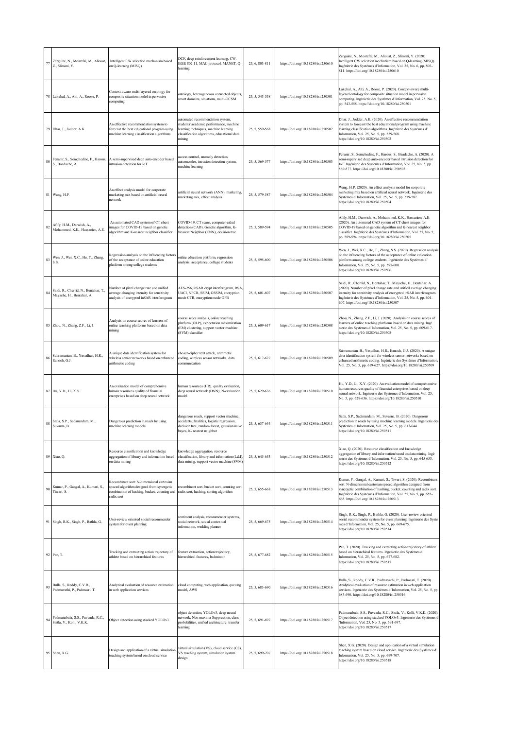| 77 | Zerguine, N., Mostefai, M., Aliouat, Z., Slimani, Y. | Intelligent CW selection mechanism based on Q-learning (MISQ) | DCF, deep reinforcement learning, CW, IEEE 802.11, MAC protocol, MANET, Q-learning | 25, 6, 803-811 | https://doi.org/10.18280/isi.250610 | Zerguine, N., Mostefai, M., Aliouat, Z., Slimani, Y. (2020). Intelligent CW selection mechanism based on Q-learning (MISQ). Ingénierie des Systèmes d'Information, Vol. 25, No. 6, pp. 803-811. https://doi.org/10.18280/isi.250610 |
|---|---|---|---|---|---|---|
| 78 | Lakehal, A., Alti, A., Roose, P. | Context-aware multi-layered ontology for composite situation model in pervasive computing | ontology, heterogeneous connected objects, smart domains, situations, multi-OCSM | 25, 5, 543-558 | https://doi.org/10.18280/isi.250501 | Lakehal, A., Alti, A., Roose, P. (2020). Context-aware multi-layered ontology for composite situation model in pervasive computing. Ingénierie des Systèmes d'Information, Vol. 25, No. 5, pp. 543-558. https://doi.org/10.18280/isi.250501 |
| 79 | Dhar, J., Jodder, A.K. | An effective recommendation system to forecast the best educational program using machine learning classification algorithms | automated recommendation system, students' academic performance, machine learning techniques, machine learning classification algorithms, educational data mining | 25, 5, 559-568 | https://doi.org/10.18280/isi.250502 | Dhar, J., Jodder, A.K. (2020). An effective recommendation system to forecast the best educational program using machine learning classification algorithms. Ingénierie des Systèmes d' Information, Vol. 25, No. 5, pp. 559-568. https://doi.org/10.18280/isi.250502 |
| 80 | Fenanir, S., Semchedine, F., Harous, S., Baadache, A. | A semi-supervised deep auto-encoder based intrusion detection for IoT | access control, anomaly detection, autoencoder, intrusion detection system, machine learning | 25, 5, 569-577 | https://doi.org/10.18280/isi.250503 | Fenanir, S., Semchedine, F., Harous, S., Baadache, A. (2020). A semi-supervised deep auto-encoder based intrusion detection for IoT. Ingénierie des Systèmes d'Information, Vol. 25, No. 5, pp. 569-577. https://doi.org/10.18280/isi.250503 |
| 81 | Wang, H.P. | An effect analysis model for corporate marketing mix based on artificial neural network | artificial neural network (ANN), marketing, marketing mix, effect analysis | 25, 5, 579-587 | https://doi.org/10.18280/isi.250504 | Wang, H.P. (2020). An effect analysis model for corporate marketing mix based on artificial neural network. Ingénierie des Systèmes d'Information, Vol. 25, No. 5, pp. 579-587. https://doi.org/10.18280/isi.250504 |
| 82 | Afify, H.M., Darwish, A., Mohammed, K.K., Hassanien, A.E. | An automated CAD system of CT chest images for COVID-19 based on genetic algorithm and K-nearest neighbor classifier | COVID-19, CT scans, computer-aided detection (CAD), Genetic algorithm, K-Nearest Neighbor (KNN), decision tree | 25, 5, 589-594 | https://doi.org/10.18280/isi.250505 | Afify, H.M., Darwish, A., Mohammed, K.K., Hassanien, A.E. (2020). An automated CAD system of CT chest images for COVID-19 based on genetic algorithm and K-nearest neighbor classifier. Ingénierie des Systèmes d'Information, Vol. 25, No. 5, pp. 589-594. https://doi.org/10.18280/isi.250505 |
| 83 | Wen, J., Wei, X.C., He, T., Zhang, S.S. | Regression analysis on the influencing factors of the acceptance of online education platform among college students | online education platform, regression analysis, acceptance, college students | 25, 5, 595-600 | https://doi.org/10.18280/isi.250506 | Wen, J., Wei, X.C., He, T., Zhang, S.S. (2020). Regression analysis on the influencing factors of the acceptance of online education platform among college students. Ingénierie des Systèmes d' Information, Vol. 25, No. 5, pp. 595-600. https://doi.org/10.18280/isi.250506 |
| 84 | Saidi, R., Cherrid, N., Bentahar, T., Mayache, H., Bentahar, A. | Number of pixel change rate and unified average changing intensity for sensitivity analysis of encrypted inSAR interferogram | AES-256, inSAR crypt interferogram, RSA, UACI, NPCR, SSIM, GSSIM, encryption mode CTR, encryption mode OFB | 25, 5, 601-607 | https://doi.org/10.18280/isi.250507 | Saidi, R., Cherrid, N., Bentahar, T., Mayache, H., Bentahar, A. (2020). Number of pixel change rate and unified average changing intensity for sensitivity analysis of encrypted inSAR interferogram. Ingénierie des Systèmes d'Information, Vol. 25, No. 5, pp. 601-607. https://doi.org/10.18280/isi.250507 |
| 85 | Zhou, N., Zhang, Z.F., Li, J. | Analysis on course scores of learners of online teaching platforms based on data mining | course score analysis, online teaching platform (OLP), expectation maximization (EM) clustering, support vector machine (SVM) classifier | 25, 5, 609-617 | https://doi.org/10.18280/isi.250508 | Zhou, N., Zhang, Z.F., Li, J. (2020). Analysis on course scores of learners of online teaching platforms based on data mining. Ingé nierie des Systèmes d'Information, Vol. 25, No. 5, pp. 609-617. https://doi.org/10.18280/isi.250508 |
| 86 | Subramanian, B., Yesudhas, H.R., Eanoch, G.J. | A unique data identification system for wireless sensor networks based on enhanced arithmetic coding | chosen-cipher text attack, arithmetic coding, wireless sensor networks, data communication | 25, 5, 617-627 | https://doi.org/10.18280/isi.250509 | Subramanian, B., Yesudhas, H.R., Eanoch, G.J. (2020). A unique data identification system for wireless sensor networks based on enhanced arithmetic coding. Ingénierie des Systèmes d'Information, Vol. 25, No. 5, pp. 619-627. https://doi.org/10.18280/isi.250509 |
| 87 | Hu, Y.D., Li, X.Y. | An evaluation model of comprehensive human resources quality of financial enterprises based on deep neural network | human resources (HR), quality evaluation, deep neural network (DNN), N-evaluation model | 25, 5, 629-636 | https://doi.org/10.18280/isi.250510 | Hu, Y.D., Li, X.Y. (2020). An evaluation model of comprehensive human resources quality of financial enterprises based on deep neural network. Ingénierie des Systèmes d'Information, Vol. 25, No. 5, pp. 629-636. https://doi.org/10.18280/isi.250510 |
| 88 | Satla, S.P., Sadanandam, M., Suvarna, B. | Dangerous prediction in roads by using machine learning models | dangerous roads, support vector machine, accidents, fatalities, logistic regression, decision tree, random forest, gaussian naive bayes, K- nearest neighbor | 25, 5, 637-644 | https://doi.org/10.18280/isi.250511 | Satla, S.P., Sadanandam, M., Suvarna, B. (2020). Dangerous prediction in roads by using machine learning models. Ingénierie des Systèmes d'Information, Vol. 25, No. 5, pp. 637-644. https://doi.org/10.18280/isi.250511 |
| 89 | Xiao, Q. | Resource classification and knowledge aggregation of library and information based on data mining | knowledge aggregation, resource classification, library and information (L&I), data mining, support vector machine (SVM) | 25, 5, 645-653 | https://doi.org/10.18280/isi.250512 | Xiao, Q. (2020). Resource classification and knowledge aggregation of library and information based on data mining. Ingé nierie des Systèmes d'Information, Vol. 25, No. 5, pp. 645-653. https://doi.org/10.18280/isi.250512 |
| 90 | Kumar, P., Gangal, A., Kumari, S., Tiwari, S. | Recombinant sort: N-dimensional cartesian spaced algorithm designed from synergetic combination of hashing, bucket, counting and radix sort | recombinant sort, bucket sort, counting sort, radix sort, hashing, sorting algorithm | 25, 5, 655-668 | https://doi.org/10.18280/isi.250513 | Kumar, P., Gangal, A., Kumari, S., Tiwari, S. (2020). Recombinant sort: N-dimensional cartesian spaced algorithm designed from synergetic combination of hashing, bucket, counting and radix sort. Ingénierie des Systèmes d'Information, Vol. 25, No. 5, pp. 655-668. https://doi.org/10.18280/isi.250513 |
| 91 | Singh, R.K., Singh, P., Bathla, G. | User-review oriented social recommender system for event planning | sentiment analysis, recommender systems, social network, social contextual information, wedding planner | 25, 5, 669-675 | https://doi.org/10.18280/isi.250514 | Singh, R.K., Singh, P., Bathla, G. (2020). User-review oriented social recommender system for event planning. Ingénierie des Systè mes d'Information, Vol. 25, No. 5, pp. 669-675. https://doi.org/10.18280/isi.250514 |
| 92 | Pan, T. | Tracking and extracting action trajectory of athlete based on hierarchical features | feature extraction, action trajectory, hierarchical features, badminton | 25, 5, 677-682 | https://doi.org/10.18280/isi.250515 | Pan, T. (2020). Tracking and extracting action trajectory of athlete based on hierarchical features. Ingénierie des Systèmes d' Information, Vol. 25, No. 5, pp. 677-682. https://doi.org/10.18280/isi.250515 |
| 93 | Bulla, S., Reddy, C.V.R., Padmavathi, P., Padmasri, T. | Analytical evaluation of resource estimation in web application services | cloud computing, web application, queuing model, AWS | 25, 5, 683-690 | https://doi.org/10.18280/isi.250516 | Bulla, S., Reddy, C.V.R., Padmavathi, P., Padmasri, T. (2020). Analytical evaluation of resource estimation in web application services. Ingénierie des Systèmes d'Information, Vol. 25, No. 5, pp. 683-690. https://doi.org/10.18280/isi.250516 |
| 94 | Padmanabula, S.S., Puvvada, R.C., Sistla, V., Kolli, V.K.K. | Object detection using stacked YOLOv3 | object detection, YOLOv3, deep neural network, Non-maxima Suppression, class probabilities, unified architecture, transfer learning | 25, 5, 691-697 | https://doi.org/10.18280/isi.250517 | Padmanabula, S.S., Puvvada, R.C., Sistla, V., Kolli, V.K.K. (2020). Object detection using stacked YOLOv3. Ingénierie des Systèmes d 'Information, Vol. 25, No. 5, pp. 691-697. https://doi.org/10.18280/isi.250517 |
| 95 | Shen, X.G. | Design and application of a virtual simulation teaching system based on cloud service | virtual simulation (VS), cloud service (CS), VS teaching system, simulation system design | 25, 5, 699-707 | https://doi.org/10.18280/isi.250518 | Shen, X.G. (2020). Design and application of a virtual simulation teaching system based on cloud service. Ingénierie des Systèmes d' Information, Vol. 25, No. 5, pp. 699-707. https://doi.org/10.18280/isi.250518 |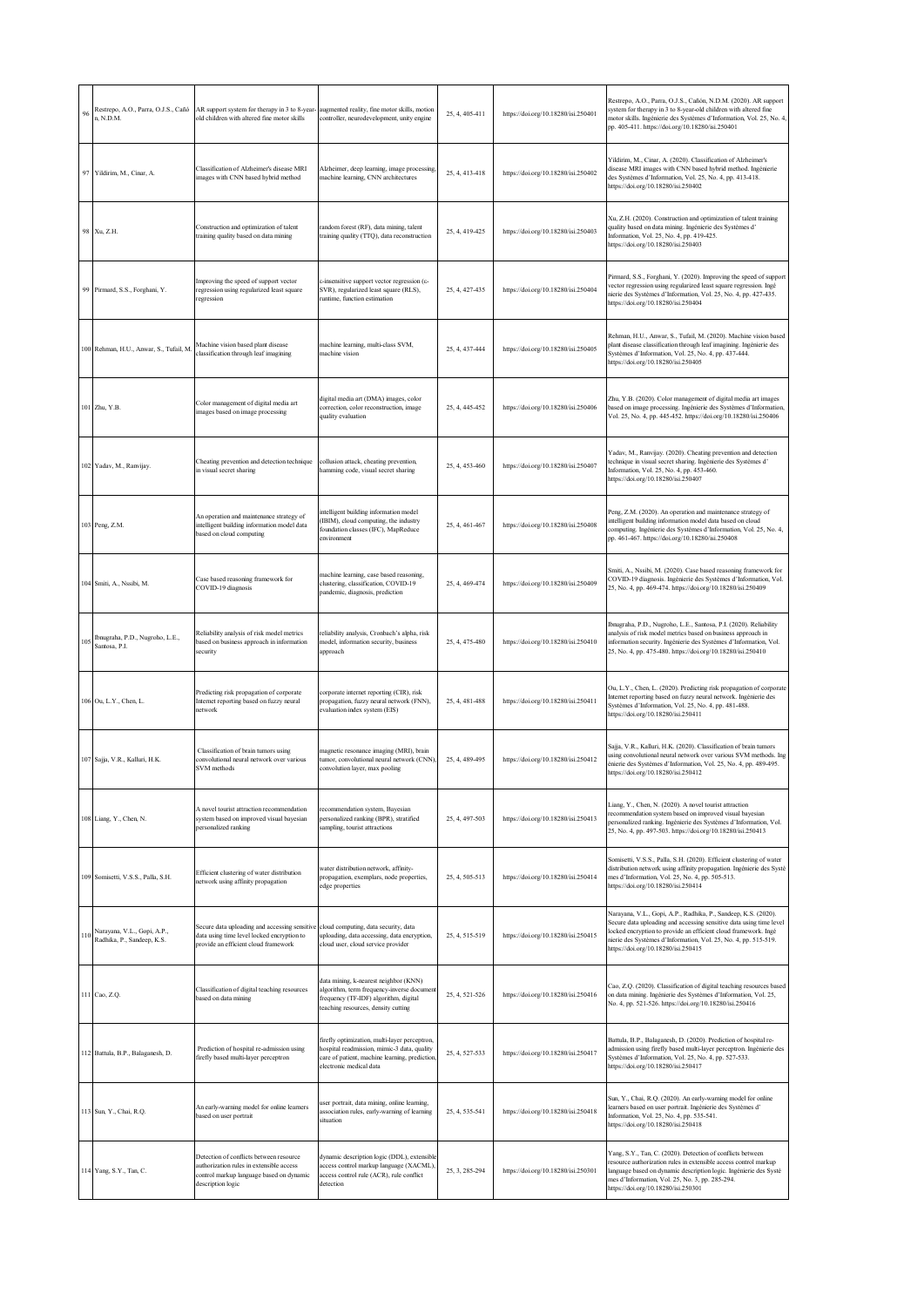| 96 | Restrepo, A.O., Parra, O.J.S., Cañón, N.D.M. | AR support system for therapy in 3 to 8-year-old children with altered fine motor skills | augmented reality, fine motor skills, motion controller, neurodevelopment, unity engine | 25, 4, 405-411 | https://doi.org/10.18280/isi.250401 | Restrepo, A.O., Parra, O.J.S., Cañón, N.D.M. (2020). AR support system for therapy in 3 to 8-year-old children with altered fine motor skills. Ingénierie des Systèmes d'Information, Vol. 25, No. 4, pp. 405-411. https://doi.org/10.18280/isi.250401 |
|---|---|---|---|---|---|---|
| 97 | Yildirim, M., Cinar, A. | Classification of Alzheimer's disease MRI images with CNN based hybrid method | Alzheimer, deep learning, image processing, machine learning, CNN architectures | 25, 4, 413-418 | https://doi.org/10.18280/isi.250402 | Yildirim, M., Cinar, A. (2020). Classification of Alzheimer's disease MRI images with CNN based hybrid method. Ingénierie des Systèmes d'Information, Vol. 25, No. 4, pp. 413-418. https://doi.org/10.18280/isi.250402 |
| 98 | Xu, Z.H. | Construction and optimization of talent training quality based on data mining | random forest (RF), data mining, talent training quality (TTQ), data reconstruction | 25, 4, 419-425 | https://doi.org/10.18280/isi.250403 | Xu, Z.H. (2020). Construction and optimization of talent training quality based on data mining. Ingénierie des Systèmes d'Information, Vol. 25, No. 4, pp. 419-425. https://doi.org/10.18280/isi.250403 |
| 99 | Pirmard, S.S., Forghani, Y. | Improving the speed of support vector regression using regularized least square regression | ε-insensitive support vector regression (ε-SVR), regularized least square (RLS), runtime, function estimation | 25, 4, 427-435 | https://doi.org/10.18280/isi.250404 | Pirmard, S.S., Forghani, Y. (2020). Improving the speed of support vector regression using regularized least square regression. Ingénierie des Systèmes d'Information, Vol. 25, No. 4, pp. 427-435. https://doi.org/10.18280/isi.250404 |
| 100 | Rehman, H.U., Anwar, S., Tufail, M. | Machine vision based plant disease classification through leaf imagining | machine learning, multi-class SVM, machine vision | 25, 4, 437-444 | https://doi.org/10.18280/isi.250405 | Rehman, H.U., Anwar, S., Tufail, M. (2020). Machine vision based plant disease classification through leaf imagining. Ingénierie des Systèmes d'Information, Vol. 25, No. 4, pp. 437-444. https://doi.org/10.18280/isi.250405 |
| 101 | Zhu, Y.B. | Color management of digital media art images based on image processing | digital media art (DMA) images, color correction, color reconstruction, image quality evaluation | 25, 4, 445-452 | https://doi.org/10.18280/isi.250406 | Zhu, Y.B. (2020). Color management of digital media art images based on image processing. Ingénierie des Systèmes d'Information, Vol. 25, No. 4, pp. 445-452. https://doi.org/10.18280/isi.250406 |
| 102 | Yadav, M., Ranvijay. | Cheating prevention and detection technique in visual secret sharing | collusion attack, cheating prevention, hamming code, visual secret sharing | 25, 4, 453-460 | https://doi.org/10.18280/isi.250407 | Yadav, M., Ranvijay. (2020). Cheating prevention and detection technique in visual secret sharing. Ingénierie des Systèmes d'Information, Vol. 25, No. 4, pp. 453-460. https://doi.org/10.18280/isi.250407 |
| 103 | Peng, Z.M. | An operation and maintenance strategy of intelligent building information model data based on cloud computing | intelligent building information model (IBIM), cloud computing, the industry foundation classes (IFC), MapReduce environment | 25, 4, 461-467 | https://doi.org/10.18280/isi.250408 | Peng, Z.M. (2020). An operation and maintenance strategy of intelligent building information model data based on cloud computing. Ingénierie des Systèmes d'Information, Vol. 25, No. 4, pp. 461-467. https://doi.org/10.18280/isi.250408 |
| 104 | Smiti, A., Nssibi, M. | Case based reasoning framework for COVID-19 diagnosis | machine learning, case based reasoning, clustering, COVID-19 pandemic, diagnosis, prediction | 25, 4, 469-474 | https://doi.org/10.18280/isi.250409 | Smiti, A., Nssibi, M. (2020). Case based reasoning framework for COVID-19 diagnosis. Ingénierie des Systèmes d'Information, Vol. 25, No. 4, pp. 469-474. https://doi.org/10.18280/isi.250409 |
| 105 | Ibnugraha, P.D., Nugroho, L.E., Santosa, P.I. | Reliability analysis of risk model metrics based on business approach in information security | reliability analysis, Cronbach's alpha, risk model, information security, business approach | 25, 4, 475-480 | https://doi.org/10.18280/isi.250410 | Ibnugraha, P.D., Nugroho, L.E., Santosa, P.I. (2020). Reliability analysis of risk model metrics based on business approach in information security. Ingénierie des Systèmes d'Information, Vol. 25, No. 4, pp. 475-480. https://doi.org/10.18280/isi.250410 |
| 106 | Ou, L.Y., Chen, L. | Predicting risk propagation of corporate Internet reporting based on fuzzy neural network | corporate internet reporting (CIR), risk propagation, fuzzy neural network (FNN), evaluation index system (EIS) | 25, 4, 481-488 | https://doi.org/10.18280/isi.250411 | Ou, L.Y., Chen, L. (2020). Predicting risk propagation of corporate Internet reporting based on fuzzy neural network. Ingénierie des Systèmes d'Information, Vol. 25, No. 4, pp. 481-488. https://doi.org/10.18280/isi.250411 |
| 107 | Sajja, V.R., Kalluri, H.K. | Classification of brain tumors using convolutional neural network over various SVM methods | magnetic resonance imaging (MRI), brain tumor, convolutional neural network (CNN), convolution layer, max pooling | 25, 4, 489-495 | https://doi.org/10.18280/isi.250412 | Sajja, V.R., Kalluri, H.K. (2020). Classification of brain tumors using convolutional neural network over various SVM methods. Ingénierie des Systèmes d'Information, Vol. 25, No. 4, pp. 489-495. https://doi.org/10.18280/isi.250412 |
| 108 | Liang, Y., Chen, N. | A novel tourist attraction recommendation system based on improved visual bayesian personalized ranking | recommendation system, Bayesian personalized ranking (BPR), stratified sampling, tourist attractions | 25, 4, 497-503 | https://doi.org/10.18280/isi.250413 | Liang, Y., Chen, N. (2020). A novel tourist attraction recommendation system based on improved visual bayesian personalized ranking. Ingénierie des Systèmes d'Information, Vol. 25, No. 4, pp. 497-503. https://doi.org/10.18280/isi.250413 |
| 109 | Somisetti, V.S.S., Palla, S.H. | Efficient clustering of water distribution network using affinity propagation | water distribution network, affinity-propagation, exemplars, node properties, edge properties | 25, 4, 505-513 | https://doi.org/10.18280/isi.250414 | Somisetti, V.S.S., Palla, S.H. (2020). Efficient clustering of water distribution network using affinity propagation. Ingénierie des Systèmes d'Information, Vol. 25, No. 4, pp. 505-513. https://doi.org/10.18280/isi.250414 |
| 110 | Narayana, V.L., Gopi, A.P., Radhika, P., Sandeep, K.S. | Secure data uploading and accessing sensitive data using time level locked encryption to provide an efficient cloud framework | cloud computing, data security, data uploading, data accessing, data encryption, cloud user, cloud service provider | 25, 4, 515-519 | https://doi.org/10.18280/isi.250415 | Narayana, V.L., Gopi, A.P., Radhika, P., Sandeep, K.S. (2020). Secure data uploading and accessing sensitive data using time level locked encryption to provide an efficient cloud framework. Ingénierie des Systèmes d'Information, Vol. 25, No. 4, pp. 515-519. https://doi.org/10.18280/isi.250415 |
| 111 | Cao, Z.Q. | Classification of digital teaching resources based on data mining | data mining, k-nearest neighbor (KNN) algorithm, term frequency-inverse document frequency (TF-IDF) algorithm, digital teaching resources, density cutting | 25, 4, 521-526 | https://doi.org/10.18280/isi.250416 | Cao, Z.Q. (2020). Classification of digital teaching resources based on data mining. Ingénierie des Systèmes d'Information, Vol. 25, No. 4, pp. 521-526. https://doi.org/10.18280/isi.250416 |
| 112 | Battula, B.P., Balaganesh, D. | Prediction of hospital re-admission using firefly based multi-layer perceptron | firefly optimization, multi-layer perceptron, hospital readmission, mimic-3 data, quality care of patient, machine learning, prediction, electronic medical data | 25, 4, 527-533 | https://doi.org/10.18280/isi.250417 | Battula, B.P., Balaganesh, D. (2020). Prediction of hospital re-admission using firefly based multi-layer perceptron. Ingénierie des Systèmes d'Information, Vol. 25, No. 4, pp. 527-533. https://doi.org/10.18280/isi.250417 |
| 113 | Sun, Y., Chai, R.Q. | An early-warning model for online learners based on user portrait | user portrait, data mining, online learning, association rules, early-warning of learning situation | 25, 4, 535-541 | https://doi.org/10.18280/isi.250418 | Sun, Y., Chai, R.Q. (2020). An early-warning model for online learners based on user portrait. Ingénierie des Systèmes d'Information, Vol. 25, No. 4, pp. 535-541. https://doi.org/10.18280/isi.250418 |
| 114 | Yang, S.Y., Tan, C. | Detection of conflicts between resource authorization rules in extensible access control markup language based on dynamic description logic | dynamic description logic (DDL), extensible access control markup language (XACML), access control rule (ACR), rule conflict detection | 25, 3, 285-294 | https://doi.org/10.18280/isi.250301 | Yang, S.Y., Tan, C. (2020). Detection of conflicts between resource authorization rules in extensible access control markup language based on dynamic description logic. Ingénierie des Systèmes d'Information, Vol. 25, No. 3, pp. 285-294. https://doi.org/10.18280/isi.250301 |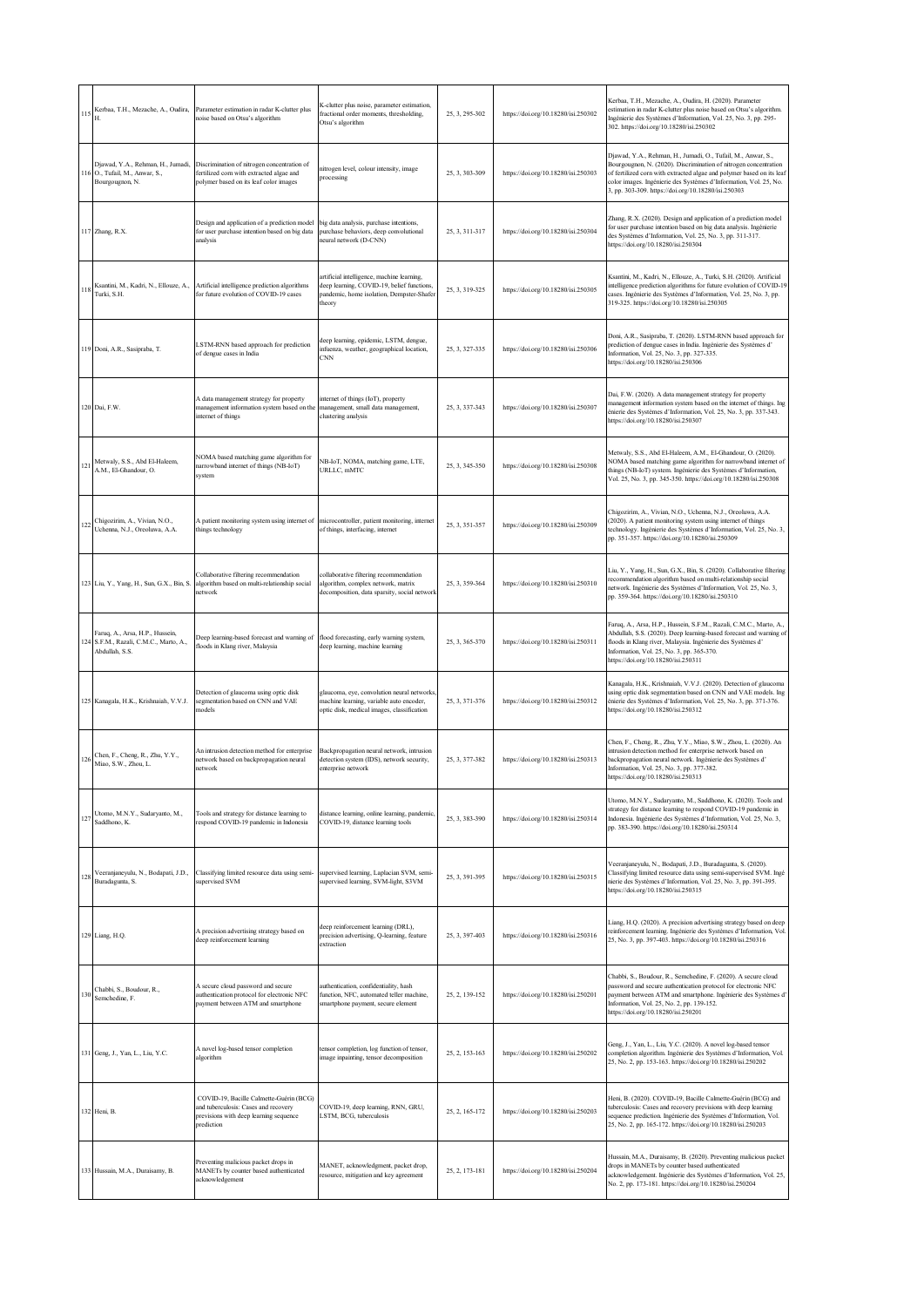| 115 | Kerbaa, T.H., Mezache, A., Oudira, H. | Parameter estimation in radar K-clutter plus noise based on Otsu's algorithm | K-clutter plus noise, parameter estimation, fractional order moments, thresholding, Otsu's algorithm | 25, 3, 295-302 | https://doi.org/10.18280/isi.250302 | Kerbaa, T.H., Mezache, A., Oudira, H. (2020). Parameter estimation in radar K-clutter plus noise based on Otsu's algorithm. Ingénierie des Systèmes d'Information, Vol. 25, No. 3, pp. 295-302. https://doi.org/10.18280/isi.250302 |
|---|---|---|---|---|---|---|
| 116 | Djawad, Y.A., Rehman, H., Jumadi, O., Tufail, M., Anwar, S., Bourgougnon, N. | Discrimination of nitrogen concentration of fertilized corn with extracted algae and polymer based on its leaf color images | nitrogen level, colour intensity, image processing | 25, 3, 303-309 | https://doi.org/10.18280/isi.250303 | Djawad, Y.A., Rehman, H., Jumadi, O., Tufail, M., Anwar, S., Bourgougnon, N. (2020). Discrimination of nitrogen concentration of fertilized corn with extracted algae and polymer based on its leaf color images. Ingénierie des Systèmes d'Information, Vol. 25, No. 3, pp. 303-309. https://doi.org/10.18280/isi.250303 |
| 117 | Zhang, R.X. | Design and application of a prediction model for user purchase intention based on big data analysis | big data analysis, purchase intentions, purchase behaviors, deep convolutional neural network (D-CNN) | 25, 3, 311-317 | https://doi.org/10.18280/isi.250304 | Zhang, R.X. (2020). Design and application of a prediction model for user purchase intention based on big data analysis. Ingénierie des Systèmes d'Information, Vol. 25, No. 3, pp. 311-317. https://doi.org/10.18280/isi.250304 |
| 118 | Ksantini, M., Kadri, N., Ellouze, A., Turki, S.H. | Artificial intelligence prediction algorithms for future evolution of COVID-19 cases | artificial intelligence, machine learning, deep learning, COVID-19, belief functions, pandemic, home isolation, Dempster-Shafer theory | 25, 3, 319-325 | https://doi.org/10.18280/isi.250305 | Ksantini, M., Kadri, N., Ellouze, A., Turki, S.H. (2020). Artificial intelligence prediction algorithms for future evolution of COVID-19 cases. Ingénierie des Systèmes d'Information, Vol. 25, No. 3, pp. 319-325. https://doi.org/10.18280/isi.250305 |
| 119 | Doni, A.R., Sasipraba, T. | LSTM-RNN based approach for prediction of dengue cases in India | deep learning, epidemic, LSTM, dengue, influenza, weather, geographical location, CNN | 25, 3, 327-335 | https://doi.org/10.18280/isi.250306 | Doni, A.R., Sasipraba, T. (2020). LSTM-RNN based approach for prediction of dengue cases in India. Ingénierie des Systèmes d' Information, Vol. 25, No. 3, pp. 327-335. https://doi.org/10.18280/isi.250306 |
| 120 | Dai, F.W. | A data management strategy for property management information system based on the internet of things | internet of things (IoT), property management, small data management, clustering analysis | 25, 3, 337-343 | https://doi.org/10.18280/isi.250307 | Dai, F.W. (2020). A data management strategy for property management information system based on the internet of things. Ing énierie des Systèmes d'Information, Vol. 25, No. 3, pp. 337-343. https://doi.org/10.18280/isi.250307 |
| 121 | Metwaly, S.S., Abd El-Haleem, A.M., El-Ghandour, O. | NOMA based matching game algorithm for narrowband internet of things (NB-IoT) system | NB-IoT, NOMA, matching game, LTE, URLLC, mMTC | 25, 3, 345-350 | https://doi.org/10.18280/isi.250308 | Metwaly, S.S., Abd El-Haleem, A.M., El-Ghandour, O. (2020). NOMA based matching game algorithm for narrowband internet of things (NB-IoT) system. Ingénierie des Systèmes d'Information, Vol. 25, No. 3, pp. 345-350. https://doi.org/10.18280/isi.250308 |
| 122 | Chigozirim, A., Vivian, N.O., Uchenna, N.J., Oreoluwa, A.A. | A patient monitoring system using internet of things technology | microcontroller, patient monitoring, internet of things, interfacing, internet | 25, 3, 351-357 | https://doi.org/10.18280/isi.250309 | Chigozirim, A., Vivian, N.O., Uchenna, N.J., Oreoluwa, A.A. (2020). A patient monitoring system using internet of things technology. Ingénierie des Systèmes d'Information, Vol. 25, No. 3, pp. 351-357. https://doi.org/10.18280/isi.250309 |
| 123 | Liu, Y., Yang, H., Sun, G.X., Bin, S. | Collaborative filtering recommendation algorithm based on multi-relationship social network | collaborative filtering recommendation algorithm, complex network, matrix decomposition, data sparsity, social network | 25, 3, 359-364 | https://doi.org/10.18280/isi.250310 | Liu, Y., Yang, H., Sun, G.X., Bin, S. (2020). Collaborative filtering recommendation algorithm based on multi-relationship social network. Ingénierie des Systèmes d'Information, Vol. 25, No. 3, pp. 359-364. https://doi.org/10.18280/isi.250310 |
| 124 | Faruq, A., Arsa, H.P., Hussein, S.F.M., Razali, C.M.C., Marto, A., Abdullah, S.S. | Deep learning-based forecast and warning of floods in Klang river, Malaysia | flood forecasting, early warning system, deep learning, machine learning | 25, 3, 365-370 | https://doi.org/10.18280/isi.250311 | Faruq, A., Arsa, H.P., Hussein, S.F.M., Razali, C.M.C., Marto, A., Abdullah, S.S. (2020). Deep learning-based forecast and warning of floods in Klang river, Malaysia. Ingénierie des Systèmes d' Information, Vol. 25, No. 3, pp. 365-370. https://doi.org/10.18280/isi.250311 |
| 125 | Kanagala, H.K., Krishnaiah, V.V.J. | Detection of glaucoma using optic disk segmentation based on CNN and VAE models | glaucoma, eye, convolution neural networks, machine learning, variable auto encoder, optic disk, medical images, classification | 25, 3, 371-376 | https://doi.org/10.18280/isi.250312 | Kanagala, H.K., Krishnaiah, V.V.J. (2020). Detection of glaucoma using optic disk segmentation based on CNN and VAE models. Ing énierie des Systèmes d'Information, Vol. 25, No. 3, pp. 371-376. https://doi.org/10.18280/isi.250312 |
| 126 | Chen, F., Cheng, R., Zhu, Y.Y., Miao, S.W., Zhou, L. | An intrusion detection method for enterprise network based on backpropagation neural network | Backpropagation neural network, intrusion detection system (IDS), network security, enterprise network | 25, 3, 377-382 | https://doi.org/10.18280/isi.250313 | Chen, F., Cheng, R., Zhu, Y.Y., Miao, S.W., Zhou, L. (2020). An intrusion detection method for enterprise network based on backpropagation neural network. Ingénierie des Systèmes d' Information, Vol. 25, No. 3, pp. 377-382. https://doi.org/10.18280/isi.250313 |
| 127 | Utomo, M.N.Y., Sudaryanto, M., Saddhono, K. | Tools and strategy for distance learning to respond COVID-19 pandemic in Indonesia | distance learning, online learning, pandemic, COVID-19, distance learning tools | 25, 3, 383-390 | https://doi.org/10.18280/isi.250314 | Utomo, M.N.Y., Sudaryanto, M., Saddhono, K. (2020). Tools and strategy for distance learning to respond COVID-19 pandemic in Indonesia. Ingénierie des Systèmes d'Information, Vol. 25, No. 3, pp. 383-390. https://doi.org/10.18280/isi.250314 |
| 128 | Veeranjaneyulu, N., Bodapati, J.D., Buradagunta, S. | Classifying limited resource data using semi-supervised SVM | supervised learning, Laplacian SVM, semi-supervised learning, SVM-light, S3VM | 25, 3, 391-395 | https://doi.org/10.18280/isi.250315 | Veeranjaneyulu, N., Bodapati, J.D., Buradagunta, S. (2020). Classifying limited resource data using semi-supervised SVM. Ingé nierie des Systèmes d'Information, Vol. 25, No. 3, pp. 391-395. https://doi.org/10.18280/isi.250315 |
| 129 | Liang, H.Q. | A precision advertising strategy based on deep reinforcement learning | deep reinforcement learning (DRL), precision advertising, Q-learning, feature extraction | 25, 3, 397-403 | https://doi.org/10.18280/isi.250316 | Liang, H.Q. (2020). A precision advertising strategy based on deep reinforcement learning. Ingénierie des Systèmes d'Information, Vol. 25, No. 3, pp. 397-403. https://doi.org/10.18280/isi.250316 |
| 130 | Chabbi, S., Boudour, R., Semchedine, F. | A secure cloud password and secure authentication protocol for electronic NFC payment between ATM and smartphone | authentication, confidentiality, hash function, NFC, automated teller machine, smartphone payment, secure element | 25, 2, 139-152 | https://doi.org/10.18280/isi.250201 | Chabbi, S., Boudour, R., Semchedine, F. (2020). A secure cloud password and secure authentication protocol for electronic NFC payment between ATM and smartphone. Ingénierie des Systèmes d' Information, Vol. 25, No. 2, pp. 139-152. https://doi.org/10.18280/isi.250201 |
| 131 | Geng, J., Yan, L., Liu, Y.C. | A novel log-based tensor completion algorithm | tensor completion, log function of tensor, image inpainting, tensor decomposition | 25, 2, 153-163 | https://doi.org/10.18280/isi.250202 | Geng, J., Yan, L., Liu, Y.C. (2020). A novel log-based tensor completion algorithm. Ingénierie des Systèmes d'Information, Vol. 25, No. 2, pp. 153-163. https://doi.org/10.18280/isi.250202 |
| 132 | Heni, B. | COVID-19, Bacille Calmette-Guérin (BCG) and tuberculosis: Cases and recovery previsions with deep learning sequence prediction | COVID-19, deep learning, RNN, GRU, LSTM, BCG, tuberculosis | 25, 2, 165-172 | https://doi.org/10.18280/isi.250203 | Heni, B. (2020). COVID-19, Bacille Calmette-Guérin (BCG) and tuberculosis: Cases and recovery previsions with deep learning sequence prediction. Ingénierie des Systèmes d'Information, Vol. 25, No. 2, pp. 165-172. https://doi.org/10.18280/isi.250203 |
| 133 | Hussain, M.A., Duraisamy, B. | Preventing malicious packet drops in MANETs by counter based authenticated acknowledgement | MANET, acknowledgment, packet drop, resource, mitigation and key agreement | 25, 2, 173-181 | https://doi.org/10.18280/isi.250204 | Hussain, M.A., Duraisamy, B. (2020). Preventing malicious packet drops in MANETs by counter based authenticated acknowledgement. Ingénierie des Systèmes d'Information, Vol. 25, No. 2, pp. 173-181. https://doi.org/10.18280/isi.250204 |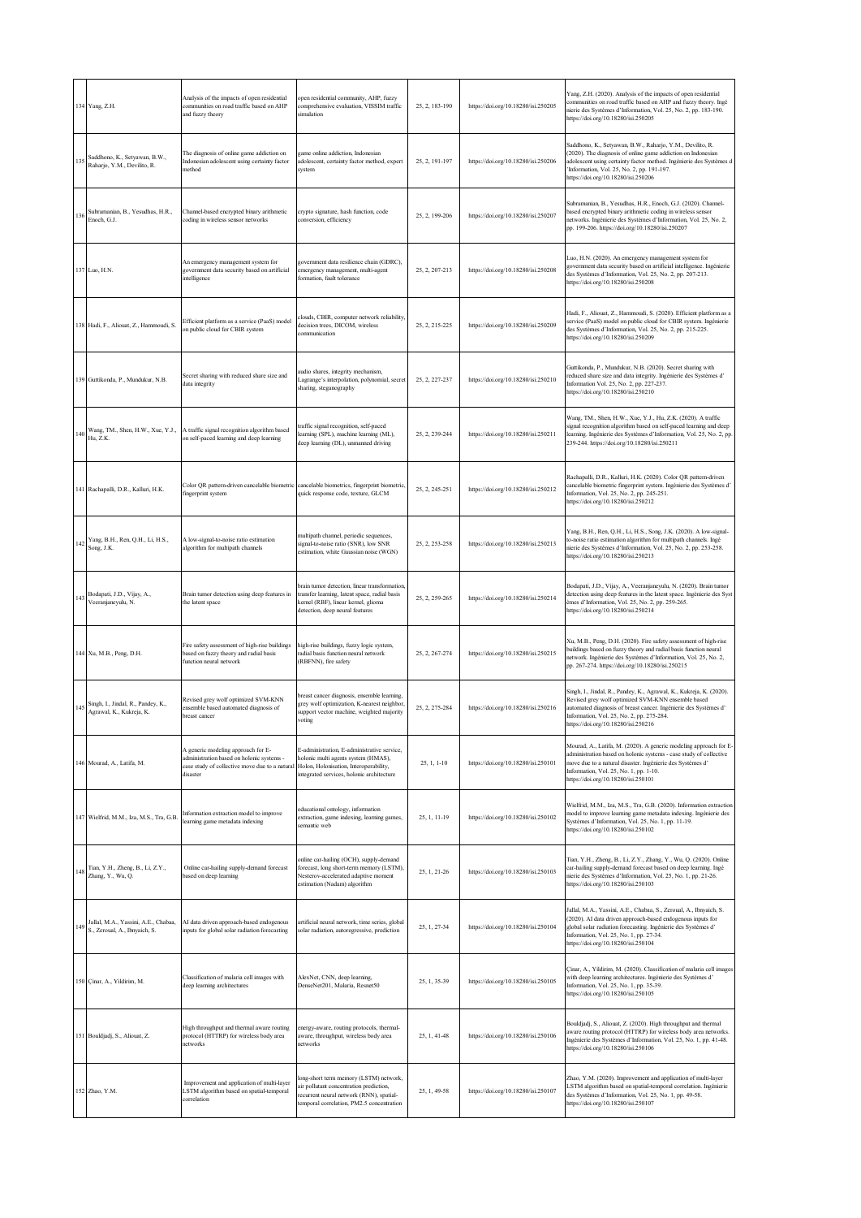| 134 | Yang, Z.H. | Analysis of the impacts of open residential communities on road traffic based on AHP and fuzzy theory | open residential community, AHP, fuzzy comprehensive evaluation, VISSIM traffic simulation | 25, 2, 183-190 | https://doi.org/10.18280/isi.250205 | Yang, Z.H. (2020). Analysis of the impacts of open residential communities on road traffic based on AHP and fuzzy theory. Ingénierie des Systèmes d'Information, Vol. 25, No. 2, pp. 183-190. https://doi.org/10.18280/isi.250205 |
|---|---|---|---|---|---|---|
| 135 | Saddhono, K., Setyawan, B.W., Raharjo, Y.M., Devilito, R. | The diagnosis of online game addiction on Indonesian adolescent using certainty factor method | game online addiction, Indonesian adolescent, certainty factor method, expert system | 25, 2, 191-197 | https://doi.org/10.18280/isi.250206 | Saddhono, K., Setyawan, B.W., Raharjo, Y.M., Devilito, R. (2020). The diagnosis of online game addiction on Indonesian adolescent using certainty factor method. Ingénierie des Systèmes d'Information, Vol. 25, No. 2, pp. 191-197. https://doi.org/10.18280/isi.250206 |
| 136 | Subramanian, B., Yesudhas, H.R., Enoch, G.J. | Channel-based encrypted binary arithmetic coding in wireless sensor networks | crypto signature, hash function, code conversion, efficiency | 25, 2, 199-206 | https://doi.org/10.18280/isi.250207 | Subramanian, B., Yesudhas, H.R., Enoch, G.J. (2020). Channel-based encrypted binary arithmetic coding in wireless sensor networks. Ingénierie des Systèmes d'Information, Vol. 25, No. 2, pp. 199-206. https://doi.org/10.18280/isi.250207 |
| 137 | Luo, H.N. | An emergency management system for government data security based on artificial intelligence | government data resilience chain (GDRC), emergency management, multi-agent formation, fault tolerance | 25, 2, 207-213 | https://doi.org/10.18280/isi.250208 | Luo, H.N. (2020). An emergency management system for government data security based on artificial intelligence. Ingénierie des Systèmes d'Information, Vol. 25, No. 2, pp. 207-213. https://doi.org/10.18280/isi.250208 |
| 138 | Hadi, F., Aliouat, Z., Hammoudi, S. | Efficient platform as a service (PaaS) model on public cloud for CBIR system | clouds, CBIR, computer network reliability, decision trees, DICOM, wireless communication | 25, 2, 215-225 | https://doi.org/10.18280/isi.250209 | Hadi, F., Aliouat, Z., Hammoudi, S. (2020). Efficient platform as a service (PaaS) model on public cloud for CBIR system. Ingénierie des Systèmes d'Information, Vol. 25, No. 2, pp. 215-225. https://doi.org/10.18280/isi.250209 |
| 139 | Guttikonda, P., Mundukur, N.B. | Secret sharing with reduced share size and data integrity | audio shares, integrity mechanism, Lagrange's interpolation, polynomial, secret sharing, steganography | 25, 2, 227-237 | https://doi.org/10.18280/isi.250210 | Guttikonda, P., Mundukur, N.B. (2020). Secret sharing with reduced share size and data integrity. Ingénierie des Systèmes d' Information Vol. 25, No. 2, pp. 227-237. https://doi.org/10.18280/isi.250210 |
| 140 | Wang, TM., Shen, H.W., Xue, Y.J., Hu, Z.K. | A traffic signal recognition algorithm based on self-paced learning and deep learning | traffic signal recognition, self-paced learning (SPL), machine learning (ML), deep learning (DL), unmanned driving | 25, 2, 239-244 | https://doi.org/10.18280/isi.250211 | Wang, TM., Shen, H.W., Xue, Y.J., Hu, Z.K. (2020). A traffic signal recognition algorithm based on self-paced learning and deep learning. Ingénierie des Systèmes d'Information, Vol. 25, No. 2, pp. 239-244. https://doi.org/10.18280/isi.250211 |
| 141 | Rachapalli, D.R., Kalluri, H.K. | Color QR pattern-driven cancelable biometric fingerprint system | cancelable biometrics, fingerprint biometric, quick response code, texture, GLCM | 25, 2, 245-251 | https://doi.org/10.18280/isi.250212 | Rachapalli, D.R., Kalluri, H.K. (2020). Color QR pattern-driven cancelable biometric fingerprint system. Ingénierie des Systèmes d' Information, Vol. 25, No. 2, pp. 245-251. https://doi.org/10.18280/isi.250212 |
| 142 | Yang, B.H., Ren, Q.H., Li, H.S., Song, J.K. | A low-signal-to-noise ratio estimation algorithm for multipath channels | multipath channel, periodic sequences, signal-to-noise ratio (SNR), low SNR estimation, white Gaussian noise (WGN) | 25, 2, 253-258 | https://doi.org/10.18280/isi.250213 | Yang, B.H., Ren, Q.H., Li, H.S., Song, J.K. (2020). A low-signal-to-noise ratio estimation algorithm for multipath channels. Ingénierie des Systèmes d'Information, Vol. 25, No. 2, pp. 253-258. https://doi.org/10.18280/isi.250213 |
| 143 | Bodapati, J.D., Vijay, A., Veeranjaneyulu, N. | Brain tumor detection using deep features in the latent space | brain tumor detection, linear transformation, transfer learning, latent space, radial basis kernel (RBF), linear kernel, glioma detection, deep neural features | 25, 2, 259-265 | https://doi.org/10.18280/isi.250214 | Bodapati, J.D., Vijay, A., Veeranjaneyulu, N. (2020). Brain tumor detection using deep features in the latent space. Ingénierie des Systèmes d'Information, Vol. 25, No. 2, pp. 259-265. https://doi.org/10.18280/isi.250214 |
| 144 | Xu, M.B., Peng, D.H. | Fire safety assessment of high-rise buildings based on fuzzy theory and radial basis function neural network | high-rise buildings, fuzzy logic system, radial basis function neural network (RBFNN), fire safety | 25, 2, 267-274 | https://doi.org/10.18280/isi.250215 | Xu, M.B., Peng, D.H. (2020). Fire safety assessment of high-rise buildings based on fuzzy theory and radial basis function neural network. Ingénierie des Systèmes d'Information, Vol. 25, No. 2, pp. 267-274. https://doi.org/10.18280/isi.250215 |
| 145 | Singh, I., Jindal, R., Pandey, K., Agrawal, K., Kukreja, K. | Revised grey wolf optimized SVM-KNN ensemble based automated diagnosis of breast cancer | breast cancer diagnosis, ensemble learning, grey wolf optimization, K-nearest neighbor, support vector machine, weighted majority voting | 25, 2, 275-284 | https://doi.org/10.18280/isi.250216 | Singh, I., Jindal, R., Pandey, K., Agrawal, K., Kukreja, K. (2020). Revised grey wolf optimized SVM-KNN ensemble based automated diagnosis of breast cancer. Ingénierie des Systèmes d' Information, Vol. 25, No. 2, pp. 275-284. https://doi.org/10.18280/isi.250216 |
| 146 | Mourad, A., Latifa, M. | A generic modeling approach for E-administration based on holonic systems - case study of collective move due to a natural disaster | E-administration, E-administrative service, holonic multi agents system (HMAS), Holon, Holonisation, Interoperability, integrated services, holonic architecture | 25, 1, 1-10 | https://doi.org/10.18280/isi.250101 | Mourad, A., Latifa, M. (2020). A generic modeling approach for E-administration based on holonic systems - case study of collective move due to a natural disaster. Ingénierie des Systèmes d' Information, Vol. 25, No. 1, pp. 1-10. https://doi.org/10.18280/isi.250101 |
| 147 | Wielfrid, M.M., Iza, M.S., Tra, G.B. | Information extraction model to improve learning game metadata indexing | educational ontology, information extraction, game indexing, learning games, semantic web | 25, 1, 11-19 | https://doi.org/10.18280/isi.250102 | Wielfrid, M.M., Iza, M.S., Tra, G.B. (2020). Information extraction model to improve learning game metadata indexing. Ingénierie des Systèmes d'Information, Vol. 25, No. 1, pp. 11-19. https://doi.org/10.18280/isi.250102 |
| 148 | Tian, Y.H., Zheng, B., Li, Z.Y., Zhang, Y., Wu, Q. | Online car-hailing supply-demand forecast based on deep learning | online car-hailing (OCH), supply-demand forecast, long short-term memory (LSTM), Nesterov-accelerated adaptive moment estimation (Nadam) algorithm | 25, 1, 21-26 | https://doi.org/10.18280/isi.250103 | Tian, Y.H., Zheng, B., Li, Z.Y., Zhang, Y., Wu, Q. (2020). Online car-hailing supply-demand forecast based on deep learning. Ingénierie des Systèmes d'Information, Vol. 25, No. 1, pp. 21-26. https://doi.org/10.18280/isi.250103 |
| 149 | Jallal, M.A., Yassini, A.E., Chabaa, S., Zeroual, A., Ibnyaich, S. | AI data driven approach-based endogenous inputs for global solar radiation forecasting | artificial neural network, time series, global solar radiation, autoregressive, prediction | 25, 1, 27-34 | https://doi.org/10.18280/isi.250104 | Jallal, M.A., Yassini, A.E., Chabaa, S., Zeroual, A., Ibnyaich, S. (2020). AI data driven approach-based endogenous inputs for global solar radiation forecasting. Ingénierie des Systèmes d' Information, Vol. 25, No. 1, pp. 27-34. https://doi.org/10.18280/isi.250104 |
| 150 | Çinar, A., Yildirim, M. | Classification of malaria cell images with deep learning architectures | AlexNet, CNN, deep learning, DenseNet201, Malaria, Resnet50 | 25, 1, 35-39 | https://doi.org/10.18280/isi.250105 | Çinar, A., Yildirim, M. (2020). Classification of malaria cell images with deep learning architectures. Ingénierie des Systèmes d' Information, Vol. 25, No. 1, pp. 35-39. https://doi.org/10.18280/isi.250105 |
| 151 | Bouldjadj, S., Aliouat, Z. | High throughput and thermal aware routing protocol (HTTRP) for wireless body area networks | energy-aware, routing protocols, thermal-aware, throughput, wireless body area networks | 25, 1, 41-48 | https://doi.org/10.18280/isi.250106 | Bouldjadj, S., Aliouat, Z. (2020). High throughput and thermal aware routing protocol (HTTRP) for wireless body area networks. Ingénierie des Systèmes d'Information, Vol. 25, No. 1, pp. 41-48. https://doi.org/10.18280/isi.250106 |
| 152 | Zhao, Y.M. | Improvement and application of multi-layer LSTM algorithm based on spatial-temporal correlation | long-short term memory (LSTM) network, air pollutant concentration prediction, recurrent neural network (RNN), spatial-temporal correlation, PM2.5 concentration | 25, 1, 49-58 | https://doi.org/10.18280/isi.250107 | Zhao, Y.M. (2020). Improvement and application of multi-layer LSTM algorithm based on spatial-temporal correlation. Ingénierie des Systèmes d'Information, Vol. 25, No. 1, pp. 49-58. https://doi.org/10.18280/isi.250107 |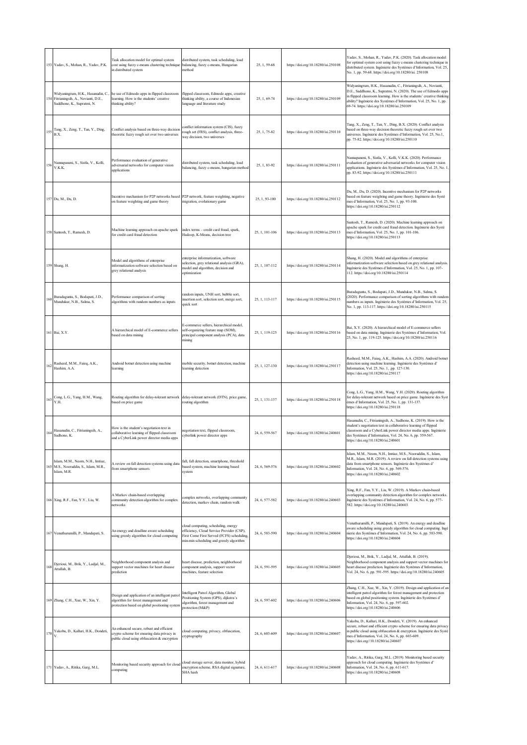| 153 | Yadav, S., Mohan, R., Yadav, P.K. | Task allocation model for optimal system cost using fuzzy c-means clustering technique in distributed system | distributed system, task scheduling, load balancing, fuzzy c-means, Hungarian method | 25, 1, 59-68 | https://doi.org/10.18280/isi.250108 | Yadav, S., Mohan, R., Yadav, P.K. (2020). Task allocation model for optimal system cost using fuzzy c-means clustering technique in distributed system. Ingénierie des Systèmes d'Information, Vol. 25, No. 1, pp. 59-68. https://doi.org/10.18280/isi. 250108 |
|---|---|---|---|---|---|---|
| 154 | Widyaningrum, H.K., Hasanudin, C., Fitrianingsih, A., Novianti, D.E., Saddhono, K., Supratmi, N. | he use of Edmodo apps in flipped classroom learning. How is the students' creative thinking ability? | flipped classroom, Edmodo apps, creative thinking ability, a course of Indonesian language and literature study | 25, 1, 69-74 | https://doi.org/10.18280/isi.250109 | Widyaningrum, H.K., Hasanudin, C., Fitrianingsih, A., Novianti, D.E., Saddhono, K., Supratmi, N. (2020). The use of Edmodo apps in flipped classroom learning. How is the students' creative thinking ability? Ingénierie des Systèmes d'Information, Vol. 25, No. 1, pp. 69-74. https://doi.org/10.18280/isi.250109 |
| 155 | Tang, X., Zeng, T., Tan, Y., Ding, B.X. | Conflict analysis based on three-way decision theoretic fuzzy rough set over two universes | conflict information system (CIS), fuzzy rough set (FRS), conflict analysis, three-way decision, two universes | 25, 1, 75-82 | https://doi.org/10.18280/isi.250110 | Tang, X., Zeng, T., Tan, Y., Ding, B.X. (2020). Conflict analysis based on three-way decision theoretic fuzzy rough set over two universes. Ingénierie des Systèmes d'Information, Vol. 25, No.1, pp. 75-82. https://doi.org/10.18280/isi.250110 |
| 156 | Nannapaneni, S., Sistla, V., Kolli, V.K.K. | Performance evaluation of generative adversarial networks for computer vision applications | distributed system, task scheduling, load balancing, fuzzy c-means, hungarian method | 25, 1, 83-92 | https://doi.org/10.18280/isi.250111 | Nannapaneni, S., Sistla, V., Kolli, V.K.K. (2020). Performance evaluation of generative adversarial networks for computer vision applications. Ingénierie des Systèmes d'Information, Vol. 25, No. 1, pp. 83-92. https://doi.org/10.18280/isi.250111 |
| 157 | Du, M., Du, D. | Incentive mechanism for P2P networks based on feature weighting and game theory | P2P network, feature weighting, negative migration, evolutionary game | 25, 1, 93-100 | https://doi.org/10.18280/isi.250112 | Du, M., Du, D. (2020). Incentive mechanism for P2P networks based on feature weighting and game theory. Ingénierie des Systè mes d'Information, Vol. 25, No. 1, pp. 93-100. https://doi.org/10.18280/isi.250112 |
| 158 | Santosh, T., Ramesh, D. | Machine learning approach on apache spark for credit card fraud detection | index terms – credit card fraud, spark, Hadoop, K-Means, decision tree | 25, 1, 101-106 | https://doi.org/10.18280/isi.250113 | Santosh, T., Ramesh, D. (2020). Machine learning approach on apache spark for credit card fraud detection. Ingénierie des Systè mes d'Information, Vol. 25, No. 1, pp. 101-106. https://doi.org/10.18280/isi.250113 |
| 159 | Shang, H. | Model and algorithms of enterprise informatization software selection based on grey relational analysis | enterprise informatization, software selection, grey relational analysis (GRA), model and algorithm, decision and optimization | 25, 1, 107-112 | https://doi.org/10.18280/isi.250114 | Shang, H. (2020). Model and algorithms of enterprise informatization software selection based on grey relational analysis. Ingénierie des Systèmes d'Information, Vol. 25, No. 1, pp. 107-112. https://doi.org/10.18280/isi.250114 |
| 160 | Buradagunta, S., Bodapati, J.D., Mundukur, N.B., Salma, S. | Performance comparison of sorting algorithms with random numbers as inputs | random inputs, UNH sort, bubble sort, insertion sort, selection sort, merge sort, quick sort | 25, 1, 113-117 | https://doi.org/10.18280/isi.250115 | Buradagunta, S., Bodapati, J.D., Mundukur, N.B., Salma, S. (2020). Performance comparison of sorting algorithms with random numbers as inputs. Ingénierie des Systèmes d'Information, Vol. 25, No. 1, pp. 113-117. https://doi.org/10.18280/isi.250115 |
| 161 | Bai, X.Y. | A hierarchical model of E-commerce sellers based on data mining | E-commerce sellers, hierarchical model, self-organizing feature map (SOM), principal component analysis (PCA), data mining | 25, 1, 119-125 | https://doi.org/10.18280/isi.250116 | Bai, X.Y. (2020). A hierarchical model of E-commerce sellers based on data mining. Ingénierie des Systèmes d'Information, Vol. 25, No. 1, pp. 119-125. https://doi.org/10.18280/isi.250116 |
| 162 | Rasheed, M.M., Faieq, A.K., Hashim, A.A. | Android botnet detection using machine learning | mobile security, botnet detection, machine learning detection | 25, 1, 127-130 | https://doi.org/10.18280/isi.250117 | Rasheed, M.M., Faieq, A.K., Hashim, A.A. (2020). Android botnet detection using machine learning. Ingénierie des Systèmes d' Information, Vol. 25, No. 1, pp. 127-130. https://doi.org/10.18280/isi.250117 |
| 163 | Cong, L.G., Yang, H.M., Wang, Y.H. | Routing algorithm for delay-tolerant network based on price game | delay-tolerant network (DTN), price game, routing algorithm | 25, 1, 131-137 | https://doi.org/10.18280/isi.250118 | Cong, L.G., Yang, H.M., Wang, Y.H. (2020). Routing algorithm for delay-tolerant network based on price game. Ingénierie des Syst èmes d'Information, Vol. 25, No. 1, pp. 131-137. https://doi.org/10.18280/isi.250118 |
| 164 | Hasanudin, C., Fitrianingsih, A., Sadhono, K. | How is the student's negotiation text in collaborative learning of flipped classroom and a CyberLink power director media apps | negotiation text, flipped classroom, cyberlink power director apps | 24, 6, 559-567 | https://doi.org/10.18280/isi.240601 | Hasanudin, C., Fitrianingsih, A., Sadhono, K. (2019). How is the student's negotiation text in collaborative learning of flipped classroom and a CyberLink power director media apps. Ingénierie des Systèmes d'Information, Vol. 24, No. 6, pp. 559-567. https://doi.org/10.18280/isi.240601 |
| 165 | Islam, M.M., Neom, N.H., Imtiaz, M.S., Nooruddin, S., Islam, M.R., Islam, M.R. | A review on fall detection systems using data from smartphone sensors | fall, fall detection, smartphone, threshold based system, machine learning based system | 24, 6, 569-576 | https://doi.org/10.18280/isi.240602 | Islam, M.M., Neom, N.H., Imtiaz, M.S., Nooruddin, S., Islam, M.R., Islam, M.R. (2019). A review on fall detection systems using data from smartphone sensors. Ingénierie des Systèmes d' Information, Vol. 24, No. 6, pp. 569-576. https://doi.org/10.18280/isi.240602 |
| 166 | Xing, R.F., Fan, Y.Y., Liu, W. | A Markov chain-based overlapping community detection algorithm for complex networks | complex networks, overlapping community detection, markov chain, random walk | 24, 6, 577-582 | https://doi.org/10.18280/isi.240603 | Xing, R.F., Fan, Y.Y., Liu, W. (2019). A Markov chain-based overlapping community detection algorithm for complex networks. Ingénierie des Systèmes d'Information, Vol. 24, No. 6, pp. 577-582. https://doi.org/10.18280/isi.240603 |
| 167 | Venuthurumilli, P., Mandapati, S. | An energy and deadline aware scheduling using greedy algorithm for cloud computing | cloud computing, scheduling, energy efficiency, Cloud Service Provider (CSP), First Come First Served (FCFS) scheduling, min-min scheduling and greedy algorithm | 24, 6, 583-590 | https://doi.org/10.18280/isi.240604 | Venuthurumilli, P., Mandapati, S. (2019). An energy and deadline aware scheduling using greedy algorithm for cloud computing. Ingé nierie des Systèmes d'Information, Vol. 24, No. 6, pp. 583-590. https://doi.org/10.18280/isi.240604 |
| 168 | Djerioui, M., Brik, Y., Ladjal, M., Attallah, B. | Neighborhood component analysis and support vector machines for heart disease prediction | heart disease, prediction, neighborhood component analysis, support vector machines, feature selection | 24, 6, 591-595 | https://doi.org/10.18280/isi.240605 | Djerioui, M., Brik, Y., Ladjal, M., Attallah, B. (2019). Neighborhood component analysis and support vector machines for heart disease prediction. Ingénierie des Systèmes d'Information, Vol. 24, No. 6, pp. 591-595. https://doi.org/10.18280/isi.240605 |
| 169 | Zhang, C.H., Xue, W., Xin, Y. | Design and application of an intelligent patrol algorithm for forest management and protection based on global positioning system | Intelligent Patrol Algorithm, Global Positioning System (GPS), dijkstra's algorithm, forest management and protection (M&P) | 24, 6, 597-602 | https://doi.org/10.18280/isi.240606 | Zhang, C.H., Xue, W., Xin, Y. (2019). Design and application of an intelligent patrol algorithm for forest management and protection based on global positioning system. Ingénierie des Systèmes d' Information, Vol. 24, No. 6, pp. 597-602. https://doi.org/10.18280/isi.240606 |
| 170 | Yakobu, D., Kalluri, H.K., Dondeti, V. | An enhanced secure, robust and efficient crypto scheme for ensuring data privacy in public cloud using obfuscation & encryption | cloud computing, privacy, obfuscation, cryptography | 24, 6, 603-609 | https://doi.org/10.18280/isi.240607 | Yakobu, D., Kalluri, H.K., Dondeti, V. (2019). An enhanced secure, robust and efficient crypto scheme for ensuring data privacy in public cloud using obfuscation & encryption. Ingénierie des Systè mes d'Information, Vol. 24, No. 6, pp. 603-609. https://doi.org//10.18280/isi.240607 |
| 171 | Yadav, A., Ritika, Garg, M.L. | Monitoring based security approach for cloud computing | cloud storage server, data monitor, hybrid encryption scheme, RSA digital signature, SHA hash | 24, 6, 611-617 | https://doi.org/10.18280/isi.240608 | Yadav, A., Ritika, Garg, M.L. (2019). Monitoring based security approach for cloud computing. Ingénierie des Systèmes d' Information, Vol. 24, No. 6, pp. 611-617. https://doi.org/10.18280/isi.240608 |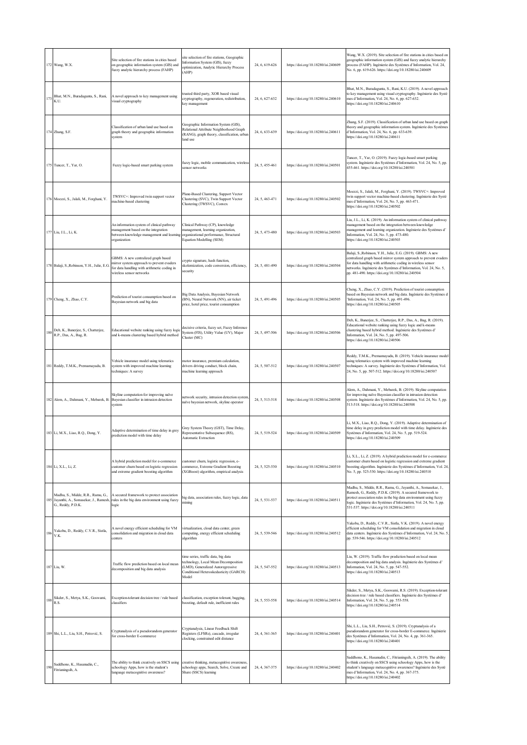| 172 | Wang, W.X. | Site selection of fire stations in cities based on geographic information system (GIS) and fuzzy analytic hierarchy process (FAHP) | site selection of fire stations, Geographic Information System (GIS), fuzzy optimization, Analytic Hierarchy Process (AHP) | 24, 6, 619-626 | https://doi.org/10.18280/isi.240609 | Wang, W.X. (2019). Site selection of fire stations in cities based on geographic information system (GIS) and fuzzy analytic hierarchy process (FAHP). Ingénierie des Systèmes d'Information, Vol. 24, No. 6, pp. 619-626. https://doi.org/10.18280/isi.240609 |
|---|---|---|---|---|---|---|
| 173 | Bhat, M.N., Buradagunta, S., Rani, K.U. | A novel approach to key management using visual cryptography | trusted third party, XOR based visual cryptography, regeneration, redistribution, key management | 24, 6, 627-632 | https://doi.org/10.18280/isi.240610 | Bhat, M.N., Buradagunta, S., Rani, K.U. (2019). A novel approach to key management using visual cryptography. Ingénierie des Systè mes d'Information, Vol. 24, No. 6, pp. 627-632. https://doi.org/10.18280/isi.240610 |
| 174 | Zhang, S.F. | Classification of urban land use based on graph theory and geographic information system | Geographic Information System (GIS), Relational Attribute Neighborhood Graph (RANG), graph theory, classification, urban land use | 24, 6, 633-639 | https://doi.org/10.18280/isi.240611 | Zhang, S.F. (2019). Classification of urban land use based on graph theory and geographic information system. Ingénierie des Systèmes d'Information, Vol. 24, No. 6, pp. 633-639. https://doi.org/10.18280/isi.240611 |
| 175 | Tuncer, T., Yar, O. | Fuzzy logic-based smart parking system | fuzzy logic, mobile communication, wireless sensor networks | 24, 5, 455-461 | https://doi.org/10.18280/isi.240501 | Tuncer, T., Yar, O. (2019). Fuzzy logic-based smart parking system. Ingénierie des Systèmes d'Information, Vol. 24, No. 5, pp. 455-461. https://doi.org/10.18280/isi.240501 |
| 176 | Moezzi, S., Jalali, M., Forghani, Y. | TWSVC+: Improved twin support vector machine-based clustering | Plane-Based Clustering, Support Vector Clustering (SVC), Twin Support Vector Clustering (TWSVC), Convex | 24, 5, 463-471 | https://doi.org/10.18280/isi.240502 | Moezzi, S., Jalali, M., Forghani, Y. (2019). TWSVC+: Improved twin support vector machine-based clustering. Ingénierie des Systè mes d'Information, Vol. 24, No. 5, pp. 463-471. https://doi.org/10.18280/isi.240502 |
| 177 | Liu, J.L., Li, K. | An information system of clinical pathway management based on the integration between knowledge management and learning organization | Clinical Pathway (CP), knowledge management, learning organization, organizational performance, Structural Equation Modelling (SEM) | 24, 5, 473-480 | https://doi.org/10.18280/isi.240503 | Liu, J.L., Li, K. (2019). An information system of clinical pathway management based on the integration between knowledge management and learning organization. Ingénierie des Systèmes d' Information, Vol. 24, No. 5, pp. 473-480. https://doi.org/10.18280/isi.240503 |
| 178 | Balaji, S.,Robinson, Y.H., Julie, E.G. | GBMS: A new centralized graph based mirror system approach to prevent evaders for data handling with arithmetic coding in wireless sensor networks | crypto signature, hash function, skolemization, code conversion, efficiency, security | 24, 5, 481-490 | https://doi.org/10.18280/isi.240504 | Balaji, S.,Robinson, Y.H., Julie, E.G. (2019). GBMS: A new centralized graph based mirror system approach to prevent evaders for data handling with arithmetic coding in wireless sensor networks. Ingénierie des Systèmes d'Information, Vol. 24, No. 5, pp. 481-490. https://doi.org/10.18280/isi.240504 |
| 179 | Cheng, X., Zhao, C.Y. | Prediction of tourist consumption based on Bayesian network and big data | Big Data Analysis, Bayesian Network (BN), Neural Network (NN), air ticket price, hotel price, tourist consumption | 24, 5, 491-496 | https://doi.org/10.18280/isi.240505 | Cheng, X., Zhao, C.Y. (2019). Prediction of tourist consumption based on Bayesian network and big data. Ingénierie des Systèmes d 'Information, Vol. 24, No. 5, pp. 491-496. https://doi.org/10.18280/isi.240505 |
| 180 | Deb, K., Banerjee, S., Chatterjee, R.P., Das, A., Bag, R. | Educational website ranking using fuzzy logic and k-means clustering based hybrid method | decisive criteria, fuzzy set, Fuzzy Inference System (FIS), Utility Value (UV), Major Cluster (MC) | 24, 5, 497-506 | https://doi.org/10.18280/isi.240506 | Deb, K., Banerjee, S., Chatterjee, R.P., Das, A., Bag, R. (2019). Educational website ranking using fuzzy logic and k-means clustering based hybrid method. Ingénierie des Systèmes d' Information, Vol. 24, No. 5, pp. 497-506. https://doi.org/10.18280/isi.240506 |
| 181 | Reddy, T.M.K., Premamayudu, B. | Vehicle insurance model using telematics system with improved machine learning techniques: A survey | motor insurance, premium calculation, drivers driving conduct, block chain, machine learning approach | 24, 5, 507-512 | https://doi.org/10.18280/isi.240507 | Reddy, T.M.K., Premamayudu, B. (2019). Vehicle insurance model using telematics system with improved machine learning techniques: A survey. Ingénierie des Systèmes d'Information, Vol. 24, No. 5, pp. 507-512. https://doi.org/10.18280/isi.240507 |
| 182 | Alem, A., Dahmani, Y., Mebarek, B. | Skyline computation for improving naïve Bayesian classifier in intrusion detection system | network security, intrusion detection system, naïve bayesian network, skyline operator | 24, 5, 513-518 | https://doi.org/10.18280/isi.240508 | Alem, A., Dahmani, Y., Mebarek, B. (2019). Skyline computation for improving naïve Bayesian classifier in intrusion detection system. Ingénierie des Systèmes d'Information, Vol. 24, No. 5, pp. 513-518. https://doi.org/10.18280/isi.240508 |
| 183 | Li, M.X., Liao, R.Q., Dong, Y. | Adaptive determination of time delay in grey prediction model with time delay | Grey System Theory (GST), Time Delay, Representative Subsequence (RS), Automatic Extraction | 24, 5, 519-524 | https://doi.org/10.18280/isi.240509 | Li, M.X., Liao, R.Q., Dong, Y. (2019). Adaptive determination of time delay in grey prediction model with time delay. Ingénierie des Systèmes d'Information, Vol. 24, No. 5, pp. 519-524. https://doi.org/10.18280/isi.240509 |
| 184 | Li, X.L., Li, Z. | A hybrid prediction model for e-commerce customer churn based on logistic regression and extreme gradient boosting algorithm | customer churn, logistic regression, e-commerce, Extreme Gradient Boosting (XGBoost) algorithm, empirical analysis | 24, 5, 525-530 | https://doi.org/10.18280/isi.240510 | Li, X.L., Li, Z. (2019). A hybrid prediction model for e-commerce customer churn based on logistic regression and extreme gradient boosting algorithm. Ingénierie des Systèmes d'Information, Vol. 24, No. 5, pp. 525-530. https://doi.org/10.18280/isi.240510 |
| 185 | Madhu, S., Midde, R.R., Ramu, G., Jayanthi, A., Somasekar, J., Ramesh, G., Reddy, P.D.K. | A secured framework to protect association rules in the big data environment using fuzzy logic | big data, association rules, fuzzy logic, data mining | 24, 5, 531-537 | https://doi.org/10.18280/isi.240511 | Madhu, S., Midde, R.R., Ramu, G., Jayanthi, A., Somasekar, J., Ramesh, G., Reddy, P.D.K. (2019). A secured framework to protect association rules in the big data environment using fuzzy logic. Ingénierie des Systèmes d'Information, Vol. 24, No. 5, pp. 531-537. https://doi.org/10.18280/isi.240511 |
| 186 | Yakobu, D., Reddy, C.V.R., Sistla, V.K. | A novel energy efficient scheduling for VM consolidation and migration in cloud data centers | virtualization, cloud data center, green computing, energy efficient scheduling algorithm | 24, 5, 539-546 | https://doi.org/10.18280/isi.240512 | Yakobu, D., Reddy, C.V.R., Sistla, V.K. (2019). A novel energy efficient scheduling for VM consolidation and migration in cloud data centers. Ingénierie des Systèmes d'Information, Vol. 24, No. 5, pp. 539-546. https://doi.org/10.18280/isi.240512 |
| 187 | Liu, W. | Traffic flow prediction based on local mean decomposition and big data analysis | time series, traffic data, big data technology, Local Mean Decomposition (LMD), Generalized Autoregressive Conditional Heteroskedasticity (GARCH) Model | 24, 5, 547-552 | https://doi.org/10.18280/isi.240513 | Liu, W. (2019). Traffic flow prediction based on local mean decomposition and big data analysis. Ingénierie des Systèmes d' Information, Vol. 24, No. 5, pp. 547-552. https://doi.org/10.18280/isi.240513 |
| 188 | Sikder, S., Metya, S.K., Goswami, R.S. | Exception-tolerant decision tree / rule based classifiers | classification, exception tolerant, bagging, boosting, default rule, inefficient rules | 24, 5, 553-558 | https://doi.org/10.18280/isi.240514 | Sikder, S., Metya, S.K., Goswami, R.S. (2019). Exception-tolerant decision tree / rule based classifiers. Ingénierie des Systèmes d' Information, Vol. 24, No. 5, pp. 553-558. https://doi.org/10.18280/isi.240514 |
| 189 | Shi, L.L., Liu, S.H., Petrović, S. | Cryptanalysis of a pseudorandom generator for cross-border E-commerce | Cryptanalysis, Linear Feedback Shift Registers (LFSRs), cascade, irregular clocking, constrained edit distance | 24, 4, 361-365 | https://doi.org/10.18280/isi.240401 | Shi, L.L., Liu, S.H., Petrović, S. (2019). Cryptanalysis of a pseudorandom generator for cross-border E-commerce. Ingénierie des Systèmes d'Information, Vol. 24, No. 4, pp. 361-365. https://doi.org/10.18280/isi.240401 |
| 190 | Saddhono, K., Hasanudin, C., Fitrianingsih, A. | The ability to think creatively on SSCS using schoology Apps, how is the student's language metacognitive awareness? | creative thinking, metacognitive awareness, schoology apps, Search, Solve, Create and Share (SSCS) learning | 24, 4, 367-375 | https://doi.org/10.18280/isi.240402 | Saddhono, K., Hasanudin, C., Fitrianingsih, A. (2019). The ability to think creatively on SSCS using schoology Apps, how is the student's language metacognitive awareness? Ingénierie des Systè mes d'Information, Vol. 24, No. 4, pp. 367-375. https://doi.org/10.18280/isi.240402 |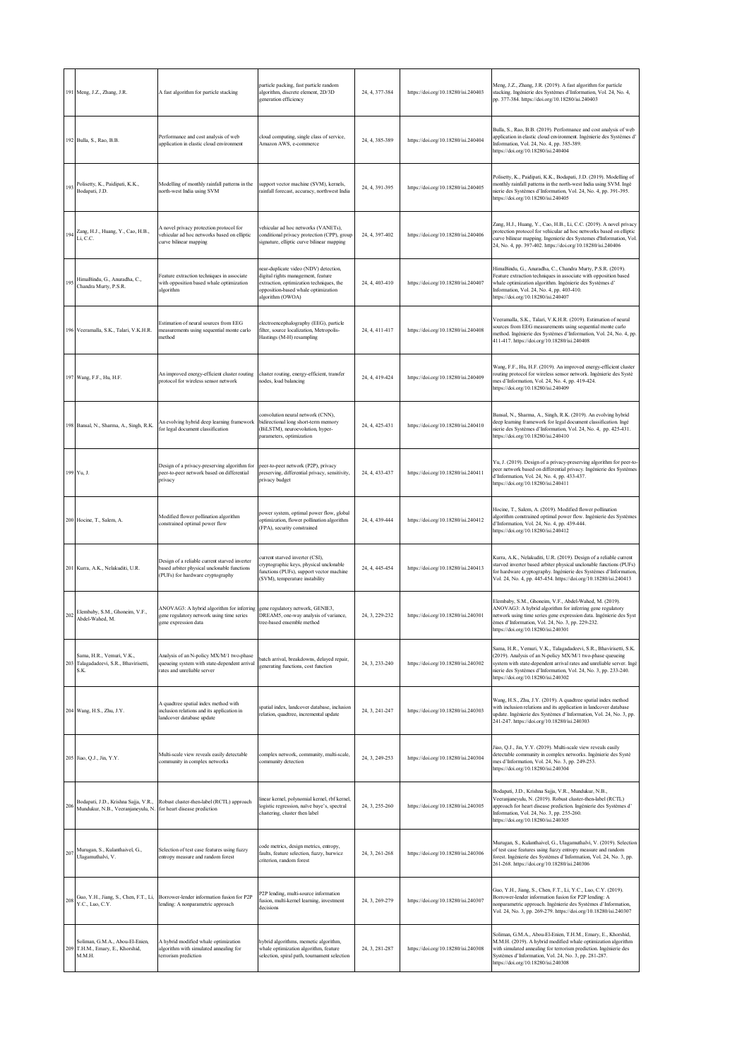| 191 | Meng, J.Z., Zhang, J.R. | A fast algorithm for particle stacking | particle packing, fast particle random algorithm, discrete element, 2D/3D generation efficiency | 24, 4, 377-384 | https://doi.org/10.18280/isi.240403 | Meng, J.Z., Zhang, J.R. (2019). A fast algorithm for particle stacking. Ingénierie des Systèmes d'Information, Vol. 24, No. 4, pp. 377-384. https://doi.org/10.18280/isi.240403 |
|---|---|---|---|---|---|---|
| 192 | Bulla, S., Rao, B.B. | Performance and cost analysis of web application in elastic cloud environment | cloud computing, single class of service, Amazon AWS, e-commerce | 24, 4, 385-389 | https://doi.org/10.18280/isi.240404 | Bulla, S., Rao, B.B. (2019). Performance and cost analysis of web application in elastic cloud environment. Ingénierie des Systèmes d'Information, Vol. 24, No. 4, pp. 385-389. https://doi.org/10.18280/isi.240404 |
| 193 | Polisetty, K., Paidipati, K.K., Bodapati, J.D. | Modelling of monthly rainfall patterns in the north-west India using SVM | support vector machine (SVM), kernels, rainfall forecast, accuracy, northwest India | 24, 4, 391-395 | https://doi.org/10.18280/isi.240405 | Polisetty, K., Paidipati, K.K., Bodapati, J.D. (2019). Modelling of monthly rainfall patterns in the north-west India using SVM. Ingénierie des Systèmes d'Information, Vol. 24, No. 4, pp. 391-395. https://doi.org/10.18280/isi.240405 |
| 194 | Zang, H.J., Huang, Y., Cao, H.B., Li, C.C. | A novel privacy protection protocol for vehicular ad hoc networks based on elliptic curve bilinear mapping | vehicular ad hoc networks (VANETs), conditional privacy protection (CPP), group signature, elliptic curve bilinear mapping | 24, 4, 397-402 | https://doi.org/10.18280/isi.240406 | Zang, H.J., Huang, Y., Cao, H.B., Li, C.C. (2019). A novel privacy protection protocol for vehicular ad hoc networks based on elliptic curve bilinear mapping. Ingenierie des Systemes d'Information, Vol. 24, No. 4, pp. 397-402. https://doi.org/10.18280/isi.240406 |
| 195 | HimaBindu, G., Anuradha, C., Chandra Murty, P.S.R. | Feature extraction techniques in associate with opposition based whale optimization algorithm | near-duplicate video (NDV) detection, digital rights management, feature extraction, optimization techniques, the opposition-based whale optimization algorithm (OWOA) | 24, 4, 403-410 | https://doi.org/10.18280/isi.240407 | HimaBindu, G., Anuradha, C., Chandra Murty, P.S.R. (2019). Feature extraction techniques in associate with opposition based whale optimization algorithm. Ingénierie des Systèmes d'Information, Vol. 24, No. 4, pp. 403-410. https://doi.org/10.18280/isi.240407 |
| 196 | Veeramalla, S.K., Talari, V.K.H.R. | Estimation of neural sources from EEG measurements using sequential monte carlo method | electroencephalography (EEG), particle filter, source localization, Metropolis-Hastings (M-H) resampling | 24, 4, 411-417 | https://doi.org/10.18280/isi.240408 | Veeramalla, S.K., Talari, V.K.H.R. (2019). Estimation of neural sources from EEG measurements using sequential monte carlo method. Ingénierie des Systèmes d'Information, Vol. 24, No. 4, pp. 411-417. https://doi.org/10.18280/isi.240408 |
| 197 | Wang, F.F., Hu, H.F. | An improved energy-efficient cluster routing protocol for wireless sensor network | cluster routing, energy-efficient, transfer nodes, load balancing | 24, 4, 419-424 | https://doi.org/10.18280/isi.240409 | Wang, F.F., Hu, H.F. (2019). An improved energy-efficient cluster routing protocol for wireless sensor network. Ingénierie des Systèmes d'Information, Vol. 24, No. 4, pp. 419-424. https://doi.org/10.18280/isi.240409 |
| 198 | Bansal, N., Sharma, A., Singh, R.K. | An evolving hybrid deep learning framework for legal document classification | convolution neural network (CNN), bidirectional long short-term memory (BiLSTM), neuroevolution, hyper-parameters, optimization | 24, 4, 425-431 | https://doi.org/10.18280/isi.240410 | Bansal, N., Sharma, A., Singh, R.K. (2019). An evolving hybrid deep learning framework for legal document classification. Ingénierie des Systèmes d'Information, Vol. 24, No. 4, pp. 425-431. https://doi.org/10.18280/isi.240410 |
| 199 | Yu, J. | Design of a privacy-preserving algorithm for peer-to-peer network based on differential privacy | peer-to-peer network (P2P), privacy preserving, differential privacy, sensitivity, privacy budget | 24, 4, 433-437 | https://doi.org/10.18280/isi.240411 | Yu, J. (2019). Design of a privacy-preserving algorithm for peer-to-peer network based on differential privacy. Ingénierie des Systèmes d'Information, Vol. 24, No. 4, pp. 433-437. https://doi.org/10.18280/isi.240411 |
| 200 | Hocine, T., Salem, A. | Modified flower pollination algorithm constrained optimal power flow | power system, optimal power flow, global optimization, flower pollination algorithm (FPA), security constrained | 24, 4, 439-444 | https://doi.org/10.18280/isi.240412 | Hocine, T., Salem, A. (2019). Modified flower pollination algorithm constrained optimal power flow. Ingénierie des Systèmes d'Information, Vol. 24, No. 4, pp. 439-444. https://doi.org/10.18280/isi.240412 |
| 201 | Kurra, A.K., Nelakuditi, U.R. | Design of a reliable current starved inverter based arbiter physical unclonable functions (PUFs) for hardware cryptography | current starved inverter (CSI), cryptographic keys, physical unclonable functions (PUFs), support vector machine (SVM), temperature instability | 24, 4, 445-454 | https://doi.org/10.18280/isi.240413 | Kurra, A.K., Nelakuditi, U.R. (2019). Design of a reliable current starved inverter based arbiter physical unclonable functions (PUFs) for hardware cryptography. Ingénierie des Systèmes d'Information, Vol. 24, No. 4, pp. 445-454. https://doi.org/10.18280/isi.240413 |
| 202 | Elembaby, S.M., Ghoneim, V.F., Abdel-Wahed, M. | ANOVAG3: A hybrid algorithm for inferring gene regulatory network using time series gene expression data | gene regulatory network, GENIE3, DREAM5, one-way analysis of variance, tree-based ensemble method | 24, 3, 229-232 | https://doi.org/10.18280/isi.240301 | Elembaby, S.M., Ghoneim, V.F., Abdel-Wahed, M. (2019). ANOVAG3: A hybrid algorithm for inferring gene regulatory network using time series gene expression data. Ingénierie des Systèmes d'Information, Vol. 24, No. 3, pp. 229-232. https://doi.org/10.18280/isi.240301 |
| 203 | Sama, H.R., Vemuri, V.K., Talagadadeevi, S.R., Bhavirisetti, S.K. | Analysis of an N-policy MX/M/1 two-phase queueing system with state-dependent arrival rates and unreliable server | batch arrival, breakdowns, delayed repair, generating functions, cost function | 24, 3, 233-240 | https://doi.org/10.18280/isi.240302 | Sama, H.R., Vemuri, V.K., Talagadadeevi, S.R., Bhavirisetti, S.K. (2019). Analysis of an N-policy MX/M/1 two-phase queueing system with state-dependent arrival rates and unreliable server. Ingénierie des Systèmes d'Information, Vol. 24, No. 3, pp. 233-240. https://doi.org/10.18280/isi.240302 |
| 204 | Wang, H.S., Zhu, J.Y. | A quadtree spatial index method with inclusion relations and its application in landcover database update | spatial index, landcover database, inclusion relation, quadtree, incremental update | 24, 3, 241-247 | https://doi.org/10.18280/isi.240303 | Wang, H.S., Zhu, J.Y. (2019). A quadtree spatial index method with inclusion relations and its application in landcover database update. Ingénierie des Systèmes d'Information, Vol. 24, No. 3, pp. 241-247. https://doi.org/10.18280/isi.240303 |
| 205 | Jiao, Q.J., Jin, Y.Y. | Multi-scale view reveals easily detectable community in complex networks | complex network, community, multi-scale, community detection | 24, 3, 249-253 | https://doi.org/10.18280/isi.240304 | Jiao, Q.J., Jin, Y.Y. (2019). Multi-scale view reveals easily detectable community in complex networks. Ingénierie des Systèmes d'Information, Vol. 24, No. 3, pp. 249-253. https://doi.org/10.18280/isi.240304 |
| 206 | Bodapati, J.D., Krishna Sajja, V.R., Mundukur, N.B., Veeranjaneyulu, N. | Robust cluster-then-label (RCTL) approach for heart disease prediction | linear kernel, polynomial kernel, rbf kernel, logistic regression, naïve baye's, spectral clustering, cluster then label | 24, 3, 255-260 | https://doi.org/10.18280/isi.240305 | Bodapati, J.D., Krishna Sajja, V.R., Mundukur, N.B., Veeranjaneyulu, N. (2019). Robust cluster-then-label (RCTL) approach for heart disease prediction. Ingénierie des Systèmes d'Information, Vol. 24, No. 3, pp. 255-260. https://doi.org/10.18280/isi.240305 |
| 207 | Murugan, S., Kulanthaivel, G., Ulaganathalvi, V. | Selection of test case features using fuzzy entropy measure and random forest | code metrics, design metrics, entropy, faults, feature selection, fuzzy, hurwicz criterion, random forest | 24, 3, 261-268 | https://doi.org/10.18280/isi.240306 | Murugan, S., Kulanthaivel, G., Ulaganathalvi, V. (2019). Selection of test case features using fuzzy entropy measure and random forest. Ingénierie des Systèmes d'Information, Vol. 24, No. 3, pp. 261-268. https://doi.org/10.18280/isi.240306 |
| 208 | Guo, Y.H., Jiang, S., Chen, F.T., Li, Y.C., Luo, C.Y. | Borrower-lender information fusion for P2P lending: A nonparametric approach | P2P lending, multi-source information fusion, multi-kernel learning, investment decisions | 24, 3, 269-279 | https://doi.org/10.18280/isi.240307 | Guo, Y.H., Jiang, S., Chen, F.T., Li, Y.C., Luo, C.Y. (2019). Borrower-lender information fusion for P2P lending: A nonparametric approach. Ingénierie des Systèmes d'Information, Vol. 24, No. 3, pp. 269-279. https://doi.org/10.18280/isi.240307 |
| 209 | Soliman, G.M.A., Abou-El-Enien, T.H.M., Emary, E., Khorshid, M.M.H. | A hybrid modified whale optimization algorithm with simulated annealing for terrorism prediction | hybrid algorithms, memetic algorithm, whale optimization algorithm, feature selection, spiral path, tournament selection | 24, 3, 281-287 | https://doi.org/10.18280/isi.240308 | Soliman, G.M.A., Abou-El-Enien, T.H.M., Emary, E., Khorshid, M.M.H. (2019). A hybrid modified whale optimization algorithm with simulated annealing for terrorism prediction. Ingénierie des Systèmes d'Information, Vol. 24, No. 3, pp. 281-287. https://doi.org/10.18280/isi.240308 |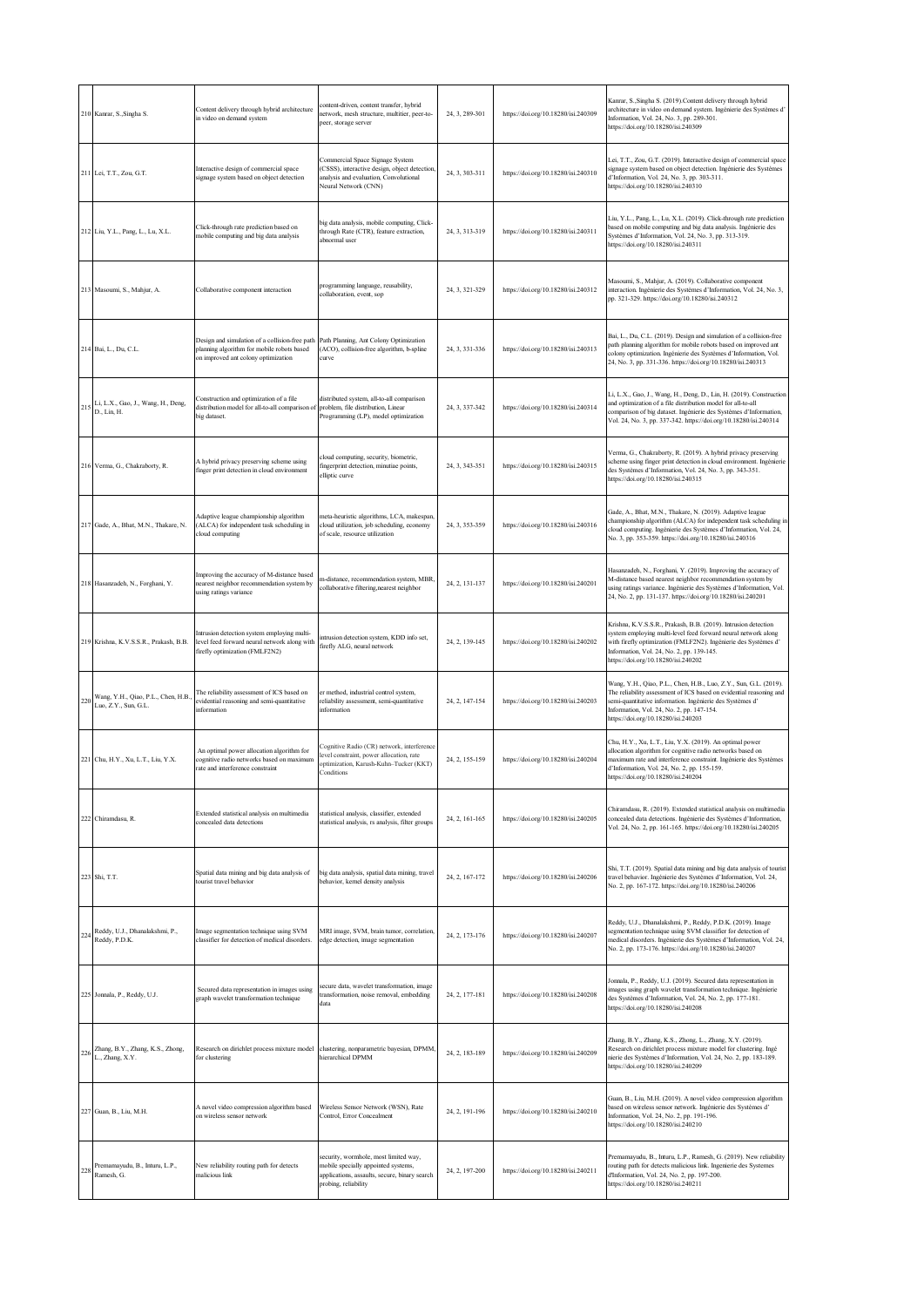| | | | | | | |
|---|---|---|---|---|---|---|
| 210 | Kanrar, S.,Singha S. | Content delivery through hybrid architecture in video on demand system | content-driven, content transfer, hybrid network, mesh structure, multitier, peer-to-peer, storage server | 24, 3, 289-301 | https://doi.org/10.18280/isi.240309 | Kanrar, S.,Singha S. (2019).Content delivery through hybrid architecture in video on demand system. Ingénierie des Systèmes d' Information, Vol. 24, No. 3, pp. 289-301. https://doi.org/10.18280/isi.240309 |
| 211 | Lei, T.T., Zou, G.T. | Interactive design of commercial space signage system based on object detection | Commercial Space Signage System (CSSS), interactive design, object detection, analysis and evaluation, Convolutional Neural Network (CNN) | 24, 3, 303-311 | https://doi.org/10.18280/isi.240310 | Lei, T.T., Zou, G.T. (2019). Interactive design of commercial space signage system based on object detection. Ingénierie des Systèmes d'Information, Vol. 24, No. 3, pp. 303-311. https://doi.org/10.18280/isi.240310 |
| 212 | Liu, Y.L., Pang, L., Lu, X.L. | Click-through rate prediction based on mobile computing and big data analysis | big data analysis, mobile computing, Click-through Rate (CTR), feature extraction, abnormal user | 24, 3, 313-319 | https://doi.org/10.18280/isi.240311 | Liu, Y.L., Pang, L., Lu, X.L. (2019). Click-through rate prediction based on mobile computing and big data analysis. Ingénierie des Systèmes d'Information, Vol. 24, No. 3, pp. 313-319. https://doi.org/10.18280/isi.240311 |
| 213 | Masoumi, S., Mahjur, A. | Collaborative component interaction | programming language, reusability, collaboration, event, sop | 24, 3, 321-329 | https://doi.org/10.18280/isi.240312 | Masoumi, S., Mahjur, A. (2019). Collaborative component interaction. Ingénierie des Systèmes d'Information, Vol. 24, No. 3, pp. 321-329. https://doi.org/10.18280/isi.240312 |
| 214 | Bai, L., Du, C.L. | Design and simulation of a collision-free path planning algorithm for mobile robots based on improved ant colony optimization | Path Planning, Ant Colony Optimization (ACO), collision-free algorithm, b-spline curve | 24, 3, 331-336 | https://doi.org/10.18280/isi.240313 | Bai, L., Du, C.L. (2019). Design and simulation of a collision-free path planning algorithm for mobile robots based on improved ant colony optimization. Ingénierie des Systèmes d'Information, Vol. 24, No. 3, pp. 331-336. https://doi.org/10.18280/isi.240313 |
| 215 | Li, L.X., Gao, J., Wang, H., Deng, D., Lin, H. | Construction and optimization of a file distribution model for all-to-all comparison of big dataset. | distributed system, all-to-all comparison problem, file distribution, Linear Programming (LP), model optimization | 24, 3, 337-342 | https://doi.org/10.18280/isi.240314 | Li, L.X., Gao, J., Wang, H., Deng, D., Lin, H. (2019). Construction and optimization of a file distribution model for all-to-all comparison of big dataset. Ingénierie des Systèmes d'Information, Vol. 24, No. 3, pp. 337-342. https://doi.org/10.18280/isi.240314 |
| 216 | Verma, G., Chakraborty, R. | A hybrid privacy preserving scheme using finger print detection in cloud environment | cloud computing, security, biometric, fingerprint detection, minutiae points, elliptic curve | 24, 3, 343-351 | https://doi.org/10.18280/isi.240315 | Verma, G., Chakraborty, R. (2019). A hybrid privacy preserving scheme using finger print detection in cloud environment. Ingénierie des Systèmes d'Information, Vol. 24, No. 3, pp. 343-351. https://doi.org/10.18280/isi.240315 |
| 217 | Gade, A., Bhat, M.N., Thakare, N. | Adaptive league championship algorithm (ALCA) for independent task scheduling in cloud computing | meta-heuristic algorithms, LCA, makespan, cloud utilization, job scheduling, economy of scale, resource utilization | 24, 3, 353-359 | https://doi.org/10.18280/isi.240316 | Gade, A., Bhat, M.N., Thakare, N. (2019). Adaptive league championship algorithm (ALCA) for independent task scheduling in cloud computing. Ingénierie des Systèmes d'Information, Vol. 24, No. 3, pp. 353-359. https://doi.org/10.18280/isi.240316 |
| 218 | Hasanzadeh, N., Forghani, Y. | Improving the accuracy of M-distance based nearest neighbor recommendation system by using ratings variance | m-distance, recommendation system, MBR, collaborative filtering,nearest neighbor | 24, 2, 131-137 | https://doi.org/10.18280/isi.240201 | Hasanzadeh, N., Forghani, Y. (2019). Improving the accuracy of M-distance based nearest neighbor recommendation system by using ratings variance. Ingénierie des Systèmes d'Information, Vol. 24, No. 2, pp. 131-137. https://doi.org/10.18280/isi.240201 |
| 219 | Krishna, K.V.S.S.R., Prakash, B.B. | Intrusion detection system employing multi-level feed forward neural network along with firefly optimization (FMLF2N2) | intrusion detection system, KDD info set, firefly ALG, neural network | 24, 2, 139-145 | https://doi.org/10.18280/isi.240202 | Krishna, K.V.S.S.R., Prakash, B.B. (2019). Intrusion detection system employing multi-level feed forward neural network along with firefly optimization (FMLF2N2). Ingénierie des Systèmes d' Information, Vol. 24, No. 2, pp. 139-145. https://doi.org/10.18280/isi.240202 |
| 220 | Wang, Y.H., Qiao, P.L., Chen, H.B., Luo, Z.Y., Sun, G.L. | The reliability assessment of ICS based on evidential reasoning and semi-quantitative information | er method, industrial control system, reliability assessment, semi-quantitative information | 24, 2, 147-154 | https://doi.org/10.18280/isi.240203 | Wang, Y.H., Qiao, P.L., Chen, H.B., Luo, Z.Y., Sun, G.L. (2019). The reliability assessment of ICS based on evidential reasoning and semi-quantitative information. Ingénierie des Systèmes d' Information, Vol. 24, No. 2, pp. 147-154. https://doi.org/10.18280/isi.240203 |
| 221 | Chu, H.Y., Xu, L.T., Liu, Y.X. | An optimal power allocation algorithm for cognitive radio networks based on maximum rate and interference constraint | Cognitive Radio (CR) network, interference level constraint, power allocation, rate optimization, Karush-Kuhn-Tucker (KKT) Conditions | 24, 2, 155-159 | https://doi.org/10.18280/isi.240204 | Chu, H.Y., Xu, L.T., Liu, Y.X. (2019). An optimal power allocation algorithm for cognitive radio networks based on maximum rate and interference constraint. Ingénierie des Systèmes d'Information, Vol. 24, No. 2, pp. 155-159. https://doi.org/10.18280/isi.240204 |
| 222 | Chiramdasu, R. | Extended statistical analysis on multimedia concealed data detections | statistical analysis, classifier, extended statistical analysis, rs analysis, filter groups | 24, 2, 161-165 | https://doi.org/10.18280/isi.240205 | Chiramdasu, R. (2019). Extended statistical analysis on multimedia concealed data detections. Ingénierie des Systèmes d'Information, Vol. 24, No. 2, pp. 161-165. https://doi.org/10.18280/isi.240205 |
| 223 | Shi, T.T. | Spatial data mining and big data analysis of tourist travel behavior | big data analysis, spatial data mining, travel behavior, kernel density analysis | 24, 2, 167-172 | https://doi.org/10.18280/isi.240206 | Shi, T.T. (2019). Spatial data mining and big data analysis of tourist travel behavior. Ingénierie des Systèmes d'Information, Vol. 24, No. 2, pp. 167-172. https://doi.org/10.18280/isi.240206 |
| 224 | Reddy, U.J., Dhanalakshmi, P., Reddy, P.D.K. | Image segmentation technique using SVM classifier for detection of medical disorders. | MRI image, SVM, brain tumor, correlation, edge detection, image segmentation | 24, 2, 173-176 | https://doi.org/10.18280/isi.240207 | Reddy, U.J., Dhanalakshmi, P., Reddy, P.D.K. (2019). Image segmentation technique using SVM classifier for detection of medical disorders. Ingénierie des Systèmes d'Information, Vol. 24, No. 2, pp. 173-176. https://doi.org/10.18280/isi.240207 |
| 225 | Jonnala, P., Reddy, U.J. | Secured data representation in images using graph wavelet transformation technique | secure data, wavelet transformation, image transformation, noise removal, embedding data | 24, 2, 177-181 | https://doi.org/10.18280/isi.240208 | Jonnala, P., Reddy, U.J. (2019). Secured data representation in images using graph wavelet transformation technique. Ingénierie des Systèmes d'Information, Vol. 24, No. 2, pp. 177-181. https://doi.org/10.18280/isi.240208 |
| 226 | Zhang, B.Y., Zhang, K.S., Zhong, L., Zhang, X.Y. | Research on dirichlet process mixture model for clustering | clustering, nonparametric bayesian, DPMM, hierarchical DPMM | 24, 2, 183-189 | https://doi.org/10.18280/isi.240209 | Zhang, B.Y., Zhang, K.S., Zhong, L., Zhang, X.Y. (2019). Research on dirichlet process mixture model for clustering. Ingé nierie des Systèmes d'Information, Vol. 24, No. 2, pp. 183-189. https://doi.org/10.18280/isi.240209 |
| 227 | Guan, B., Liu, M.H. | A novel video compression algorithm based on wireless sensor network | Wireless Sensor Network (WSN), Rate Control, Error Concealment | 24, 2, 191-196 | https://doi.org/10.18280/isi.240210 | Guan, B., Liu, M.H. (2019). A novel video compression algorithm based on wireless sensor network. Ingénierie des Systèmes d' Information, Vol. 24, No. 2, pp. 191-196. https://doi.org/10.18280/isi.240210 |
| 228 | Premamayudu, B., Inturu, L.P., Ramesh, G. | New reliability routing path for detects malicious link | security, wormhole, most limited way, mobile specially appointed systems, applications, assaults, secure, binary search probing, reliability | 24, 2, 197-200 | https://doi.org/10.18280/isi.240211 | Premamayudu, B., Inturu, L.P., Ramesh, G. (2019). New reliability routing path for detects malicious link. Ingenierie des Systemes d'Information, Vol. 24, No. 2, pp. 197-200. https://doi.org/10.18280/isi.240211 |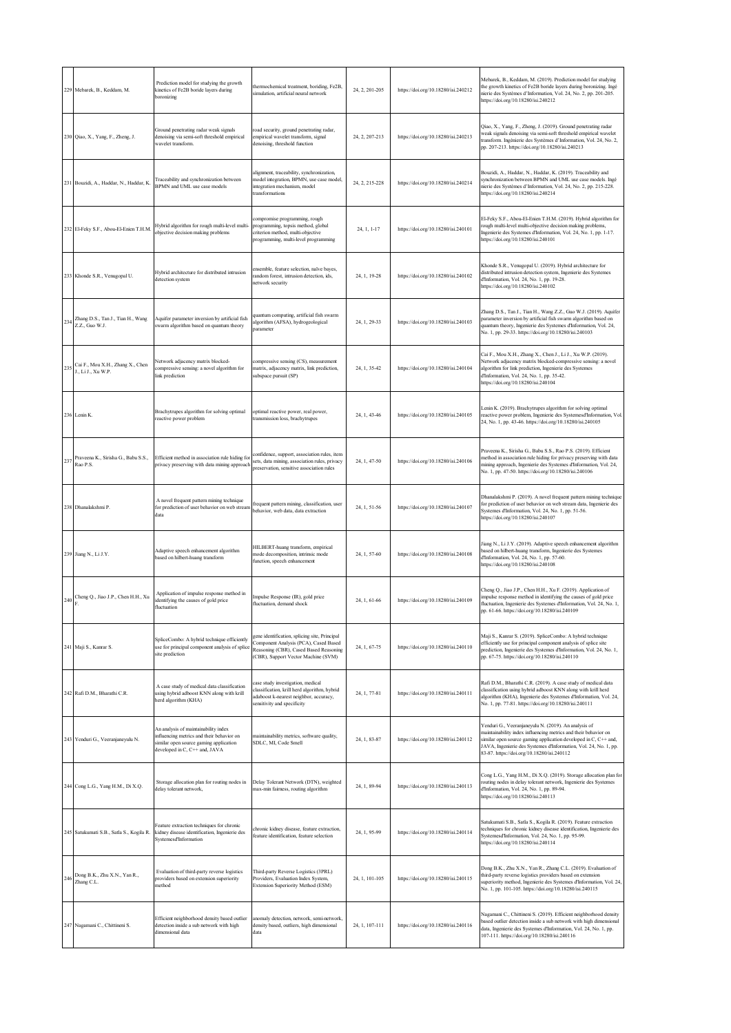| 229 | Mebarek, B., Keddam, M. | Prediction model for studying the growth kinetics of Fe2B boride layers during boronizing | thermochemical treatment, boriding, Fe2B, simulation, artificial neural network | 24, 2, 201-205 | https://doi.org/10.18280/isi.240212 | Mebarek, B., Keddam, M. (2019). Prediction model for studying the growth kinetics of Fe2B boride layers during boronizing. Ingénierie des Systèmes d'Information, Vol. 24, No. 2, pp. 201-205. https://doi.org/10.18280/isi.240212 |
|---|---|---|---|---|---|---|
| 230 | Qiao, X., Yang, F., Zheng, J. | Ground penetrating radar weak signals denoising via semi-soft threshold empirical wavelet transform. | road security, ground penetrating radar, empirical wavelet transform, signal denoising, threshold function | 24, 2, 207-213 | https://doi.org/10.18280/isi.240213 | Qiao, X., Yang, F., Zheng, J. (2019). Ground penetrating radar weak signals denoising via semi-soft threshold empirical wavelet transform. Ingénierie des Systèmes d'Information, Vol. 24, No. 2, pp. 207-213. https://doi.org/10.18280/isi.240213 |
| 231 | Bouzidi, A., Haddar, N., Haddar, K. | Traceability and synchronization between BPMN and UML use case models | alignment, traceability, synchronization, model integration, BPMN, use case model, integration mechanism, model transformations | 24, 2, 215-228 | https://doi.org/10.18280/isi.240214 | Bouzidi, A., Haddar, N., Haddar, K. (2019). Traceability and synchronization between BPMN and UML use case models. Ingénierie des Systèmes d'Information, Vol. 24, No. 2, pp. 215-228. https://doi.org/10.18280/isi.240214 |
| 232 | El-Feky S.F., Abou-El-Enien T.H.M. | Hybrid algorithm for rough multi-level multi-objective decision making problems | compromise programming, rough programming, topsis method, global criterion method, multi-objective programming, multi-level programming | 24, 1, 1-17 | https://doi.org/10.18280/isi.240101 | El-Feky S.F., Abou-El-Enien T.H.M. (2019). Hybrid algorithm for rough multi-level multi-objective decision making problems, Ingenierie des Systemes d'Information, Vol. 24, No. 1, pp. 1-17. https://doi.org/10.18280/isi.240101 |
| 233 | Khonde S.R., Venugopal U. | Hybrid architecture for distributed intrusion detection system | ensemble, feature selection, naïve bayes, random forest, intrusion detection, ids, network security | 24, 1, 19-28 | https://doi.org/10.18280/isi.240102 | Khonde S.R., Venugopal U. (2019). Hybrid architecture for distributed intrusion detection system, Ingenierie des Systemes d'Information, Vol. 24, No. 1, pp. 19-28. https://doi.org/10.18280/isi.240102 |
| 234 | Zhang D.S., Tan J., Tian H., Wang Z.Z., Guo W.J. | Aquifer parameter inversion by artificial fish swarm algorithm based on quantum theory | quantum computing, artificial fish swarm algorithm (AFSA), hydrogeological parameter | 24, 1, 29-33 | https://doi.org/10.18280/isi.240103 | Zhang D.S., Tan J., Tian H., Wang Z.Z., Guo W.J. (2019). Aquifer parameter inversion by artificial fish swarm algorithm based on quantum theory, Ingenierie des Systemes d'Information, Vol. 24, No. 1, pp. 29-33. https://doi.org/10.18280/isi.240103 |
| 235 | Cai F., Mou X.H., Zhang X., Chen J., Li J., Xu W.P. | Network adjacency matrix blocked-compressive sensing: a novel algorithm for link prediction | compressive sensing (CS), measurement matrix, adjacency matrix, link prediction, subspace pursuit (SP) | 24, 1, 35-42 | https://doi.org/10.18280/isi.240104 | Cai F., Mou X.H., Zhang X., Chen J., Li J., Xu W.P. (2019). Network adjacency matrix blocked-compressive sensing: a novel algorithm for link prediction, Ingenierie des Systemes d'Information, Vol. 24, No. 1, pp. 35-42. https://doi.org/10.18280/isi.240104 |
| 236 | Lenin K. | Brachytrupes algorithm for solving optimal reactive power problem | optimal reactive power, real power, transmission loss, brachytrupes | 24, 1, 43-46 | https://doi.org/10.18280/isi.240105 | Lenin K. (2019). Brachytrupes algorithm for solving optimal reactive power problem, Ingenierie des Systemesd'Information, Vol. 24, No. 1, pp. 43-46. https://doi.org/10.18280/isi.240105 |
| 237 | Praveena K., Sirisha G., Babu S.S., Rao P.S. | Efficient method in association rule hiding for privacy preserving with data mining approach | confidence, support, association rules, item sets, data mining, association rules, privacy preservation, sensitive association rules | 24, 1, 47-50 | https://doi.org/10.18280/isi.240106 | Praveena K., Sirisha G., Babu S.S., Rao P.S. (2019). Efficient method in association rule hiding for privacy preserving with data mining approach, Ingenierie des Systemes d'Information, Vol. 24, No. 1, pp. 47-50. https://doi.org/10.18280/isi.240106 |
| 238 | Dhanalakshmi P. | A novel frequent pattern mining technique for prediction of user behavior on web stream data | frequent pattern mining, classification, user behavior, web data, data extraction | 24, 1, 51-56 | https://doi.org/10.18280/isi.240107 | Dhanalakshmi P. (2019). A novel frequent pattern mining technique for prediction of user behavior on web stream data, Ingenierie des Systemes d'Information, Vol. 24, No. 1, pp. 51-56. https://doi.org/10.18280/isi.240107 |
| 239 | Jiang N., Li J.Y. | Adaptive speech enhancement algorithm based on hilbert-huang transform | HILBERT-huang transform, empirical mode decomposition, intrinsic mode function, speech enhancement | 24, 1, 57-60 | https://doi.org/10.18280/isi.240108 | Jiang N., Li J.Y. (2019). Adaptive speech enhancement algorithm based on hilbert-huang transform, Ingenierie des Systemes d'Information, Vol. 24, No. 1, pp. 57-60. https://doi.org/10.18280/isi.240108 |
| 240 | Cheng Q., Jiao J.P., Chen H.H., Xu F. | Application of impulse response method in identifying the causes of gold price fluctuation | Impulse Response (IR), gold price fluctuation, demand shock | 24, 1, 61-66 | https://doi.org/10.18280/isi.240109 | Cheng Q., Jiao J.P., Chen H.H., Xu F. (2019). Application of impulse response method in identifying the causes of gold price fluctuation, Ingenierie des Systemes d'Information, Vol. 24, No. 1, pp. 61-66. https://doi.org/10.18280/isi.240109 |
| 241 | Maji S., Kanrar S. | SpliceCombo: A hybrid technique efficiently use for principal component analysis of splice site prediction | gene identification, splicing site, Principal Component Analysis (PCA), Cased Based Reasoning (CBR), Cased Based Reasoning (CBR), Support Vector Machine (SVM) | 24, 1, 67-75 | https://doi.org/10.18280/isi.240110 | Maji S., Kanrar S. (2019). SpliceCombo: A hybrid technique efficiently use for principal component analysis of splice site prediction, Ingenierie des Systemes d'Information, Vol. 24, No. 1, pp. 67-75. https://doi.org/10.18280/isi.240110 |
| 242 | Rafi D.M., Bharathi C.R. | A case study of medical data classification using hybrid adboost KNN along with krill herd algorithm (KHA) | case study investigation, medical classification, krill herd algorithm, hybrid adaboost k-nearest neighbor, accuracy, sensitivity and specificity | 24, 1, 77-81 | https://doi.org/10.18280/isi.240111 | Rafi D.M., Bharathi C.R. (2019). A case study of medical data classification using hybrid adboost KNN along with krill herd algorithm (KHA), Ingenierie des Systemes d'Information, Vol. 24, No. 1, pp. 77-81. https://doi.org/10.18280/isi.240111 |
| 243 | Yenduri G., Veeranjaneyulu N. | An analysis of maintainability index influencing metrics and their behavior on similar open source gaming application developed in C, C++ and, JAVA | maintainability metrics, software quality, SDLC, MI, Code Smell | 24, 1, 83-87 | https://doi.org/10.18280/isi.240112 | Yenduri G., Veeranjaneyulu N. (2019). An analysis of maintainability index influencing metrics and their behavior on similar open source gaming application developed in C, C++ and, JAVA, Ingenierie des Systemes d'Information, Vol. 24, No. 1, pp. 83-87. https://doi.org/10.18280/isi.240112 |
| 244 | Cong L.G., Yang H.M., Di X.Q. | Storage allocation plan for routing nodes in delay tolerant network, | Delay Tolerant Network (DTN), weighted max-min fairness, routing algorithm | 24, 1, 89-94 | https://doi.org/10.18280/isi.240113 | Cong L.G., Yang H.M., Di X.Q. (2019). Storage allocation plan for routing nodes in delay tolerant network, Ingenierie des Systemes d'Information, Vol. 24, No. 1, pp. 89-94. https://doi.org/10.18280/isi.240113 |
| 245 | Satukumati S.B., Satla S., Kogila R. | Feature extraction techniques for chronic kidney disease identification, Ingenierie des Systemesd'Information | chronic kidney disease, feature extraction, feature identification, feature selection | 24, 1, 95-99 | https://doi.org/10.18280/isi.240114 | Satukumati S.B., Satla S., Kogila R. (2019). Feature extraction techniques for chronic kidney disease identification, Ingenierie des Systemesd'Information, Vol. 24, No. 1, pp. 95-99. https://doi.org/10.18280/isi.240114 |
| 246 | Dong B.K., Zhu X.N., Yan R., Zhang C.L. | Evaluation of third-party reverse logistics providers based on extension superiority method | Third-party Reverse Logistics (3PRL) Providers, Evaluation Index System, Extension Superiority Method (ESM) | 24, 1, 101-105 | https://doi.org/10.18280/isi.240115 | Dong B.K., Zhu X.N., Yan R., Zhang C.L. (2019). Evaluation of third-party reverse logistics providers based on extension superiority method, Ingenierie des Systemes d'Information, Vol. 24, No. 1, pp. 101-105. https://doi.org/10.18280/isi.240115 |
| 247 | Nagamani C., Chittineni S. | Efficient neighborhood density based outlier detection inside a sub network with high dimensional data | anomaly detection, network, semi-network, density based, outliers, high dimensional data | 24, 1, 107-111 | https://doi.org/10.18280/isi.240116 | Nagamani C., Chittineni S. (2019). Efficient neighborhood density based outlier detection inside a sub network with high dimensional data, Ingenierie des Systemes d'Information, Vol. 24, No. 1, pp. 107-111. https://doi.org/10.18280/isi.240116 |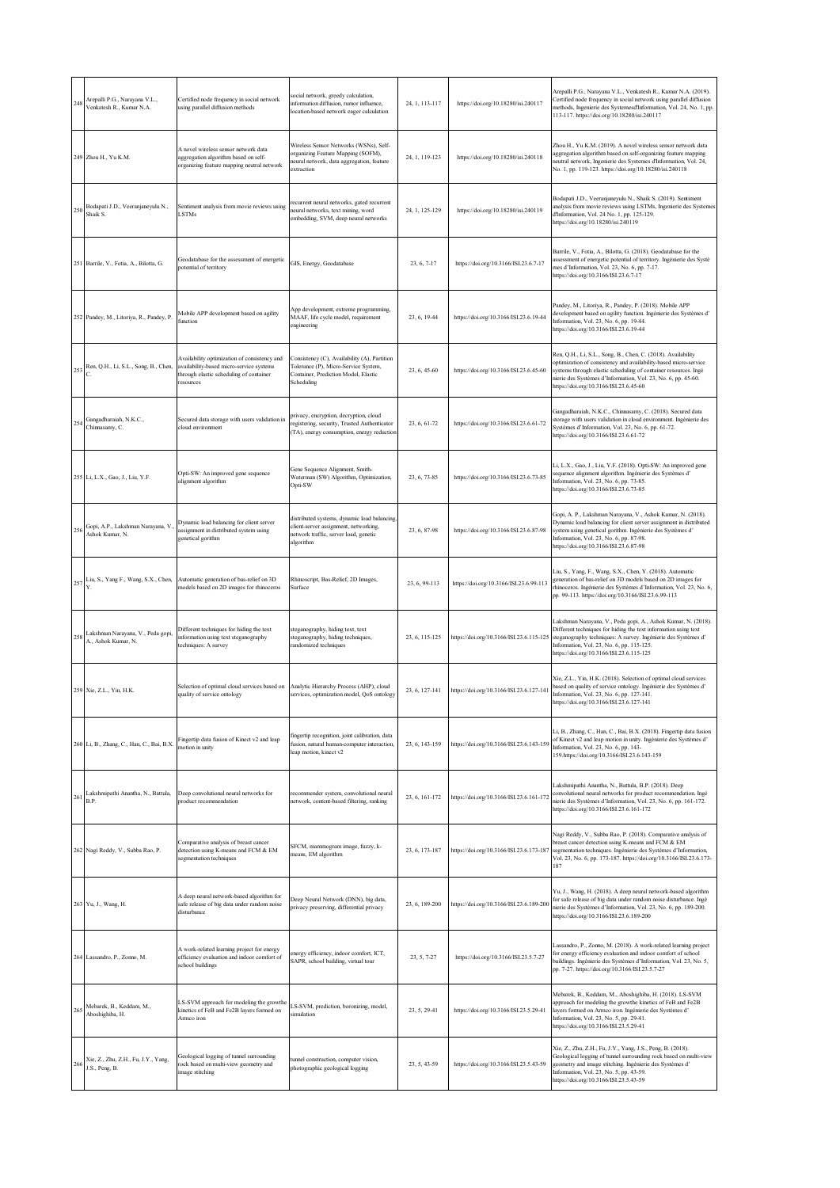| 248 | Arepalli P.G., Narayana V.L., Venkatesh R., Kumar N.A. | Certified node frequency in social network using parallel diffusion methods | social network, greedy calculation, information diffusion, rumor influence, location-based network eager calculation | 24, 1, 113-117 | https://doi.org/10.18280/isi.240117 | Arepalli P.G., Narayana V.L., Venkatesh R., Kumar N.A. (2019). Certified node frequency in social network using parallel diffusion methods, Ingenierie des SystemesdInformation, Vol. 24, No. 1, pp. 113-117. https://doi.org/10.18280/isi.240117 |
|---|---|---|---|---|---|---|
| 249 | Zhou H., Yu K.M. | A novel wireless sensor network data aggregation algorithm based on self-organizing feature mapping neutral network | Wireless Sensor Networks (WSNs), Self-organizing Feature Mapping (SOFM), neural network, data aggregation, feature extraction | 24, 1, 119-123 | https://doi.org/10.18280/isi.240118 | Zhou H., Yu K.M. (2019). A novel wireless sensor network data aggregation algorithm based on self-organizing feature mapping neutral network, Ingenierie des Systemes d'Information, Vol. 24, No. 1, pp. 119-123. https://doi.org/10.18280/isi.240118 |
| 250 | Bodapati J.D., Veeranjaneyulu N., Shaik S. | Sentiment analysis from movie reviews using LSTMs | recurrent neural networks, gated recurrent neural networks, text mining, word embedding, SVM, deep neural networks | 24, 1, 125-129 | https://doi.org/10.18280/isi.240119 | Bodapati J.D., Veeranjaneyulu N., Shaik S. (2019). Sentiment analysis from movie reviews using LSTMs, Ingenierie des Systemes d'Information, Vol. 24 No. 1, pp. 125-129. https://doi.org/10.18280/isi.240119 |
| 251 | Barrile, V., Fotia, A., Bilotta, G. | Geodatabase for the assessment of energetic potential of territory | GIS, Energy, Geodatabase | 23, 6, 7-17 | https://doi.org/10.3166/ISI.23.6.7-17 | Barrile, V., Fotia, A., Bilotta, G. (2018). Geodatabase for the assessment of energetic potential of territory. Ingénierie des Systè mes d'Information, Vol. 23, No. 6, pp. 7-17. https://doi.org/10.3166/ISI.23.6.7-17 |
| 252 | Pandey, M., Litoriya, R., Pandey, P. | Mobile APP development based on agility function | App development, extreme programming, MAAF, life cycle model, requirement engineering | 23, 6, 19-44 | https://doi.org/10.3166/ISI.23.6.19-44 | Pandey, M., Litoriya, R., Pandey, P. (2018). Mobile APP development based on agility function. Ingénierie des Systèmes d' Information, Vol. 23, No. 6, pp. 19-44. https://doi.org/10.3166/ISI.23.6.19-44 |
| 253 | Ren, Q.H., Li, S.L., Song, B., Chen, C. | Availability optimization of consistency and availability-based micro-service systems through elastic scheduling of container resources | Consistency (C), Availability (A), Partition Tolerance (P), Micro-Service System, Container, Prediction Model, Elastic Scheduling | 23, 6, 45-60 | https://doi.org/10.3166/ISI.23.6.45-60 | Ren, Q.H., Li, S.L., Song, B., Chen, C. (2018). Availability optimization of consistency and availability-based micro-service systems through elastic scheduling of container resources. Ingé nierie des Systèmes d'Information, Vol. 23, No. 6, pp. 45-60. https://doi.org/10.3166/ISI.23.6.45-60 |
| 254 | Gangadharaiah, N.K.C., Chinnasamy, C. | Secured data storage with users validation in cloud environment | privacy, encryption, decryption, cloud registering, security, Trusted Authenticator (TA), energy consumption, energy reduction | 23, 6, 61-72 | https://doi.org/10.3166/ISI.23.6.61-72 | Gangadharaiah, N.K.C., Chinnasamy, C. (2018). Secured data storage with users validation in cloud environment. Ingénierie des Systèmes d'Information, Vol. 23, No. 6, pp. 61-72. https://doi.org/10.3166/ISI.23.6.61-72 |
| 255 | Li, L.X., Gao, J., Liu, Y.F. | Opti-SW: An improved gene sequence alignment algorithm | Gene Sequence Alignment, Smith-Waterman (SW) Algorithm, Optimization, Opti-SW | 23, 6, 73-85 | https://doi.org/10.3166/ISI.23.6.73-85 | Li, L.X., Gao, J., Liu, Y.F. (2018). Opti-SW: An improved gene sequence alignment algorithm. Ingénierie des Systèmes d' Information, Vol. 23, No. 6, pp. 73-85. https://doi.org/10.3166/ISI.23.6.73-85 |
| 256 | Gopi, A.P., Lakshman Narayana, V., Ashok Kumar, N. | Dynamic load balancing for client server assignment in distributed system using genetical gorithm | distributed systems, dynamic load balancing, client-server assignment, networking, network traffic, server load, genetic algorithm | 23, 6, 87-98 | https://doi.org/10.3166/ISI.23.6.87-98 | Gopi, A. P., Lakshman Narayana, V., Ashok Kumar, N. (2018). Dynamic load balancing for client server assignment in distributed system using genetical gorithm. Ingénierie des Systèmes d' Information, Vol. 23, No. 6, pp. 87-98. https://doi.org/10.3166/ISI.23.6.87-98 |
| 257 | Liu, S., Yang F., Wang, S.X., Chen, Y. | Automatic generation of bas-relief on 3D models based on 2D images for rhinoceros | Rhinoscript, Bas-Relief, 2D Images, Surface | 23, 6, 99-113 | https://doi.org/10.3166/ISI.23.6.99-113 | Liu, S., Yang, F., Wang, S.X., Chen, Y. (2018). Automatic generation of bas-relief on 3D models based on 2D images for rhinoceros. Ingénierie des Systèmes d'Information, Vol. 23, No. 6, pp. 99-113. https://doi.org/10.3166/ISI.23.6.99-113 |
| 258 | Lakshman Narayana, V., Peda gopi, A., Ashok Kumar, N. | Different techniques for hiding the text information using text steganography techniques: A survey | steganography, hiding text, text steganography, hiding techniques, randomized techniques | 23, 6, 115-125 | https://doi.org/10.3166/ISI.23.6.115-125 | Lakshman Narayana, V., Peda gopi, A., Ashok Kumar, N. (2018). Different techniques for hiding the text information using text steganography techniques: A survey. Ingénierie des Systèmes d' Information, Vol. 23, No. 6, pp. 115-125. https://doi.org/10.3166/ISI.23.6.115-125 |
| 259 | Xie, Z.L., Yin, H.K. | Selection of optimal cloud services based on quality of service ontology | Analytic Hierarchy Process (AHP), cloud services, optimization model, QoS ontology | 23, 6, 127-141 | https://doi.org/10.3166/ISI.23.6.127-141 | Xie, Z.L., Yin, H.K. (2018). Selection of optimal cloud services based on quality of service ontology. Ingénierie des Systèmes d' Information, Vol. 23, No. 6, pp. 127-141. https://doi.org/10.3166/ISI.23.6.127-141 |
| 260 | Li, B., Zhang, C., Han, C., Bai, B.X. | Fingertip data fusion of Kinect v2 and leap motion in unity | fingertip recognition, joint calibration, data fusion, natural human-computer interaction, leap motion, kinect v2 | 23, 6, 143-159 | https://doi.org/10.3166/ISI.23.6.143-159 | Li, B., Zhang, C., Han, C., Bai, B.X. (2018). Fingertip data fusion of Kinect v2 and leap motion in unity. Ingénierie des Systèmes d' Information, Vol. 23, No. 6, pp. 143-159.https://doi.org/10.3166/ISI.23.6.143-159 |
| 261 | Lakshmipathi Anantha, N., Battula, B.P. | Deep convolutional neural networks for product recommendation | recommender system, convolutional neural network, content-based filtering, ranking | 23, 6, 161-172 | https://doi.org/10.3166/ISI.23.6.161-172 | Lakshmipathi Anantha, N., Battula, B.P. (2018). Deep convolutional neural networks for product recommendation. Ingé nierie des Systèmes d'Information, Vol. 23, No. 6, pp. 161-172. https://doi.org/10.3166/ISI.23.6.161-172 |
| 262 | Nagi Reddy, V., Subba Rao, P. | Comparative analysis of breast cancer detection using K-means and FCM & EM segmentation techniques | SFCM, mammogram image, fuzzy, k-means, EM algorithm | 23, 6, 173-187 | https://doi.org/10.3166/ISI.23.6.173-187 | Nagi Reddy, V., Subba Rao, P. (2018). Comparative analysis of breast cancer detection using K-means and FCM & EM segmentation techniques. Ingénierie des Systèmes d'Information, Vol. 23, No. 6, pp. 173-187. https://doi.org/10.3166/ISI.23.6.173-187 |
| 263 | Yu, J., Wang, H. | A deep neural network-based algorithm for safe release of big data under random noise disturbance | Deep Neural Network (DNN), big data, privacy preserving, differential privacy | 23, 6, 189-200 | https://doi.org/10.3166/ISI.23.6.189-200 | Yu, J., Wang, H. (2018). A deep neural network-based algorithm for safe release of big data under random noise disturbance. Ingé nierie des Systèmes d'Information, Vol. 23, No. 6, pp. 189-200. https://doi.org/10.3166/ISI.23.6.189-200 |
| 264 | Lassandro, P., Zonno, M. | A work-related learning project for energy efficiency evaluation and indoor comfort of school buildings | energy efficiency, indoor comfort, ICT, SAPR, school building, virtual tour | 23, 5, 7-27 | https://doi.org/10.3166/ISI.23.5.7-27 | Lassandro, P., Zonno, M. (2018). A work-related learning project for energy efficiency evaluation and indoor comfort of school buildings. Ingénierie des Systèmes d'Information, Vol. 23, No. 5, pp. 7-27. https://doi.org/10.3166/ISI.23.5.7-27 |
| 265 | Mebarek, B., Keddam, M., Aboshighiba, H. | LS-SVM approach for modeling the growthe kinetics of FeB and Fe2B layers formed on Armco iron | LS-SVM, prediction, boronizing, model, simulation | 23, 5, 29-41 | https://doi.org/10.3166/ISI.23.5.29-41 | Mebarek, B., Keddam, M., Aboshighiba, H. (2018). LS-SVM approach for modeling the growthe kinetics of FeB and Fe2B layers formed on Armco iron. Ingénierie des Systèmes d' Information, Vol. 23, No. 5, pp. 29-41. https://doi.org/10.3166/ISI.23.5.29-41 |
| 266 | Xie, Z., Zhu, Z.H., Fu, J.Y., Yang, J.S., Peng, B. | Geological logging of tunnel surrounding rock based on multi-view geometry and image stitching | tunnel construction, computer vision, photographic geological logging | 23, 5, 43-59 | https://doi.org/10.3166/ISI.23.5.43-59 | Xie, Z., Zhu, Z.H., Fu, J.Y., Yang, J.S., Peng, B. (2018). Geological logging of tunnel surrounding rock based on multi-view geometry and image stitching. Ingénierie des Systèmes d' Information, Vol. 23, No. 5, pp. 43-59. https://doi.org/10.3166/ISI.23.5.43-59 |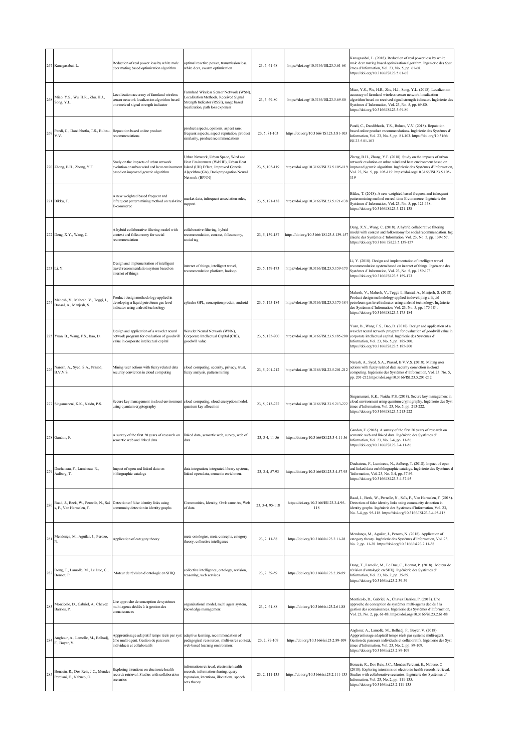| 267 | Kanagasabai, L. | Reduction of real power loss by white male deer mating based optimization algorithm | optimal reactive power, transmission loss, white deer, swarm optimization | 23, 5, 61-68 | https://doi.org/10.3166/ISI.23.5.61-68 | Kanagasabai, L. (2018). Reduction of real power loss by white male deer mating based optimization algorithm. Ingénierie des Systèmes d'Information, Vol. 23, No. 5, pp. 61-68. https://doi.org/10.3166/ISI.23.5.61-68 |
|---|---|---|---|---|---|---|
| 268 | Miao, Y.S., Wu, H.R., Zhu, H.J., Song, Y.L. | Localization accuracy of farmland wireless sensor network localization algorithm based on received signal strength indicator | Farmland Wireless Sensor Network (WSN), Localization Methods, Received Signal Strength Indicator (RSSI), range based localization, path loss exponent | 23, 5, 69-80 | https://doi.org/10.3166/ISI.23.5.69-80 | Miao, Y.S., Wu, H.R., Zhu, H.J., Song, Y.L. (2018). Localization accuracy of farmland wireless sensor network localization algorithm based on received signal strength indicator. Ingénierie des Systèmes d'Information, Vol. 23, No. 5, pp. 69-80. https://doi.org/10.3166/ISI.23.5.69-80 |
| 269 | Pandi, C., Dandibhotla, T.S., Bulusu, V.V. | Reputation based online product recommendations | product aspects, opinions, aspect rank, frequent aspects, aspect reputation, product similarity, product recommendations | 23, 5, 81-103 | https://doi.org/10.3166/ ISI.23.5.81-103 | Pandi, C., Dandibhotla, T.S., Bulusu, V.V. (2018). Reputation based online product recommendations. Ingénierie des Systèmes d' Information, Vol. 23, No. 5, pp. 81-103. https://doi.org/10.3166/ ISI.23.5.81-103 |
| 270 | Zheng, B.H., Zhong, Y.F. | Study on the impacts of urban network evolution on urban wind and heat environment based on improved genetic algorithm | Urban Network, Urban Space, Wind and Heat Environment (W&HE), Urban Heat Island (UH) Effect, Improved Genetic Algorithm (GA), Backpropagation Neural Network (BPNN) | 23, 5, 105-119 | https://doi.org/10.3166/ISI.23.5.105-119 | Zheng, B.H., Zhong, Y.F. (2018). Study on the impacts of urban network evolution on urban wind and heat environment based on improved genetic algorithm. Ingénierie des Systèmes d'Information, Vol. 23, No. 5, pp. 105-119. https://doi.org/10.3166/ISI.23.5.105-119 |
| 271 | Bikku, T. | A new weighted based frequent and infrequent pattern mining method on real-time E-commerce | market data, infrequent association rules, support | 23, 5, 121-138 | https://doi.org/10.3166/ISI.23.5.121-138 | Bikku, T. (2018). A new weighted based frequent and infrequent pattern mining method on real-time E-commerce. Ingénierie des Systèmes d'Information, Vol. 23, No. 5, pp. 121-138. https://doi.org/10.3166/ISI.23.5.121-138 |
| 272 | Deng, X.Y., Wang, C. | A hybrid collaborative filtering model with context and folksonomy for social recommendation | collaborative filtering, hybrid recommendation, context, folksonomy, social tag | 23, 5, 139-157 | https://doi.org/10.3166/ ISI.23.5.139-157 | Deng, X.Y., Wang, C. (2018). A hybrid collaborative filtering model with context and folksonomy for social recommendation. Ingénierie des Systèmes d'Information, Vol. 23, No. 5, pp. 139-157. https://doi.org/10.3166/ ISI.23.5.139-157 |
| 273 | Li, Y. | Design and implementation of intelligent travel recommendation system based on internet of things | internet of things, intelligent travel, recommendation platform, hadoop | 23, 5, 159-173 | https://doi.org/10.3166/ISI.23.5.159-173 | Li, Y. (2018). Design and implementation of intelligent travel recommendation system based on internet of things. Ingénierie des Systèmes d'Information, Vol. 23, No. 5, pp. 159-173. https://doi.org/10.3166/ISI.23.5.159-173 |
| 274 | Mahesh, V., Mahesh, V., Teggi, I., Bansal, A., Manjesh, S. | Product design methodology applied in developing a liquid petroleum gas level indicator using android technology | cylindre GPL, conception produit, android | 23, 5, 175-184 | https://doi.org/10.3166/ISI.23.5.175-184 | Mahesh, V., Mahesh, V., Teggi, I., Bansal, A., Manjesh, S. (2018). Product design methodology applied in developing a liquid petroleum gas level indicator using android technology. Ingénierie des Systèmes d'Information, Vol. 23, No. 5, pp. 175-184. https://doi.org/10.3166/ISI.23.5.175-184 |
| 275 | Yuan, B., Wang, F.S., Bao, D. | Design and application of a wavelet neural network program for evaluation of goodwill value in corporate intellectual capital | Wavelet Neural Network (WNN), Corporate Intellectual Capital (CIC), goodwill value | 23, 5, 185-200 | https://doi.org/10.3166/ISI.23.5.185-200 | Yuan, B., Wang, F.S., Bao, D. (2018). Design and application of a wavelet neural network program for evaluation of goodwill value in corporate intellectual capital. Ingénierie des Systèmes d' Information, Vol. 23, No. 5, pp. 185-200. https://doi.org/10.3166/ISI.23.5.185-200 |
| 276 | Naresh, A., Syed, S.A., Prasad, B.V.V.S. | Mining user actions with fuzzy related data security conviction in cloud computing | cloud computing, security, privacy, trust, fuzzy analysis, pattern mining | 23, 5, 201-212 | https://doi.org/10.3166/ISI.23.5.201-212 | Naresh, A., Syed, S.A., Prasad, B.V.V.S. (2018). Mining user actions with fuzzy related data security conviction in cloud computing. Ingénierie des Systèmes d'Information, Vol. 23, No. 5, pp. 201-212.https://doi.org/10.3166/ISI.23.5.201-212 |
| 277 | Singamaneni, K.K., Naidu, P.S. | Secure key management in cloud environment using quantum cryptography | cloud computing, cloud encryption model, quantum key allocation | 23, 5, 213-222 | https://doi.org/10.3166/ISI.23.5.213-222 | Singamaneni, K.K., Naidu, P.S. (2018). Secure key management in cloud environment using quantum cryptography. Ingénierie des Systèmes d'Information, Vol. 23, No. 5, pp. 213-222. https://doi.org/10.3166/ISI.23.5.213-222 |
| 278 | Gandon, F. | A survey of the first 20 years of research on semantic web and linked data | linked data, semantic web, survey, web of data | 23, 3-4, 11-56 | https://doi.org/10.3166/ISI.23.3-4.11-56 | Gandon, F. (2018). A survey of the first 20 years of research on semantic web and linked data. Ingénierie des Systèmes d' Information, Vol. 23, No. 3-4, pp. 11-56. https://doi.org/10.3166/ISI.23.3-4.11-56 |
| 279 | Duchateau, F., Lumineau, N., Aalberg, T. | Impact of open and linked data on bibliographic catalogs | data integration, integrated library systems, linked open data, semantic enrichment | 23, 3-4, 57-93 | https://doi.org/10.3166/ISI.23.3-4.57-93 | Duchateau, F., Lumineau, N., Aalberg, T. (2018). Impact of open and linked data on bibliographic catalogs. Ingénierie des Systèmes d 'Information, Vol. 23, No. 3-4, pp. 57-93. https://doi.org/10.3166/ISI.23.3-4.57-93 |
| 280 | Raad, J., Beek, W., Pernelle, N., Saïs, F., Van Harmelen, F. | Detection of false identity links using community detection in identity graphs | Communities, Identity, Owl: same As, Web of data | 23, 3-4, 95-118 | https://doi.org/10.3166/ISI.23.3-4.95-118 | Raad, J., Beek, W., Pernelle, N., Saïs, F., Van Harmelen, F. (2018). Detection of false identity links using community detection in identity graphs. Ingénierie des Systèmes d'Information, Vol. 23, No. 3-4, pp. 95-118. https://doi.org/10.3166/ISI.23.3-4.95-118 |
| 281 | Mendonça, M., Aguilar, J., Perozo, N. | Application of category theory | meta-ontologies, meta-concepts, category theory, collective intelligence | 23, 2, 11-38 | https://doi.org/10.3166/isi.23.2.11-38 | Mendonça, M., Aguilar, J., Perozo, N. (2018). Application of category theory. Ingénierie des Systèmes d'Information, Vol. 23, No. 2, pp. 11-38. https://doi.org/10.3166/isi.23.2.11-38 |
| 282 | Dong, T., Lamolle, M., Le Duc, C., Bonnot, P. | Moteur de révision d'ontologie en SHIQ | collective intelligence, ontology, revision, reasoning, web services | 23, 2, 39-59 | https://doi.org/10.3166/isi.23.2.39-59 | Dong, T., Lamolle, M., Le Duc, C., Bonnot, P. (2018). Moteur de révision d'ontologie en SHIQ. Ingénierie des Systèmes d' Information, Vol. 23, No. 2, pp. 39-59. https://doi.org/10.3166/isi.23.2.39-59 |
| 283 | Monticolo, D., Gabriel, A., Chavez Barrios, P. | Une approche de conception de systèmes multi-agents dédiés à la gestion des connaissances | organizational model, multi agent system, knowledge management | 23, 2, 61-88 | https://doi.org/10.3166/isi.23.2.61-88 | Monticolo, D., Gabriel, A., Chavez Barrios, P. (2018). Une approche de conception de systèmes multi-agents dédiés à la gestion des connaissances. Ingénierie des Systèmes d'Information, Vol. 23, No. 2, pp. 61-88. https://doi.org/10.3166/isi.23.2.61-88 |
| 284 | Anghour, A., Lamolle, M., Belhadj, F., Boyer, V. | Appprentissage adaptatif temps réels par système multi-agent. Gestion de parcours individuels et collaboratifs | adaptive learning, recommendation of pedagogical ressources, multi-users context, web-based learning environment | 23, 2, 89-109 | https://doi.org/10.3166/isi.23.2.89-109 | Anghour, A., Lamolle, M., Belhadj, F., Boyer, V. (2018). Appprentissage adaptatif temps réels par système multi-agent. Gestion de parcours individuels et collaboratifs. Ingénierie des Systèmes d'Information, Vol. 23, No. 2, pp. 89-109. https://doi.org/10.3166/isi.23.2.89-109 |
| 285 | Bonacin, R., Dos Reis, J.C., Mendes Perciani, E., Nabuco, O. | Exploring intentions on electronic health records retrieval. Studies with collaborative scenarios | information retrieval, electronic health records, information sharing, query rxpansion, intentions, illocutions, speech acts theory | 23, 2, 111-135 | https://doi.org/10.3166/isi.23.2.111-135 | Bonacin, R., Dos Reis, J.C., Mendes Perciani, E., Nabuco, O. (2018). Exploring intentions on electronic health records retrieval. Studies with collaborative scenarios. Ingénierie des Systèmes d' Information, Vol. 23, No. 2, pp. 111-135. https://doi.org/10.3166/isi.23.2.111-135 |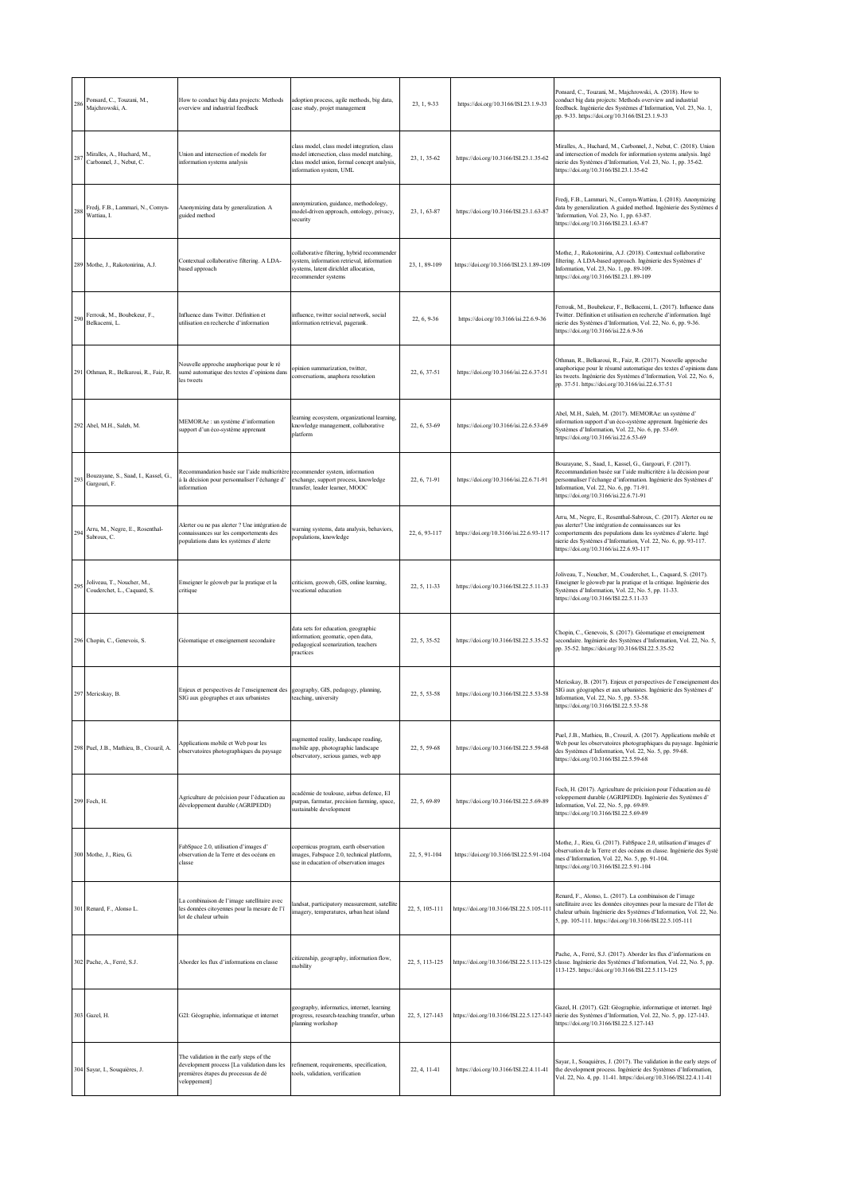| 286 | Ponsard, C., Touzani, M., Majchrowski, A. | How to conduct big data projects: Methods overview and industrial feedback | adoption process, agile methods, big data, case study, projet management | 23, 1, 9-33 | https://doi.org/10.3166/ISI.23.1.9-33 | Ponsard, C., Touzani, M., Majchrowski, A. (2018). How to conduct big data projects: Methods overview and industrial feedback. Ingénierie des Systèmes d'Information, Vol. 23, No. 1, pp. 9-33. https://doi.org/10.3166/ISI.23.1.9-33 |
|---|---|---|---|---|---|---|
| 287 | Miralles, A., Huchard, M., Carbonnel, J., Nebut, C. | Union and intersection of models for information systems analysis | class model, class model integration, class model intersection, class model matching, class model union, formal concept analysis, information system, UML | 23, 1, 35-62 | https://doi.org/10.3166/ISI.23.1.35-62 | Miralles, A., Huchard, M., Carbonnel, J., Nebut, C. (2018). Union and intersection of models for information systems analysis. Ingénierie des Systèmes d'Information, Vol. 23, No. 1, pp. 35-62. https://doi.org/10.3166/ISI.23.1.35-62 |
| 288 | Fredj, F.B., Lammari, N., Comyn-Wattiau, I. | Anonymizing data by generalization. A guided method | anonymization, guidance, methodology, model-driven approach, ontology, privacy, security | 23, 1, 63-87 | https://doi.org/10.3166/ISI.23.1.63-87 | Fredj, F.B., Lammari, N., Comyn-Wattiau, I. (2018). Anonymizing data by generalization. A guided method. Ingénierie des Systèmes d'Information, Vol. 23, No. 1, pp. 63-87. https://doi.org/10.3166/ISI.23.1.63-87 |
| 289 | Mothe, J., Rakotonirina, A.J. | Contextual collaborative filtering. A LDA-based approach | collaborative filtering, hybrid recommender system, information retrieval, information systems, latent dirichlet allocation, recommender systems | 23, 1, 89-109 | https://doi.org/10.3166/ISI.23.1.89-109 | Mothe, J., Rakotonirina, A.J. (2018). Contextual collaborative filtering. A LDA-based approach. Ingénierie des Systèmes d'Information, Vol. 23, No. 1, pp. 89-109. https://doi.org/10.3166/ISI.23.1.89-109 |
| 290 | Ferrouk, M., Boubekeur, F., Belkacemi, L. | Influence dans Twitter. Définition et utilisation en recherche d'information | influence, twitter social network, social information retrieval, pagerank. | 22, 6, 9-36 | https://doi.org/10.3166/isi.22.6.9-36 | Ferrouk, M., Boubekeur, F., Belkacemi, L. (2017). Influence dans Twitter. Définition et utilisation en recherche d'information. Ingénierie des Systèmes d'Information, Vol. 22, No. 6, pp. 9-36. https://doi.org/10.3166/isi.22.6.9-36 |
| 291 | Othman, R., Belkaroui, R., Faiz, R. | Nouvelle approche anaphorique pour le résumé automatique des textes d'opinions dans les tweets | opinion summarization, twitter, conversations, anaphora resolution | 22, 6, 37-51 | https://doi.org/10.3166/isi.22.6.37-51 | Othman, R., Belkaroui, R., Faiz, R. (2017). Nouvelle approche anaphorique pour le résumé automatique des textes d'opinions dans les tweets. Ingénierie des Systèmes d'Information, Vol. 22, No. 6, pp. 37-51. https://doi.org/10.3166/isi.22.6.37-51 |
| 292 | Abel, M.H., Saleh, M. | MEMORAe : un système d'information support d'un éco-système apprenant | learning ecosystem, organizational learning, knowledge management, collaborative platform | 22, 6, 53-69 | https://doi.org/10.3166/isi.22.6.53-69 | Abel, M.H., Saleh, M. (2017). MEMORAe: un système d'information support d'un éco-système apprenant. Ingénierie des Systèmes d'Information, Vol. 22, No. 6, pp. 53-69. https://doi.org/10.3166/isi.22.6.53-69 |
| 293 | Bouzayane, S., Saad, I., Kassel, G., Gargouri, F. | Recommandation basée sur l'aide multicritère à la décision pour personnaliser l'échange d'information | recommender system, information exchange, support process, knowledge transfer, leader learner, MOOC | 22, 6, 71-91 | https://doi.org/10.3166/isi.22.6.71-91 | Bouzayane, S., Saad, I., Kassel, G., Gargouri, F. (2017). Recommandation basée sur l'aide multicritère à la décision pour personnaliser l'échange d'information. Ingénierie des Systèmes d'Information, Vol. 22, No. 6, pp. 71-91. https://doi.org/10.3166/isi.22.6.71-91 |
| 294 | Arru, M., Negre, E., Rosenthal-Sabroux, C. | Alerter ou ne pas alerter ? Une intégration de connaissances sur les comportements des populations dans les systèmes d'alerte | warning systems, data analysis, behaviors, populations, knowledge | 22, 6, 93-117 | https://doi.org/10.3166/isi.22.6.93-117 | Arru, M., Negre, E., Rosenthal-Sabroux, C. (2017). Alerter ou ne pas alerter? Une intégration de connaissances sur les comportements des populations dans les systèmes d'alerte. Ingénierie des Systèmes d'Information, Vol. 22, No. 6, pp. 93-117. https://doi.org/10.3166/isi.22.6.93-117 |
| 295 | Joliveau, T., Noucher, M., Couderchet, L., Caquard, S. | Enseigner le géoweb par la pratique et la critique | criticism, geoweb, GIS, online learning, vocational education | 22, 5, 11-33 | https://doi.org/10.3166/ISI.22.5.11-33 | Joliveau, T., Noucher, M., Couderchet, L., Caquard, S. (2017). Enseigner le géoweb par la pratique et la critique. Ingénierie des Systèmes d'Information, Vol. 22, No. 5, pp. 11-33. https://doi.org/10.3166/ISI.22.5.11-33 |
| 296 | Chopin, C., Genevois, S. | Géomatique et enseignement secondaire | data sets for education, geographic information, geomatic, open data, pedagogical scenarization, teachers practices | 22, 5, 35-52 | https://doi.org/10.3166/ISI.22.5.35-52 | Chopin, C., Genevois, S. (2017). Géomatique et enseignement secondaire. Ingénierie des Systèmes d'Information, Vol. 22, No. 5, pp. 35-52. https://doi.org/10.3166/ISI.22.5.35-52 |
| 297 | Mericskay, B. | Enjeux et perspectives de l'enseignement des SIG aux géographes et aux urbanistes | geography, GIS, pedagogy, planning, teaching, university | 22, 5, 53-58 | https://doi.org/10.3166/ISI.22.5.53-58 | Mericskay, B. (2017). Enjeux et perspectives de l'enseignement des SIG aux géographes et aux urbanistes. Ingénierie des Systèmes d'Information, Vol. 22, No. 5, pp. 53-58. https://doi.org/10.3166/ISI.22.5.53-58 |
| 298 | Puel, J.B., Mathieu, B., Crouzil, A. | Applications mobile et Web pour les observatoires photographiques du paysage | augmented reality, landscape reading, mobile app, photographic landscape observatory, serious games, web app | 22, 5, 59-68 | https://doi.org/10.3166/ISI.22.5.59-68 | Puel, J.B., Mathieu, B., Crouzil, A. (2017). Applications mobile et Web pour les observatoires photographiques du paysage. Ingénierie des Systèmes d'Information, Vol. 22, No. 5, pp. 59-68. https://doi.org/10.3166/ISI.22.5.59-68 |
| 299 | Foch, H. | Agriculture de précision pour l'éducation au développement durable (AGRIPEDD) | académie de toulouse, airbus defence, EI purpan, farmstar, precision farming, space, sustainable development | 22, 5, 69-89 | https://doi.org/10.3166/ISI.22.5.69-89 | Foch, H. (2017). Agriculture de précision pour l'éducation au développement durable (AGRIPEDD). Ingénierie des Systèmes d'Information, Vol. 22, No. 5, pp. 69-89. https://doi.org/10.3166/ISI.22.5.69-89 |
| 300 | Mothe, J., Rieu, G. | FabSpace 2.0, utilisation d'images d'observation de la Terre et des océans en classe | copernicus program, earth observation images, Fabspace 2.0, technical platform, use in education of observation images | 22, 5, 91-104 | https://doi.org/10.3166/ISI.22.5.91-104 | Mothe, J., Rieu, G. (2017). FabSpace 2.0, utilisation d'images d'observation de la Terre et des océans en classe. Ingénierie des Systèmes d'Information, Vol. 22, No. 5, pp. 91-104. https://doi.org/10.3166/ISI.22.5.91-104 |
| 301 | Renard, F., Alonso L. | La combinaison de l'image satellitaire avec les données citoyennes pour la mesure de l'îlot de chaleur urbain | landsat, participatory measurement, satellite imagery, temperatures, urban heat island | 22, 5, 105-111 | https://doi.org/10.3166/ISI.22.5.105-111 | Renard, F., Alonso, L. (2017). La combinaison de l'image satellitaire avec les données citoyennes pour la mesure de l'îlot de chaleur urbain. Ingénierie des Systèmes d'Information, Vol. 22, No. 5, pp. 105-111. https://doi.org/10.3166/ISI.22.5.105-111 |
| 302 | Pache, A., Ferré, S.J. | Aborder les flux d'informations en classe | citizenship, geography, information flow, mobility | 22, 5, 113-125 | https://doi.org/10.3166/ISI.22.5.113-125 | Pache, A., Ferré, S.J. (2017). Aborder les flux d'informations en classe. Ingénierie des Systèmes d'Information, Vol. 22, No. 5, pp. 113-125. https://doi.org/10.3166/ISI.22.5.113-125 |
| 303 | Gazel, H. | G2I: Géographie, informatique et internet | geography, informatics, internet, learning progress, research-teaching transfer, urban planning workshop | 22, 5, 127-143 | https://doi.org/10.3166/ISI.22.5.127-143 | Gazel, H. (2017). G2I: Géographie, informatique et internet. Ingénierie des Systèmes d'Information, Vol. 22, No. 5, pp. 127-143. https://doi.org/10.3166/ISI.22.5.127-143 |
| 304 | Sayar, I., Souquières, J. | The validation in the early steps of the development process [La validation dans les premières étapes du processus de développement] | refinement, requirements, specification, tools, validation, verification | 22, 4, 11-41 | https://doi.org/10.3166/ISI.22.4.11-41 | Sayar, I., Souquières, J. (2017). The validation in the early steps of the development process. Ingénierie des Systèmes d'Information, Vol. 22, No. 4, pp. 11-41. https://doi.org/10.3166/ISI.22.4.11-41 |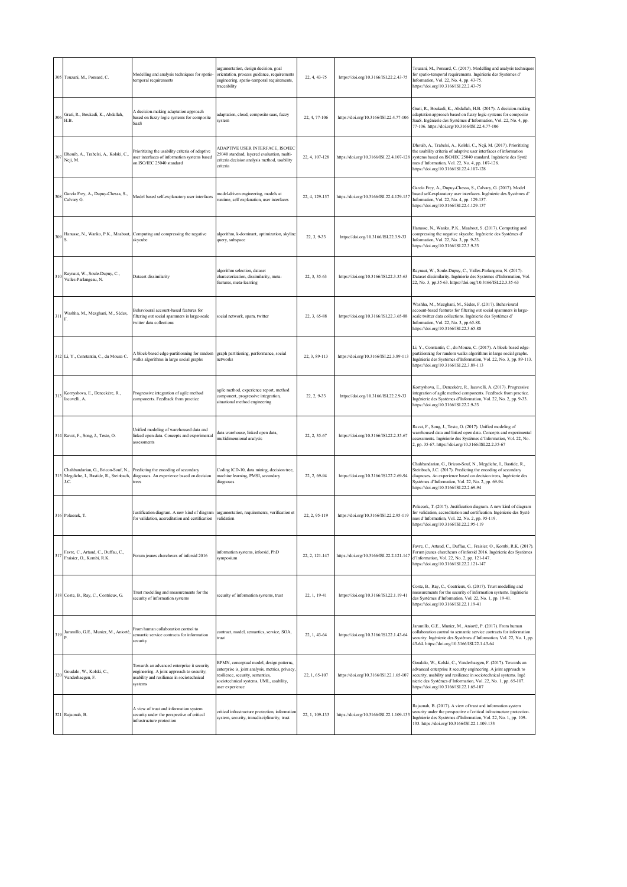| | | | | | | |
|---|---|---|---|---|---|---|
| 305 | Touzani, M., Ponsard, C. | Modelling and analysis techniques for spatio-temporal requirements | argumentation, design decision, goal orientation, process guidance, requirements engineering, spatio-temporal requirements, traceability | 22, 4, 43-75 | https://doi.org/10.3166/ISI.22.4.43-75 | Touzani, M., Ponsard, C. (2017). Modelling and analysis techniques for spatio-temporal requirements. Ingénierie des Systèmes d' Information, Vol. 22, No. 4, pp. 43-75. https://doi.org/10.3166/ISI.22.4.43-75 |
| 306 | Grati, R., Boukadi, K., Abdallah, H.B. | A decision-making adaptation approach based on fuzzy logic systems for composite SaaS | adaptation, cloud, composite saas, fuzzy system | 22, 4, 77-106 | https://doi.org/10.3166/ISI.22.4.77-106 | Grati, R., Boukadi, K., Abdallah, H.B. (2017). A decision-making adaptation approach based on fuzzy logic systems for composite SaaS. Ingénierie des Systèmes d'Information, Vol. 22, No. 4, pp. 77-106. https://doi.org/10.3166/ISI.22.4.77-106 |
| 307 | Dhouib, A., Trabelsi, A., Kolski, C., Neji, M. | Prioritizing the usability criteria of adaptive user interfaces of information systems based on ISO/IEC 25040 standard | ADAPTIVE USER INTERFACE, ISO/IEC 25040 standard, layered evaluation, multi-criteria decision analysis method, usability criteria | 22, 4, 107-128 | https://doi.org/10.3166/ISI.22.4.107-128 | Dhouib, A., Trabelsi, A., Kolski, C., Neji, M. (2017). Prioritizing the usability criteria of adaptive user interfaces of information systems based on ISO/IEC 25040 standard. Ingénierie des Systé mes d'Information, Vol. 22, No. 4, pp. 107-128. https://doi.org/10.3166/ISI.22.4.107-128 |
| 308 | García Frey, A., Dupuy-Chessa, S., Calvary G. | Model based self-explanatory user interfaces | model-driven engineering, models at runtime, self explanation, user interfaces | 22, 4, 129-157 | https://doi.org/10.3166/ISI.22.4.129-157 | García Frey, A., Dupuy-Chessa, S., Calvary, G. (2017). Model based self-explanatory user interfaces. Ingénierie des Systèmes d' Information, Vol. 22, No. 4, pp. 129-157. https://doi.org/10.3166/ISI.22.4.129-157 |
| 309 | Hanusse, N., Wanko, P.K., Maabout, S. | Computing and compressing the negative skycube | algorithm, k-dominant, optimization, skyline query, subspace | 22, 3, 9-33 | https://doi.org/10.3166/ISI.22.3.9-33 | Hanusse, N., Wanko, P.K., Maabout, S. (2017). Computing and compressing the negative skycube. Ingénierie des Systèmes d' Information, Vol. 22, No. 3, pp. 9-33. https://doi.org/10.3166/ISI.22.3.9-33 |
| 310 | Raynaut, W., Soule-Dupuy, C., Valles-Parlangeau, N. | Dataset dissimilarity | algorithm selection, dataset characterization, dissimilarity, meta-features, meta-learning | 22, 3, 35-63 | https://doi.org/10.3166/ISI.22.3.35-63 | Raynaut, W., Soule-Dupuy, C., Valles-Parlangeau, N. (2017). Dataset dissimilarity. Ingénierie des Systèmes d'Information, Vol. 22, No. 3, pp.35-63. https://doi.org/10.3166/ISI.22.3.35-63 |
| 311 | Washha, M., Mezghani, M., Sèdes, F. | Behavioural account-based features for filtering out social spammers in large-scale twitter data collections | social network, spam, twitter | 22, 3, 65-88 | https://doi.org/10.3166/ISI.22.3.65-88 | Washha, M., Mezghani, M., Sèdes, F. (2017). Behavioural account-based features for filtering out social spammers in large-scale twitter data collections. Ingénierie des Systèmes d' Information, Vol. 22, No. 3, pp.65-88. https://doi.org/10.3166/ISI.22.3.65-88 |
| 312 | Li, Y., Constantin, C., du Mouza C. | A block-based edge-partitioning for random walks algorithms in large social graphs | graph partitioning, performance, social networks | 22, 3, 89-113 | https://doi.org/10.3166/ISI.22.3.89-113 | Li, Y., Constantin, C., du Mouza, C. (2017). A block-based edge-partitionning for random walks algorithms in large social graphs. Ingénierie des Systèmes d'Information, Vol. 22, No. 3, pp. 89-113. https://doi.org/10.3166/ISI.22.3.89-113 |
| 313 | Kornyshova, E., Deneckère, R., Iacovelli, A. | Progressive integration of agile method components. Feedback from practice | agile method, experience report, method component, progressive integration, situational method engineering | 22, 2, 9-33 | https://doi.org/10.3166/ISI.22.2.9-33 | Kornyshova, E., Deneckère, R., Iacovelli, A. (2017). Progressive integration of agile method components. Feedback from practice. Ingénierie des Systèmes d'Information, Vol. 22, No. 2, pp. 9-33. https://doi.org/10.3166/ISI.22.2.9-33 |
| 314 | Ravat, F., Song, J., Teste, O. | Unified modeling of warehoused data and linked open data. Concepts and experimental assessments | data warehouse, linked open data, multidimensional analysis | 22, 2, 35-67 | https://doi.org/10.3166/ISI.22.2.35-67 | Ravat, F., Song, J., Teste, O. (2017). Unified modeling of warehoused data and linked open data. Concepts and experimental assessments. Ingénierie des Systèmes d'Information, Vol. 22, No. 2, pp. 35-67. https://doi.org/10.3166/ISI.22.2.35-67 |
| 315 | Chahbandarian, G., Bricon-Souf, N., Megdiche, I., Bastide, R., Steinbach, J.C. | Predicting the encoding of secondary diagnoses. An experience based on decision trees | Coding ICD-10, data mining, decision tree, machine learning, PMSI, secondary diagnoses | 22, 2, 69-94 | https://doi.org/10.3166/ISI.22.2.69-94 | Chahbandarian, G., Bricon-Souf, N., Megdiche, I., Bastide, R., Steinbach, J.C. (2017). Predicting the encoding of secondary diagnoses. An experience based on decision trees, Ingénierie des Systèmes d'Information, Vol. 22, No. 2, pp. 69-94. https://doi.org/10.3166/ISI.22.2.69-94 |
| 316 | Polacsek, T. | Justification diagram. A new kind of diagram for validation, accreditation and certification | argumentation, requirements, verification et validation | 22, 2, 95-119 | https://doi.org/10.3166/ISI.22.2.95-119 | Polacsek, T. (2017). Justification diagram. A new kind of diagram for validation, accreditation and certification. Ingénierie des Systé mes d'Information, Vol. 22, No. 2, pp. 95-119. https://doi.org/10.3166/ISI.22.2.95-119 |
| 317 | Favre, C., Artaud, C., Duffau, C., Fraisier, O., Kombi, R.K. | Forum jeunes chercheurs of inforsid 2016 | information systems, inforsid, PhD symposium | 22, 2, 121-147 | https://doi.org/10.3166/ISI.22.2.121-147 | Favre, C., Artaud, C., Duffau, C., Fraisier, O., Kombi, R.K. (2017). Forum jeunes chercheurs of inforsid 2016. Ingénierie des Systèmes d'Information, Vol. 22, No. 2, pp. 121-147. https://doi.org/10.3166/ISI.22.2.121-147 |
| 318 | Coste, B., Ray, C., Coatrieux, G. | Trust modelling and measurements for the security of information systems | security of information systems, trust | 22, 1, 19-41 | https://doi.org/10.3166/ISI.22.1.19-41 | Coste, B., Ray, C., Coatrieux, G. (2017). Trust modelling and measurements for the security of information systems. Ingénierie des Systèmes d'Information, Vol. 22, No. 1, pp. 19-41. https://doi.org/10.3166/ISI.22.1.19-41 |
| 319 | Jaramillo, G.E., Munier, M., Aniorté, P. | From human collaboration control to semantic service contracts for information security | contract, model, semantics, service, SOA, trust | 22, 1, 43-64 | https://doi.org/10.3166/ISI.22.1.43-64 | Jaramillo, G.E., Munier, M., Aniorté, P. (2017). From human collaboration control to semantic service contracts for information security. Ingénierie des Systèmes d'Information, Vol. 22, No. 1, pp. 43-64. https://doi.org/10.3166/ISI.22.1.43-64 |
| 320 | Goudalo, W., Kolski, C., Vanderhaegen, F. | Towards an advanced enterprise it security engineering. A joint approach to security, usability and resilience in sociotechnical systems | BPMN, conceptual model, design patterns, enterprise is, joint analysis, metrics, privacy, resilience, security, semantics, sociotechnical systems, UML, usability, user experience | 22, 1, 65-107 | https://doi.org/10.3166/ISI.22.1.65-107 | Goudalo, W., Kolski, C., Vanderhaegen, F. (2017). Towards an advanced enterprise it security engineering. A joint approach to security, usability and resilience in sociotechnical systems. Ingé nierie des Systèmes d'Information, Vol. 22, No. 1, pp. 65-107. https://doi.org/10.3166/ISI.22.1.65-107 |
| 321 | Rajaonah, B. | A view of trust and information system security under the perspective of critical infrastructure protection | critical infrastructure protection, information system, security, transdisciplinarity, trust | 22, 1, 109-133 | https://doi.org/10.3166/ISI.22.1.109-133 | Rajaonah, B. (2017). A view of trust and information system security under the perspective of critical infrastructure protection. Ingénierie des Systèmes d'Information, Vol. 22, No. 1, pp. 109-133. https://doi.org/10.3166/ISI.22.1.109-133 |